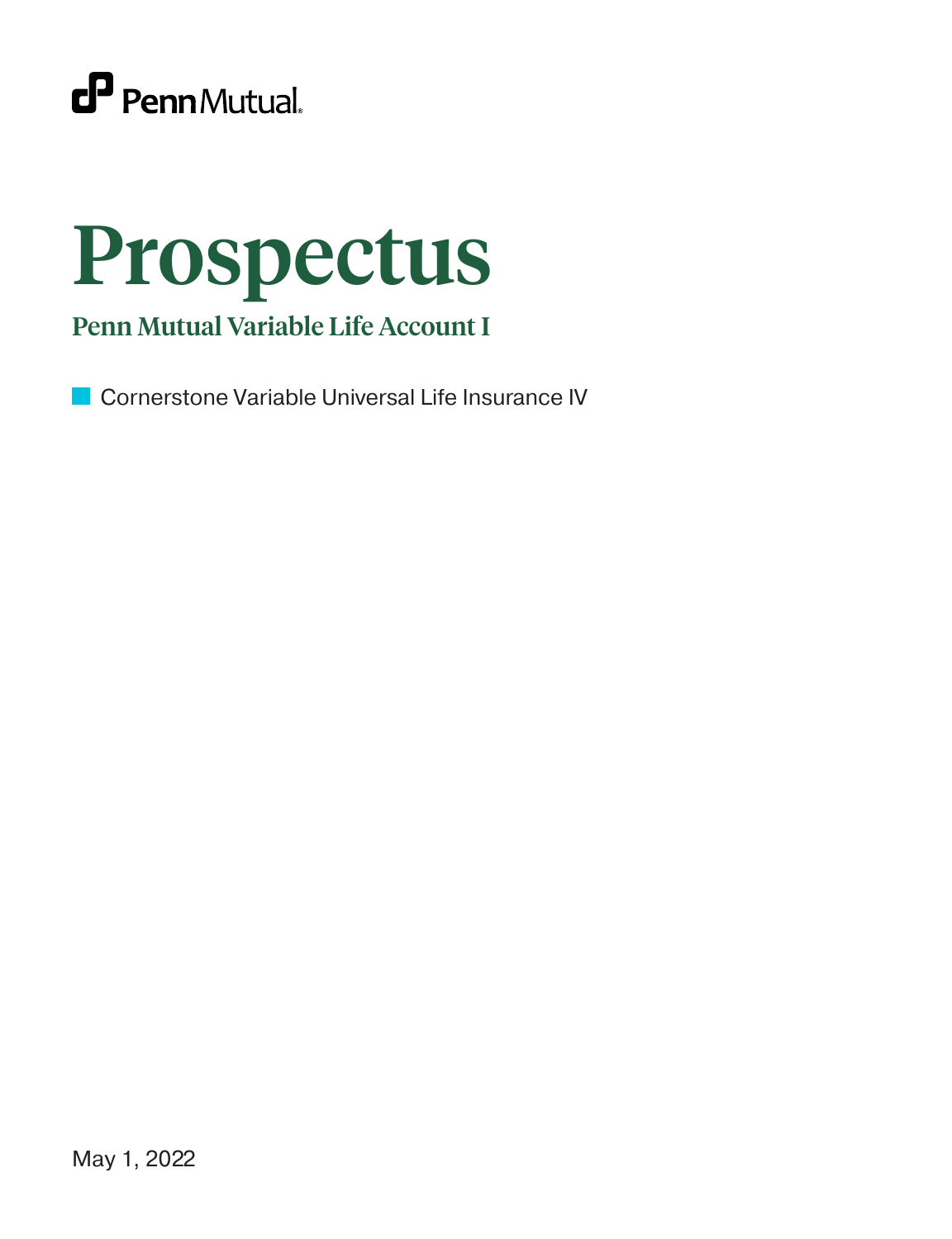PennMutual

# Prospectus

## Penn Mutual Variable Life Account I

- Cornerstone Variable Universal Life Insurance IV

May 1, 2022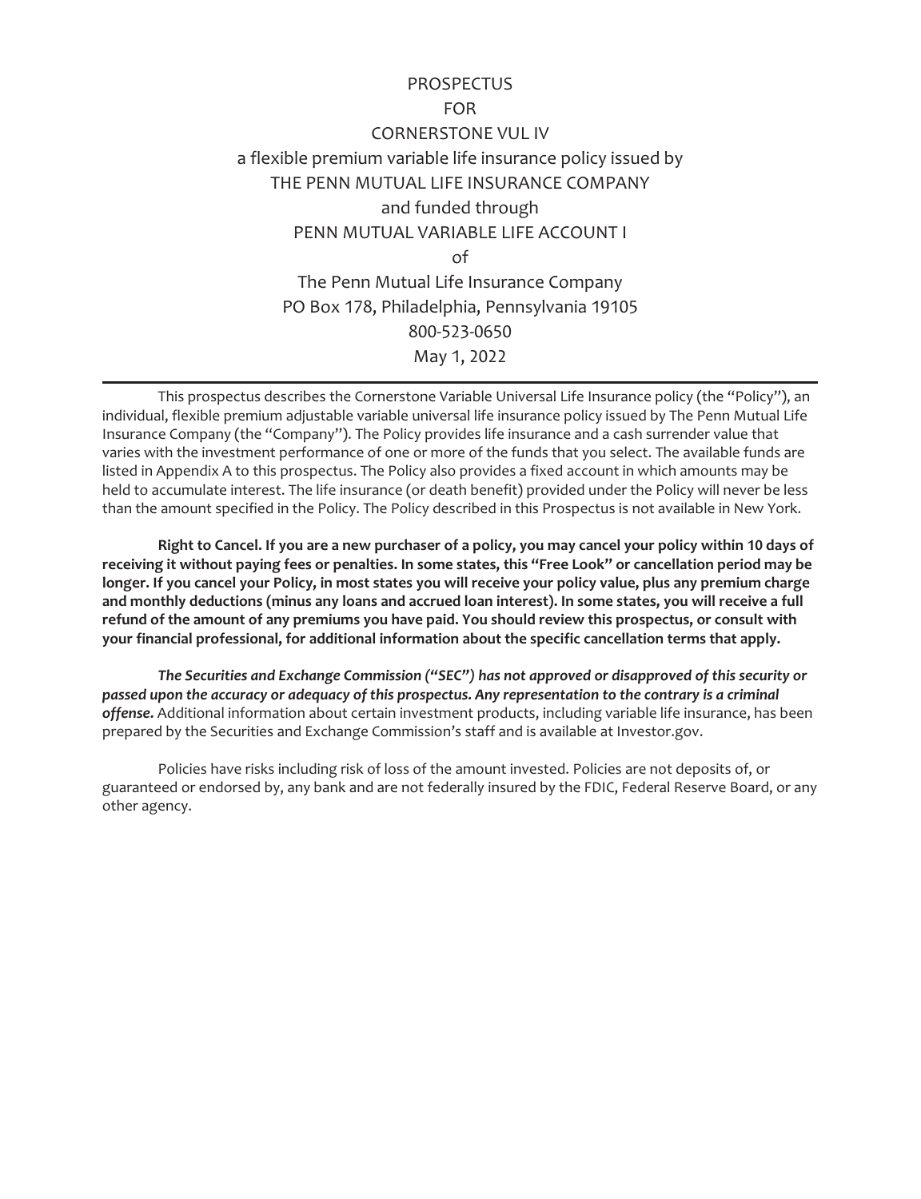# PROSPECTUS
# FOR
# CORNERSTONE VUL IV

a flexible premium variable life insurance policy issued by

THE PENN MUTUAL LIFE INSURANCE COMPANY

and funded through

PENN MUTUAL VARIABLE LIFE ACCOUNT I

of

The Penn Mutual Life Insurance Company

PO Box 178, Philadelphia, Pennsylvania 19105

800-523-0650

May 1, 2022

---

This prospectus describes the Cornerstone Variable Universal Life Insurance policy (the "Policy"), an individual, flexible premium adjustable variable universal life insurance policy issued by The Penn Mutual Life Insurance Company (the "Company"). The Policy provides life insurance and a cash surrender value that varies with the investment performance of one or more of the funds that you select. The available funds are listed in Appendix A to this prospectus. The Policy also provides a fixed account in which amounts may be held to accumulate interest. The life insurance (or death benefit) provided under the Policy will never be less than the amount specified in the Policy. The Policy described in this Prospectus is not available in New York.

**Right to Cancel. If you are a new purchaser of a policy, you may cancel your policy within 10 days of receiving it without paying fees or penalties. In some states, this "Free Look" or cancellation period may be longer. If you cancel your Policy, in most states you will receive your policy value, plus any premium charge and monthly deductions (minus any loans and accrued loan interest). In some states, you will receive a full refund of the amount of any premiums you have paid. You should review this prospectus, or consult with your financial professional, for additional information about the specific cancellation terms that apply.**

***The Securities and Exchange Commission ("SEC") has not approved or disapproved of this security or passed upon the accuracy or adequacy of this prospectus. Any representation to the contrary is a criminal offense.*** Additional information about certain investment products, including variable life insurance, has been prepared by the Securities and Exchange Commission's staff and is available at Investor.gov.

Policies have risks including risk of loss of the amount invested. Policies are not deposits of, or guaranteed or endorsed by, any bank and are not federally insured by the FDIC, Federal Reserve Board, or any other agency.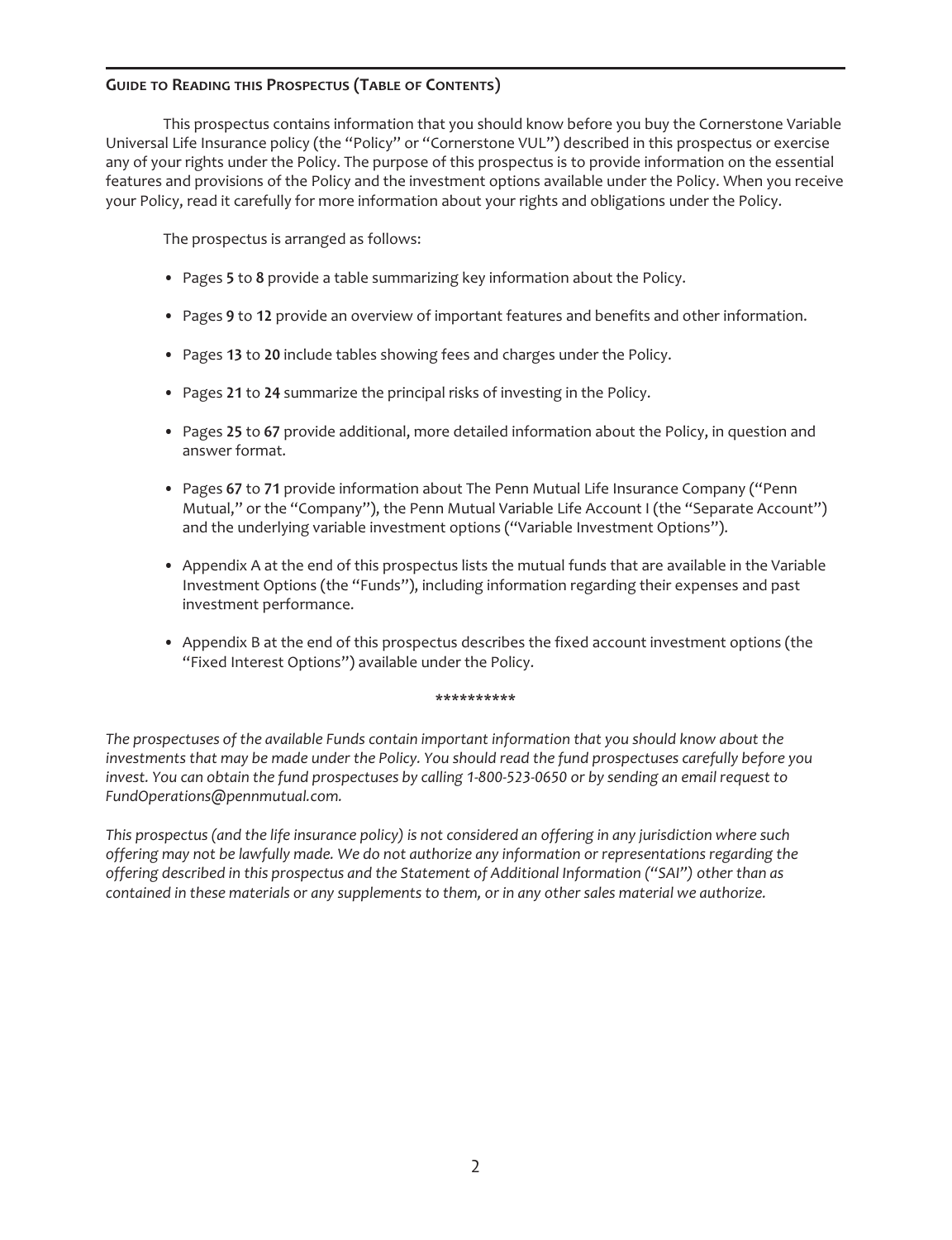## Guide to Reading this Prospectus (Table of Contents)

This prospectus contains information that you should know before you buy the Cornerstone Variable Universal Life Insurance policy (the "Policy" or "Cornerstone VUL") described in this prospectus or exercise any of your rights under the Policy. The purpose of this prospectus is to provide information on the essential features and provisions of the Policy and the investment options available under the Policy. When you receive your Policy, read it carefully for more information about your rights and obligations under the Policy.

The prospectus is arranged as follows:

- Pages **5** to **8** provide a table summarizing key information about the Policy.
- Pages **9** to **12** provide an overview of important features and benefits and other information.
- Pages **13** to **20** include tables showing fees and charges under the Policy.
- Pages **21** to **24** summarize the principal risks of investing in the Policy.
- Pages **25** to **67** provide additional, more detailed information about the Policy, in question and answer format.
- Pages **67** to **71** provide information about The Penn Mutual Life Insurance Company ("Penn Mutual," or the "Company"), the Penn Mutual Variable Life Account I (the "Separate Account") and the underlying variable investment options ("Variable Investment Options").
- Appendix A at the end of this prospectus lists the mutual funds that are available in the Variable Investment Options (the "Funds"), including information regarding their expenses and past investment performance.
- Appendix B at the end of this prospectus describes the fixed account investment options (the "Fixed Interest Options") available under the Policy.

**********

*The prospectuses of the available Funds contain important information that you should know about the investments that may be made under the Policy. You should read the fund prospectuses carefully before you invest. You can obtain the fund prospectuses by calling 1-800-523-0650 or by sending an email request to FundOperations@pennmutual.com.*

*This prospectus (and the life insurance policy) is not considered an offering in any jurisdiction where such offering may not be lawfully made. We do not authorize any information or representations regarding the offering described in this prospectus and the Statement of Additional Information ("SAI") other than as contained in these materials or any supplements to them, or in any other sales material we authorize.*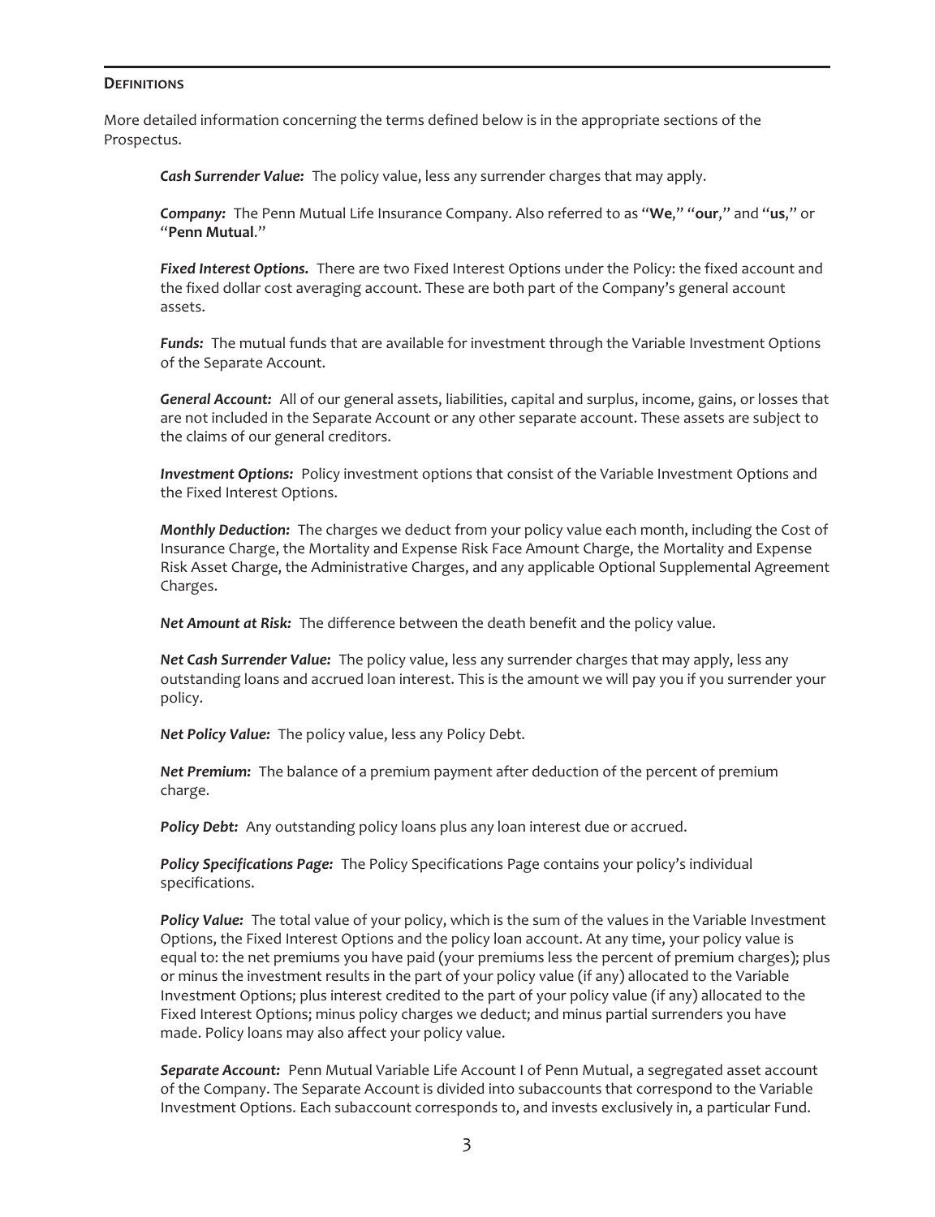## Definitions

More detailed information concerning the terms defined below is in the appropriate sections of the Prospectus.

***Cash Surrender Value:*** The policy value, less any surrender charges that may apply.

***Company:*** The Penn Mutual Life Insurance Company. Also referred to as "**We**," "**our**," and "**us**," or "**Penn Mutual**."

***Fixed Interest Options.*** There are two Fixed Interest Options under the Policy: the fixed account and the fixed dollar cost averaging account. These are both part of the Company's general account assets.

***Funds:*** The mutual funds that are available for investment through the Variable Investment Options of the Separate Account.

***General Account:*** All of our general assets, liabilities, capital and surplus, income, gains, or losses that are not included in the Separate Account or any other separate account. These assets are subject to the claims of our general creditors.

***Investment Options:*** Policy investment options that consist of the Variable Investment Options and the Fixed Interest Options.

***Monthly Deduction:*** The charges we deduct from your policy value each month, including the Cost of Insurance Charge, the Mortality and Expense Risk Face Amount Charge, the Mortality and Expense Risk Asset Charge, the Administrative Charges, and any applicable Optional Supplemental Agreement Charges.

***Net Amount at Risk:*** The difference between the death benefit and the policy value.

***Net Cash Surrender Value:*** The policy value, less any surrender charges that may apply, less any outstanding loans and accrued loan interest. This is the amount we will pay you if you surrender your policy.

***Net Policy Value:*** The policy value, less any Policy Debt.

***Net Premium:*** The balance of a premium payment after deduction of the percent of premium charge.

***Policy Debt:*** Any outstanding policy loans plus any loan interest due or accrued.

***Policy Specifications Page:*** The Policy Specifications Page contains your policy's individual specifications.

***Policy Value:*** The total value of your policy, which is the sum of the values in the Variable Investment Options, the Fixed Interest Options and the policy loan account. At any time, your policy value is equal to: the net premiums you have paid (your premiums less the percent of premium charges); plus or minus the investment results in the part of your policy value (if any) allocated to the Variable Investment Options; plus interest credited to the part of your policy value (if any) allocated to the Fixed Interest Options; minus policy charges we deduct; and minus partial surrenders you have made. Policy loans may also affect your policy value.

***Separate Account:*** Penn Mutual Variable Life Account I of Penn Mutual, a segregated asset account of the Company. The Separate Account is divided into subaccounts that correspond to the Variable Investment Options. Each subaccount corresponds to, and invests exclusively in, a particular Fund.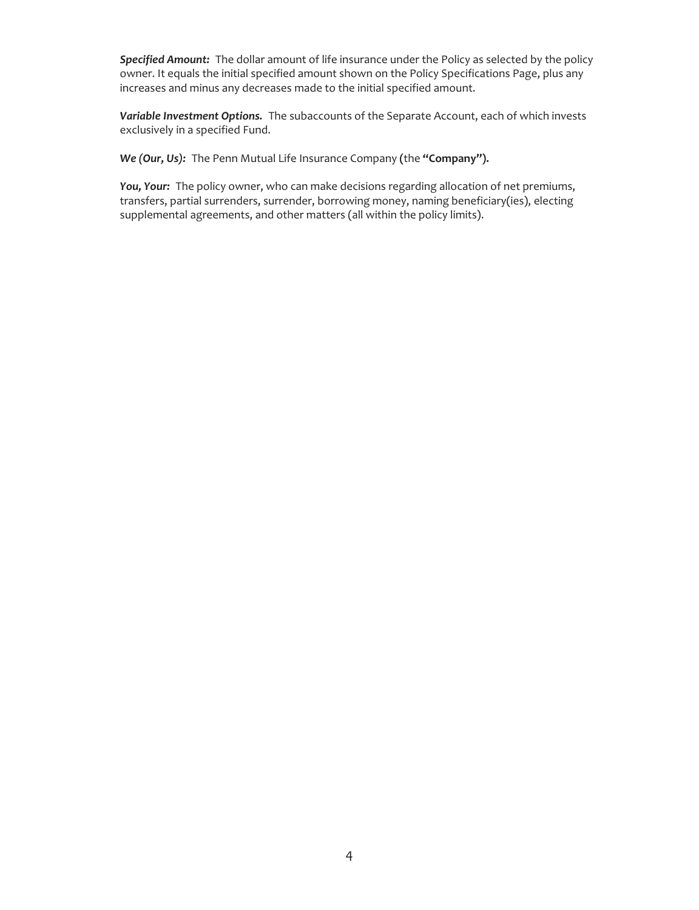***Specified Amount:*** The dollar amount of life insurance under the Policy as selected by the policy owner. It equals the initial specified amount shown on the Policy Specifications Page, plus any increases and minus any decreases made to the initial specified amount.

***Variable Investment Options.*** The subaccounts of the Separate Account, each of which invests exclusively in a specified Fund.

***We (Our, Us):*** The Penn Mutual Life Insurance Company (the **"Company").**

***You, Your:*** The policy owner, who can make decisions regarding allocation of net premiums, transfers, partial surrenders, surrender, borrowing money, naming beneficiary(ies), electing supplemental agreements, and other matters (all within the policy limits).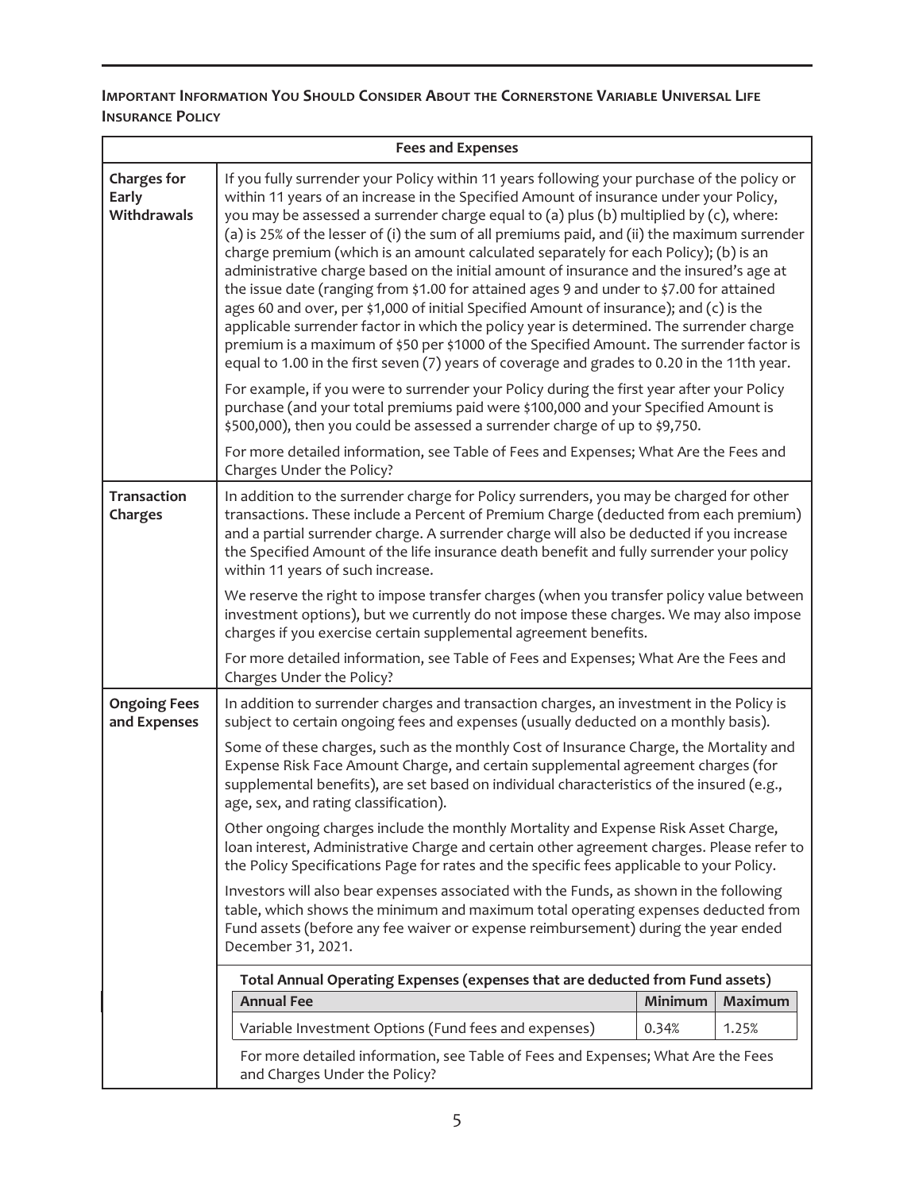**Important Information You Should Consider About the Cornerstone Variable Universal Life Insurance Policy**

| Fees and Expenses | |
|---|---|
| **Charges for Early Withdrawals** | If you fully surrender your Policy within 11 years following your purchase of the policy or within 11 years of an increase in the Specified Amount of insurance under your Policy, you may be assessed a surrender charge equal to (a) plus (b) multiplied by (c), where: (a) is 25% of the lesser of (i) the sum of all premiums paid, and (ii) the maximum surrender charge premium (which is an amount calculated separately for each Policy); (b) is an administrative charge based on the initial amount of insurance and the insured's age at the issue date (ranging from \$1.00 for attained ages 9 and under to \$7.00 for attained ages 60 and over, per \$1,000 of initial Specified Amount of insurance); and (c) is the applicable surrender factor in which the policy year is determined. The surrender charge premium is a maximum of \$50 per \$1000 of the Specified Amount. The surrender factor is equal to 1.00 in the first seven (7) years of coverage and grades to 0.20 in the 11th year.<br><br>For example, if you were to surrender your Policy during the first year after your Policy purchase (and your total premiums paid were \$100,000 and your Specified Amount is \$500,000), then you could be assessed a surrender charge of up to \$9,750.<br><br>For more detailed information, see Table of Fees and Expenses; What Are the Fees and Charges Under the Policy? |
| **Transaction Charges** | In addition to the surrender charge for Policy surrenders, you may be charged for other transactions. These include a Percent of Premium Charge (deducted from each premium) and a partial surrender charge. A surrender charge will also be deducted if you increase the Specified Amount of the life insurance death benefit and fully surrender your policy within 11 years of such increase.<br><br>We reserve the right to impose transfer charges (when you transfer policy value between investment options), but we currently do not impose these charges. We may also impose charges if you exercise certain supplemental agreement benefits.<br><br>For more detailed information, see Table of Fees and Expenses; What Are the Fees and Charges Under the Policy? |
| **Ongoing Fees and Expenses** | In addition to surrender charges and transaction charges, an investment in the Policy is subject to certain ongoing fees and expenses (usually deducted on a monthly basis).<br><br>Some of these charges, such as the monthly Cost of Insurance Charge, the Mortality and Expense Risk Face Amount Charge, and certain supplemental agreement charges (for supplemental benefits), are set based on individual characteristics of the insured (e.g., age, sex, and rating classification).<br><br>Other ongoing charges include the monthly Mortality and Expense Risk Asset Charge, loan interest, Administrative Charge and certain other agreement charges. Please refer to the Policy Specifications Page for rates and the specific fees applicable to your Policy.<br><br>Investors will also bear expenses associated with the Funds, as shown in the following table, which shows the minimum and maximum total operating expenses deducted from Fund assets (before any fee waiver or expense reimbursement) during the year ended December 31, 2021. |

**Total Annual Operating Expenses (expenses that are deducted from Fund assets)**

| Annual Fee | Minimum | Maximum |
|---|---|---|
| Variable Investment Options (Fund fees and expenses) | 0.34% | 1.25% |

For more detailed information, see Table of Fees and Expenses; What Are the Fees and Charges Under the Policy?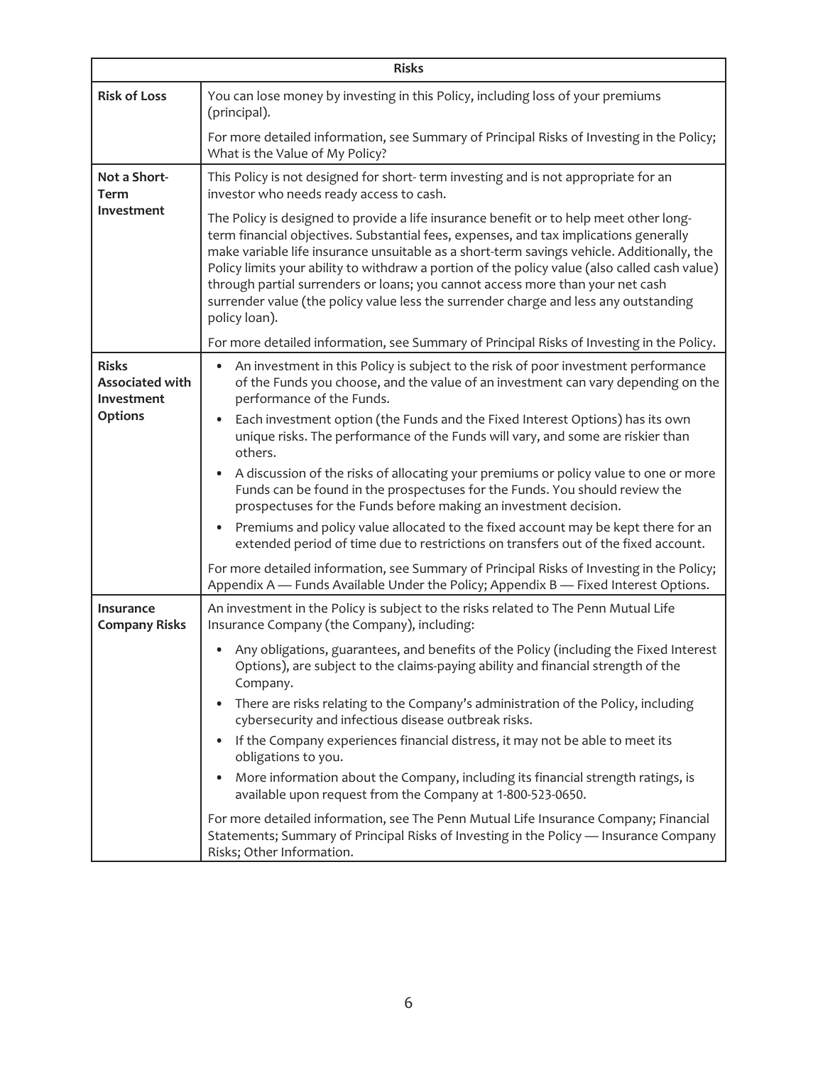| Risks | |
|---|---|
| **Risk of Loss** | You can lose money by investing in this Policy, including loss of your premiums (principal).<br><br>For more detailed information, see Summary of Principal Risks of Investing in the Policy; What is the Value of My Policy? |
| **Not a Short-Term Investment** | This Policy is not designed for short- term investing and is not appropriate for an investor who needs ready access to cash.<br><br>The Policy is designed to provide a life insurance benefit or to help meet other long-term financial objectives. Substantial fees, expenses, and tax implications generally make variable life insurance unsuitable as a short-term savings vehicle. Additionally, the Policy limits your ability to withdraw a portion of the policy value (also called cash value) through partial surrenders or loans; you cannot access more than your net cash surrender value (the policy value less the surrender charge and less any outstanding policy loan).<br><br>For more detailed information, see Summary of Principal Risks of Investing in the Policy. |
| **Risks Associated with Investment Options** | • An investment in this Policy is subject to the risk of poor investment performance of the Funds you choose, and the value of an investment can vary depending on the performance of the Funds.<br>• Each investment option (the Funds and the Fixed Interest Options) has its own unique risks. The performance of the Funds will vary, and some are riskier than others.<br>• A discussion of the risks of allocating your premiums or policy value to one or more Funds can be found in the prospectuses for the Funds. You should review the prospectuses for the Funds before making an investment decision.<br>• Premiums and policy value allocated to the fixed account may be kept there for an extended period of time due to restrictions on transfers out of the fixed account.<br><br>For more detailed information, see Summary of Principal Risks of Investing in the Policy; Appendix A — Funds Available Under the Policy; Appendix B — Fixed Interest Options. |
| **Insurance Company Risks** | An investment in the Policy is subject to the risks related to The Penn Mutual Life Insurance Company (the Company), including:<br>• Any obligations, guarantees, and benefits of the Policy (including the Fixed Interest Options), are subject to the claims-paying ability and financial strength of the Company.<br>• There are risks relating to the Company's administration of the Policy, including cybersecurity and infectious disease outbreak risks.<br>• If the Company experiences financial distress, it may not be able to meet its obligations to you.<br>• More information about the Company, including its financial strength ratings, is available upon request from the Company at 1-800-523-0650.<br><br>For more detailed information, see The Penn Mutual Life Insurance Company; Financial Statements; Summary of Principal Risks of Investing in the Policy — Insurance Company Risks; Other Information. |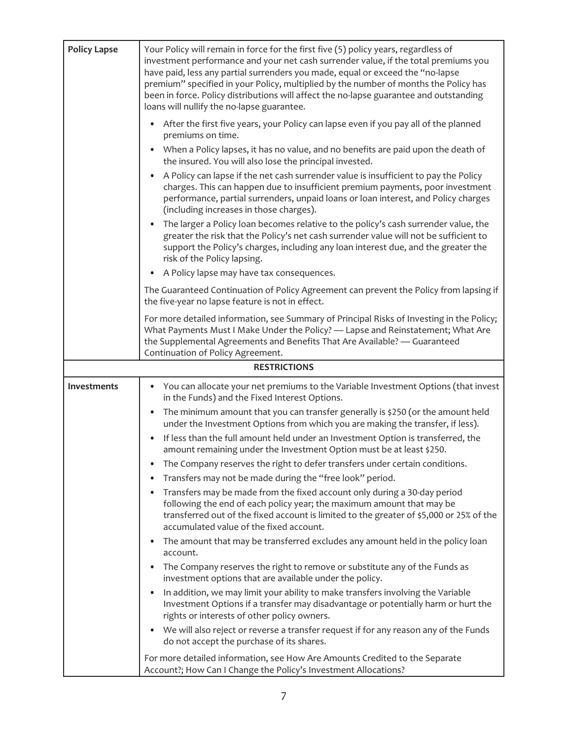| | |
|---|---|
| **Policy Lapse** | Your Policy will remain in force for the first five (5) policy years, regardless of investment performance and your net cash surrender value, if the total premiums you have paid, less any partial surrenders you made, equal or exceed the "no-lapse premium" specified in your Policy, multiplied by the number of months the Policy has been in force. Policy distributions will affect the no-lapse guarantee and outstanding loans will nullify the no-lapse guarantee.<br><br>• After the first five years, your Policy can lapse even if you pay all of the planned premiums on time.<br>• When a Policy lapses, it has no value, and no benefits are paid upon the death of the insured. You will also lose the principal invested.<br>• A Policy can lapse if the net cash surrender value is insufficient to pay the Policy charges. This can happen due to insufficient premium payments, poor investment performance, partial surrenders, unpaid loans or loan interest, and Policy charges (including increases in those charges).<br>• The larger a Policy loan becomes relative to the policy's cash surrender value, the greater the risk that the Policy's net cash surrender value will not be sufficient to support the Policy's charges, including any loan interest due, and the greater the risk of the Policy lapsing.<br>• A Policy lapse may have tax consequences.<br><br>The Guaranteed Continuation of Policy Agreement can prevent the Policy from lapsing if the five-year no lapse feature is not in effect.<br><br>For more detailed information, see Summary of Principal Risks of Investing in the Policy; What Payments Must I Make Under the Policy? — Lapse and Reinstatement; What Are the Supplemental Agreements and Benefits That Are Available? — Guaranteed Continuation of Policy Agreement. |
| **RESTRICTIONS** | |
| **Investments** | • You can allocate your net premiums to the Variable Investment Options (that invest in the Funds) and the Fixed Interest Options.<br>• The minimum amount that you can transfer generally is $250 (or the amount held under the Investment Options from which you are making the transfer, if less).<br>• If less than the full amount held under an Investment Option is transferred, the amount remaining under the Investment Option must be at least $250.<br>• The Company reserves the right to defer transfers under certain conditions.<br>• Transfers may not be made during the "free look" period.<br>• Transfers may be made from the fixed account only during a 30-day period following the end of each policy year; the maximum amount that may be transferred out of the fixed account is limited to the greater of $5,000 or 25% of the accumulated value of the fixed account.<br>• The amount that may be transferred excludes any amount held in the policy loan account.<br>• The Company reserves the right to remove or substitute any of the Funds as investment options that are available under the policy.<br>• In addition, we may limit your ability to make transfers involving the Variable Investment Options if a transfer may disadvantage or potentially harm or hurt the rights or interests of other policy owners.<br>• We will also reject or reverse a transfer request if for any reason any of the Funds do not accept the purchase of its shares.<br><br>For more detailed information, see How Are Amounts Credited to the Separate Account?; How Can I Change the Policy's Investment Allocations? |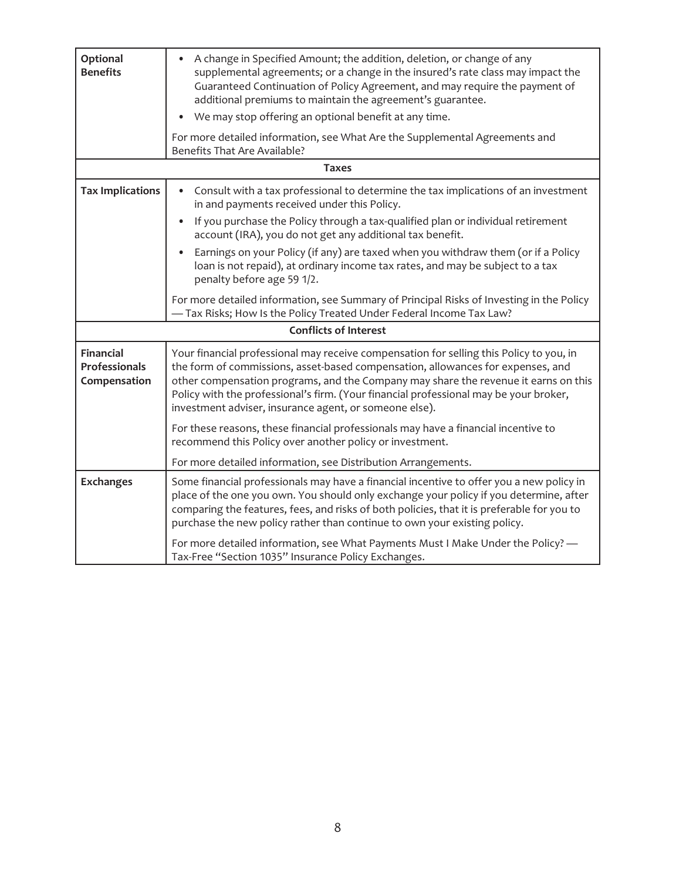| | |
|---|---|
| **Optional Benefits** | • A change in Specified Amount; the addition, deletion, or change of any supplemental agreements; or a change in the insured's rate class may impact the Guaranteed Continuation of Policy Agreement, and may require the payment of additional premiums to maintain the agreement's guarantee.<br>• We may stop offering an optional benefit at any time.<br><br>For more detailed information, see What Are the Supplemental Agreements and Benefits That Are Available? |
| **Taxes** | |
| **Tax Implications** | • Consult with a tax professional to determine the tax implications of an investment in and payments received under this Policy.<br>• If you purchase the Policy through a tax-qualified plan or individual retirement account (IRA), you do not get any additional tax benefit.<br>• Earnings on your Policy (if any) are taxed when you withdraw them (or if a Policy loan is not repaid), at ordinary income tax rates, and may be subject to a tax penalty before age 59 1/2.<br><br>For more detailed information, see Summary of Principal Risks of Investing in the Policy — Tax Risks; How Is the Policy Treated Under Federal Income Tax Law? |
| **Conflicts of Interest** | |
| **Financial Professionals Compensation** | Your financial professional may receive compensation for selling this Policy to you, in the form of commissions, asset-based compensation, allowances for expenses, and other compensation programs, and the Company may share the revenue it earns on this Policy with the professional's firm. (Your financial professional may be your broker, investment adviser, insurance agent, or someone else).<br><br>For these reasons, these financial professionals may have a financial incentive to recommend this Policy over another policy or investment.<br><br>For more detailed information, see Distribution Arrangements. |
| **Exchanges** | Some financial professionals may have a financial incentive to offer you a new policy in place of the one you own. You should only exchange your policy if you determine, after comparing the features, fees, and risks of both policies, that it is preferable for you to purchase the new policy rather than continue to own your existing policy.<br><br>For more detailed information, see What Payments Must I Make Under the Policy? — Tax-Free "Section 1035" Insurance Policy Exchanges. |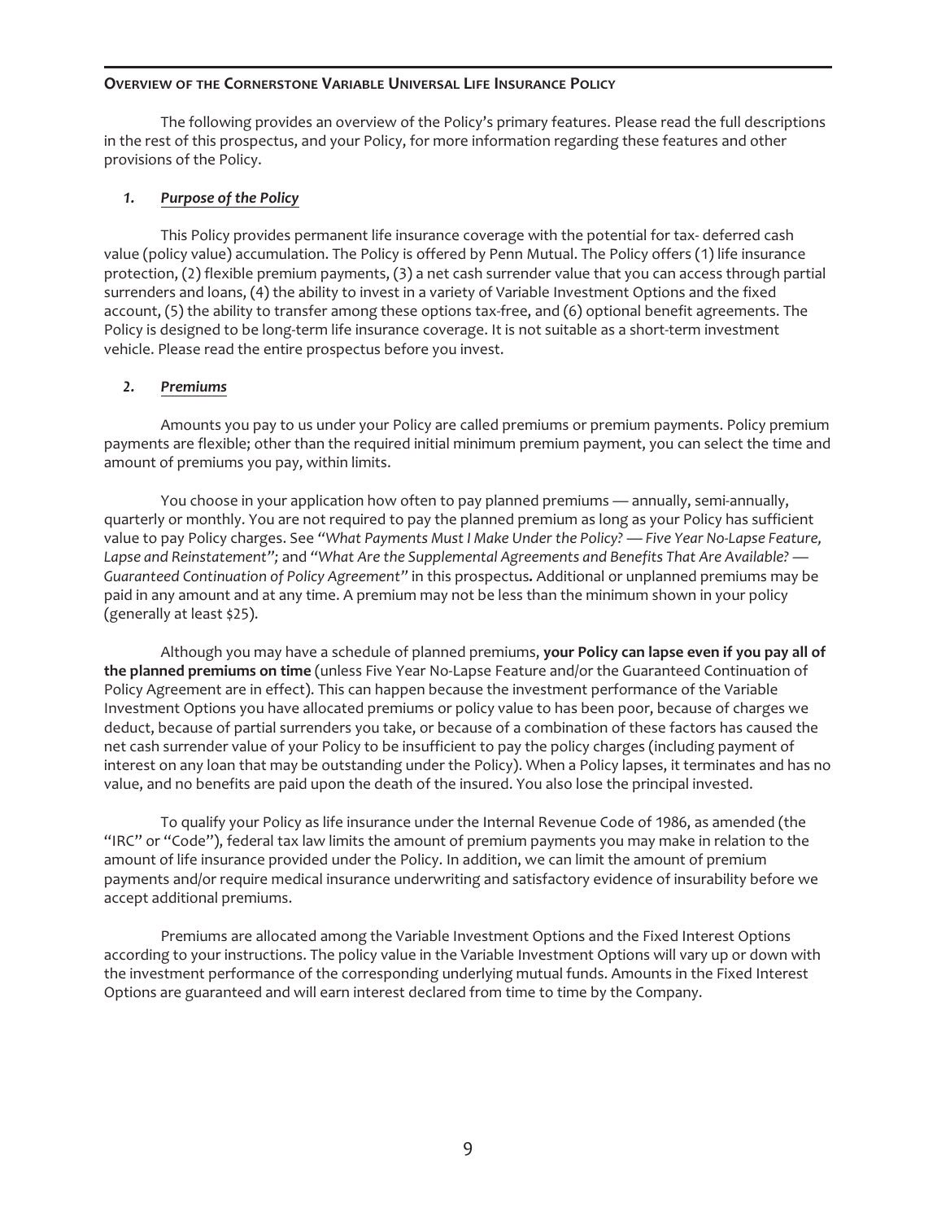## Overview of the Cornerstone Variable Universal Life Insurance Policy

The following provides an overview of the Policy's primary features. Please read the full descriptions in the rest of this prospectus, and your Policy, for more information regarding these features and other provisions of the Policy.

### 1. *Purpose of the Policy*

This Policy provides permanent life insurance coverage with the potential for tax- deferred cash value (policy value) accumulation. The Policy is offered by Penn Mutual. The Policy offers (1) life insurance protection, (2) flexible premium payments, (3) a net cash surrender value that you can access through partial surrenders and loans, (4) the ability to invest in a variety of Variable Investment Options and the fixed account, (5) the ability to transfer among these options tax-free, and (6) optional benefit agreements. The Policy is designed to be long-term life insurance coverage. It is not suitable as a short-term investment vehicle. Please read the entire prospectus before you invest.

### 2. *Premiums*

Amounts you pay to us under your Policy are called premiums or premium payments. Policy premium payments are flexible; other than the required initial minimum premium payment, you can select the time and amount of premiums you pay, within limits.

You choose in your application how often to pay planned premiums — annually, semi-annually, quarterly or monthly. You are not required to pay the planned premium as long as your Policy has sufficient value to pay Policy charges. See *"What Payments Must I Make Under the Policy? — Five Year No-Lapse Feature, Lapse and Reinstatement";* and *"What Are the Supplemental Agreements and Benefits That Are Available? — Guaranteed Continuation of Policy Agreement"* in this prospectus**.** Additional or unplanned premiums may be paid in any amount and at any time. A premium may not be less than the minimum shown in your policy (generally at least $25).

Although you may have a schedule of planned premiums, **your Policy can lapse even if you pay all of the planned premiums on time** (unless Five Year No-Lapse Feature and/or the Guaranteed Continuation of Policy Agreement are in effect). This can happen because the investment performance of the Variable Investment Options you have allocated premiums or policy value to has been poor, because of charges we deduct, because of partial surrenders you take, or because of a combination of these factors has caused the net cash surrender value of your Policy to be insufficient to pay the policy charges (including payment of interest on any loan that may be outstanding under the Policy). When a Policy lapses, it terminates and has no value, and no benefits are paid upon the death of the insured. You also lose the principal invested.

To qualify your Policy as life insurance under the Internal Revenue Code of 1986, as amended (the "IRC" or "Code"), federal tax law limits the amount of premium payments you may make in relation to the amount of life insurance provided under the Policy. In addition, we can limit the amount of premium payments and/or require medical insurance underwriting and satisfactory evidence of insurability before we accept additional premiums.

Premiums are allocated among the Variable Investment Options and the Fixed Interest Options according to your instructions. The policy value in the Variable Investment Options will vary up or down with the investment performance of the corresponding underlying mutual funds. Amounts in the Fixed Interest Options are guaranteed and will earn interest declared from time to time by the Company.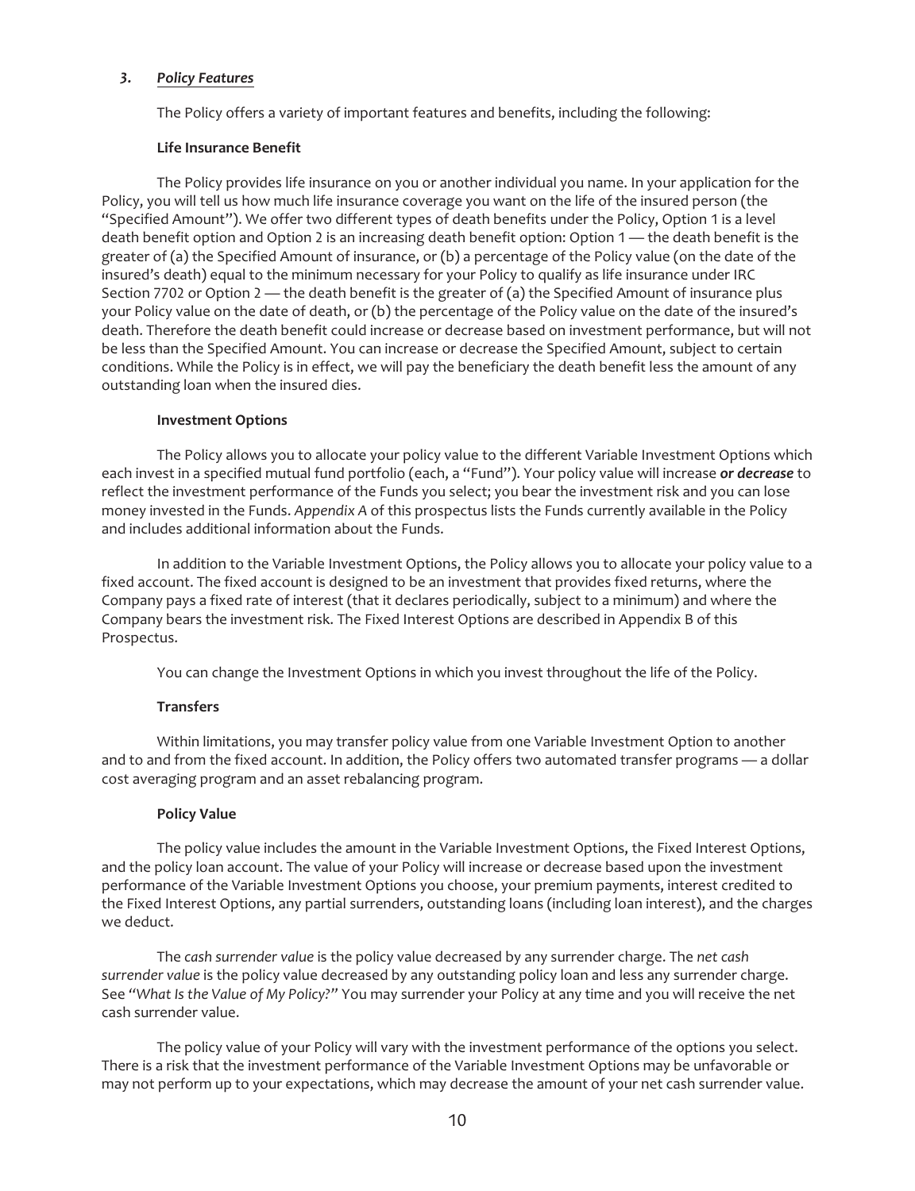### *3. Policy Features*

The Policy offers a variety of important features and benefits, including the following:

**Life Insurance Benefit**

The Policy provides life insurance on you or another individual you name. In your application for the Policy, you will tell us how much life insurance coverage you want on the life of the insured person (the "Specified Amount"). We offer two different types of death benefits under the Policy, Option 1 is a level death benefit option and Option 2 is an increasing death benefit option: Option 1 — the death benefit is the greater of (a) the Specified Amount of insurance, or (b) a percentage of the Policy value (on the date of the insured's death) equal to the minimum necessary for your Policy to qualify as life insurance under IRC Section 7702 or Option 2 — the death benefit is the greater of (a) the Specified Amount of insurance plus your Policy value on the date of death, or (b) the percentage of the Policy value on the date of the insured's death. Therefore the death benefit could increase or decrease based on investment performance, but will not be less than the Specified Amount. You can increase or decrease the Specified Amount, subject to certain conditions. While the Policy is in effect, we will pay the beneficiary the death benefit less the amount of any outstanding loan when the insured dies.

**Investment Options**

The Policy allows you to allocate your policy value to the different Variable Investment Options which each invest in a specified mutual fund portfolio (each, a "Fund"). Your policy value will increase ***or decrease*** to reflect the investment performance of the Funds you select; you bear the investment risk and you can lose money invested in the Funds. *Appendix A* of this prospectus lists the Funds currently available in the Policy and includes additional information about the Funds.

In addition to the Variable Investment Options, the Policy allows you to allocate your policy value to a fixed account. The fixed account is designed to be an investment that provides fixed returns, where the Company pays a fixed rate of interest (that it declares periodically, subject to a minimum) and where the Company bears the investment risk. The Fixed Interest Options are described in Appendix B of this Prospectus.

You can change the Investment Options in which you invest throughout the life of the Policy.

**Transfers**

Within limitations, you may transfer policy value from one Variable Investment Option to another and to and from the fixed account. In addition, the Policy offers two automated transfer programs — a dollar cost averaging program and an asset rebalancing program.

**Policy Value**

The policy value includes the amount in the Variable Investment Options, the Fixed Interest Options, and the policy loan account. The value of your Policy will increase or decrease based upon the investment performance of the Variable Investment Options you choose, your premium payments, interest credited to the Fixed Interest Options, any partial surrenders, outstanding loans (including loan interest), and the charges we deduct.

The *cash surrender value* is the policy value decreased by any surrender charge. The *net cash surrender value* is the policy value decreased by any outstanding policy loan and less any surrender charge. See "*What Is the Value of My Policy?*" You may surrender your Policy at any time and you will receive the net cash surrender value.

The policy value of your Policy will vary with the investment performance of the options you select. There is a risk that the investment performance of the Variable Investment Options may be unfavorable or may not perform up to your expectations, which may decrease the amount of your net cash surrender value.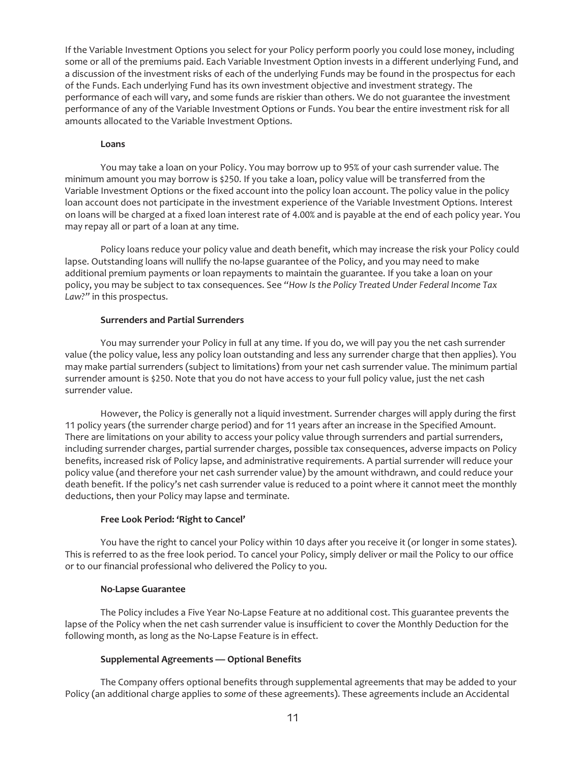If the Variable Investment Options you select for your Policy perform poorly you could lose money, including some or all of the premiums paid. Each Variable Investment Option invests in a different underlying Fund, and a discussion of the investment risks of each of the underlying Funds may be found in the prospectus for each of the Funds. Each underlying Fund has its own investment objective and investment strategy. The performance of each will vary, and some funds are riskier than others. We do not guarantee the investment performance of any of the Variable Investment Options or Funds. You bear the entire investment risk for all amounts allocated to the Variable Investment Options.

**Loans**

You may take a loan on your Policy. You may borrow up to 95% of your cash surrender value. The minimum amount you may borrow is $250. If you take a loan, policy value will be transferred from the Variable Investment Options or the fixed account into the policy loan account. The policy value in the policy loan account does not participate in the investment experience of the Variable Investment Options. Interest on loans will be charged at a fixed loan interest rate of 4.00% and is payable at the end of each policy year. You may repay all or part of a loan at any time.

Policy loans reduce your policy value and death benefit, which may increase the risk your Policy could lapse. Outstanding loans will nullify the no-lapse guarantee of the Policy, and you may need to make additional premium payments or loan repayments to maintain the guarantee. If you take a loan on your policy, you may be subject to tax consequences. See "*How Is the Policy Treated Under Federal Income Tax Law?*" in this prospectus.

**Surrenders and Partial Surrenders**

You may surrender your Policy in full at any time. If you do, we will pay you the net cash surrender value (the policy value, less any policy loan outstanding and less any surrender charge that then applies). You may make partial surrenders (subject to limitations) from your net cash surrender value. The minimum partial surrender amount is $250. Note that you do not have access to your full policy value, just the net cash surrender value.

However, the Policy is generally not a liquid investment. Surrender charges will apply during the first 11 policy years (the surrender charge period) and for 11 years after an increase in the Specified Amount. There are limitations on your ability to access your policy value through surrenders and partial surrenders, including surrender charges, partial surrender charges, possible tax consequences, adverse impacts on Policy benefits, increased risk of Policy lapse, and administrative requirements. A partial surrender will reduce your policy value (and therefore your net cash surrender value) by the amount withdrawn, and could reduce your death benefit. If the policy's net cash surrender value is reduced to a point where it cannot meet the monthly deductions, then your Policy may lapse and terminate.

**Free Look Period: 'Right to Cancel'**

You have the right to cancel your Policy within 10 days after you receive it (or longer in some states). This is referred to as the free look period. To cancel your Policy, simply deliver or mail the Policy to our office or to our financial professional who delivered the Policy to you.

**No-Lapse Guarantee**

The Policy includes a Five Year No-Lapse Feature at no additional cost. This guarantee prevents the lapse of the Policy when the net cash surrender value is insufficient to cover the Monthly Deduction for the following month, as long as the No-Lapse Feature is in effect.

**Supplemental Agreements — Optional Benefits**

The Company offers optional benefits through supplemental agreements that may be added to your Policy (an additional charge applies to *some* of these agreements). These agreements include an Accidental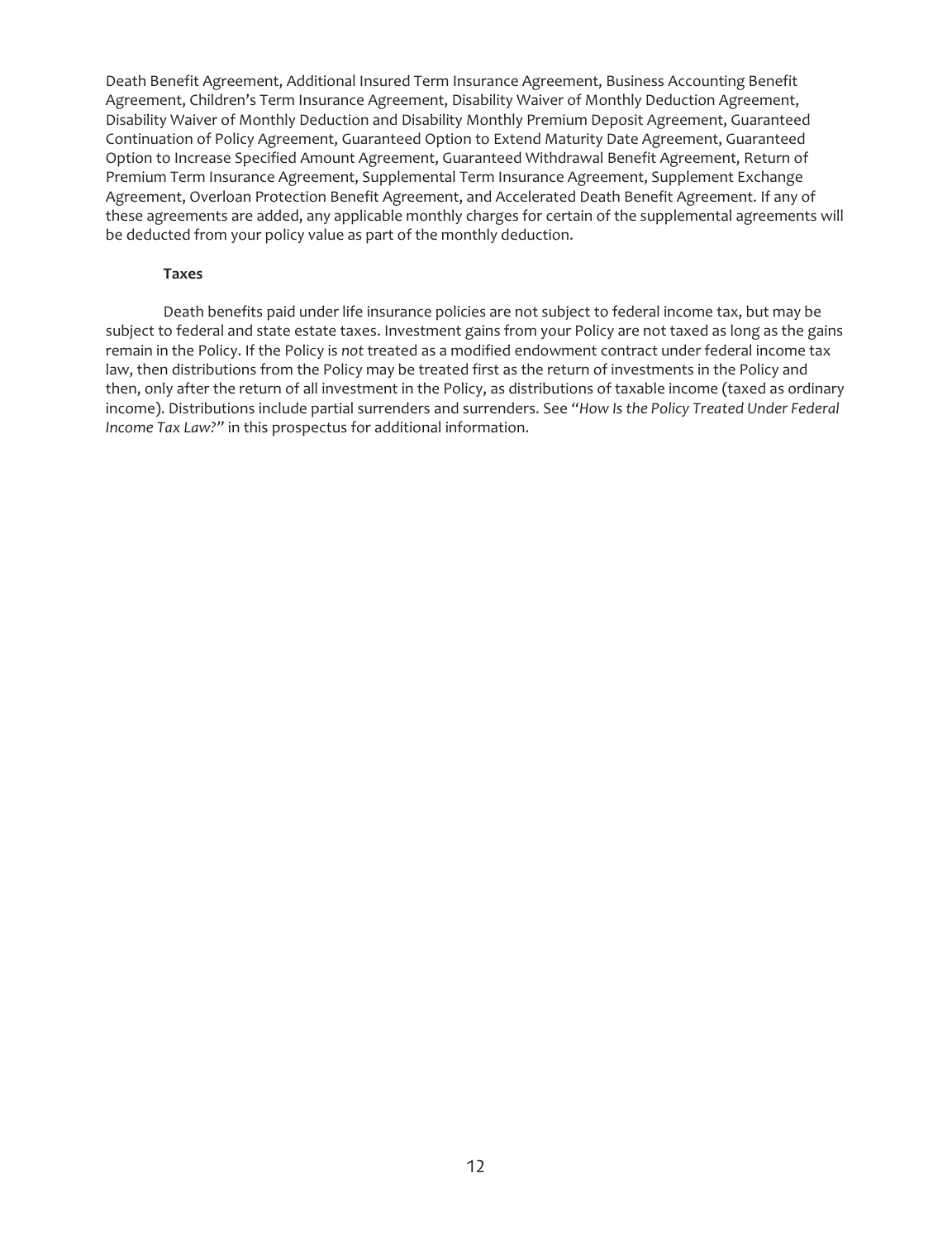Death Benefit Agreement, Additional Insured Term Insurance Agreement, Business Accounting Benefit Agreement, Children's Term Insurance Agreement, Disability Waiver of Monthly Deduction Agreement, Disability Waiver of Monthly Deduction and Disability Monthly Premium Deposit Agreement, Guaranteed Continuation of Policy Agreement, Guaranteed Option to Extend Maturity Date Agreement, Guaranteed Option to Increase Specified Amount Agreement, Guaranteed Withdrawal Benefit Agreement, Return of Premium Term Insurance Agreement, Supplemental Term Insurance Agreement, Supplement Exchange Agreement, Overloan Protection Benefit Agreement, and Accelerated Death Benefit Agreement. If any of these agreements are added, any applicable monthly charges for certain of the supplemental agreements will be deducted from your policy value as part of the monthly deduction.

**Taxes**

Death benefits paid under life insurance policies are not subject to federal income tax, but may be subject to federal and state estate taxes. Investment gains from your Policy are not taxed as long as the gains remain in the Policy. If the Policy is *not* treated as a modified endowment contract under federal income tax law, then distributions from the Policy may be treated first as the return of investments in the Policy and then, only after the return of all investment in the Policy, as distributions of taxable income (taxed as ordinary income). Distributions include partial surrenders and surrenders. See "*How Is the Policy Treated Under Federal Income Tax Law?*" in this prospectus for additional information.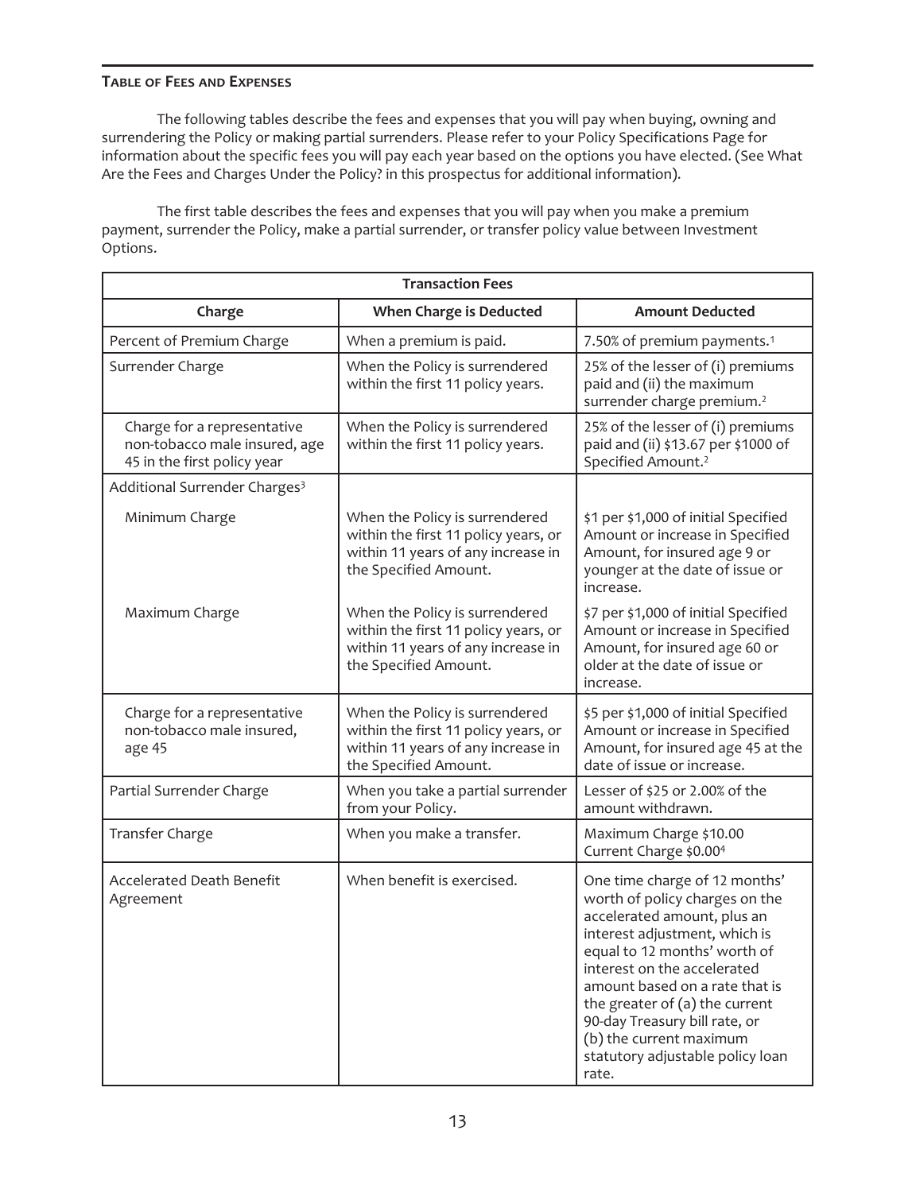## Table of Fees and Expenses

The following tables describe the fees and expenses that you will pay when buying, owning and surrendering the Policy or making partial surrenders. Please refer to your Policy Specifications Page for information about the specific fees you will pay each year based on the options you have elected. (See What Are the Fees and Charges Under the Policy? in this prospectus for additional information).

The first table describes the fees and expenses that you will pay when you make a premium payment, surrender the Policy, make a partial surrender, or transfer policy value between Investment Options.

| Transaction Fees | | |
|---|---|---|
| **Charge** | **When Charge is Deducted** | **Amount Deducted** |
| Percent of Premium Charge | When a premium is paid. | 7.50% of premium payments.[1] |
| Surrender Charge | When the Policy is surrendered within the first 11 policy years. | 25% of the lesser of (i) premiums paid and (ii) the maximum surrender charge premium.[2] |
| Charge for a representative non-tobacco male insured, age 45 in the first policy year | When the Policy is surrendered within the first 11 policy years. | 25% of the lesser of (i) premiums paid and (ii) $13.67 per $1000 of Specified Amount.[2] |
| Additional Surrender Charges[3] | | |
| Minimum Charge | When the Policy is surrendered within the first 11 policy years, or within 11 years of any increase in the Specified Amount. | $1 per $1,000 of initial Specified Amount or increase in Specified Amount, for insured age 9 or younger at the date of issue or increase. |
| Maximum Charge | When the Policy is surrendered within the first 11 policy years, or within 11 years of any increase in the Specified Amount. | $7 per $1,000 of initial Specified Amount or increase in Specified Amount, for insured age 60 or older at the date of issue or increase. |
| Charge for a representative non-tobacco male insured, age 45 | When the Policy is surrendered within the first 11 policy years, or within 11 years of any increase in the Specified Amount. | $5 per $1,000 of initial Specified Amount or increase in Specified Amount, for insured age 45 at the date of issue or increase. |
| Partial Surrender Charge | When you take a partial surrender from your Policy. | Lesser of $25 or 2.00% of the amount withdrawn. |
| Transfer Charge | When you make a transfer. | Maximum Charge $10.00<br>Current Charge $0.00[4] |
| Accelerated Death Benefit Agreement | When benefit is exercised. | One time charge of 12 months' worth of policy charges on the accelerated amount, plus an interest adjustment, which is equal to 12 months' worth of interest on the accelerated amount based on a rate that is the greater of (a) the current 90-day Treasury bill rate, or (b) the current maximum statutory adjustable policy loan rate. |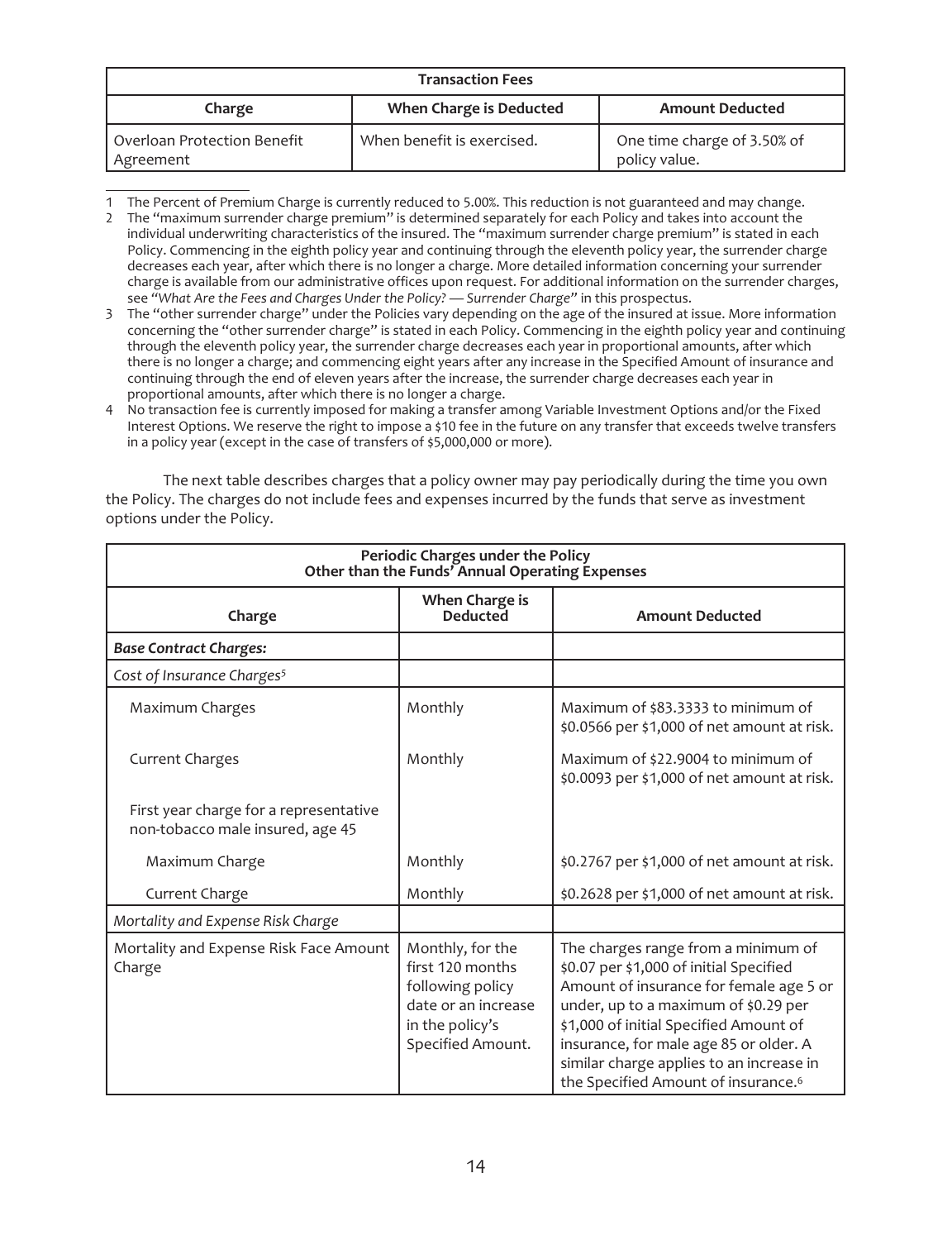| Transaction Fees | | |
|---|---|---|
| **Charge** | **When Charge is Deducted** | **Amount Deducted** |
| Overloan Protection Benefit Agreement | When benefit is exercised. | One time charge of 3.50% of policy value. |

1 The Percent of Premium Charge is currently reduced to 5.00%. This reduction is not guaranteed and may change.

2 The "maximum surrender charge premium" is determined separately for each Policy and takes into account the individual underwriting characteristics of the insured. The "maximum surrender charge premium" is stated in each Policy. Commencing in the eighth policy year and continuing through the eleventh policy year, the surrender charge decreases each year, after which there is no longer a charge. More detailed information concerning your surrender charge is available from our administrative offices upon request. For additional information on the surrender charges, see *"What Are the Fees and Charges Under the Policy? — Surrender Charge"* in this prospectus.

3 The "other surrender charge" under the Policies vary depending on the age of the insured at issue. More information concerning the "other surrender charge" is stated in each Policy. Commencing in the eighth policy year and continuing through the eleventh policy year, the surrender charge decreases each year in proportional amounts, after which there is no longer a charge; and commencing eight years after any increase in the Specified Amount of insurance and continuing through the end of eleven years after the increase, the surrender charge decreases each year in proportional amounts, after which there is no longer a charge.

4 No transaction fee is currently imposed for making a transfer among Variable Investment Options and/or the Fixed Interest Options. We reserve the right to impose a $10 fee in the future on any transfer that exceeds twelve transfers in a policy year (except in the case of transfers of $5,000,000 or more).

The next table describes charges that a policy owner may pay periodically during the time you own the Policy. The charges do not include fees and expenses incurred by the funds that serve as investment options under the Policy.

| Periodic Charges under the Policy Other than the Funds' Annual Operating Expenses | | |
|---|---|---|
| **Charge** | **When Charge is Deducted** | **Amount Deducted** |
| ***Base Contract Charges:*** | | |
| *Cost of Insurance Charges*[5] | | |
| Maximum Charges | Monthly | Maximum of $83.3333 to minimum of $0.0566 per $1,000 of net amount at risk. |
| Current Charges | Monthly | Maximum of $22.9004 to minimum of $0.0093 per $1,000 of net amount at risk. |
| First year charge for a representative non-tobacco male insured, age 45 | | |
| Maximum Charge | Monthly | $0.2767 per $1,000 of net amount at risk. |
| Current Charge | Monthly | $0.2628 per $1,000 of net amount at risk. |
| *Mortality and Expense Risk Charge* | | |
| Mortality and Expense Risk Face Amount Charge | Monthly, for the first 120 months following policy date or an increase in the policy's Specified Amount. | The charges range from a minimum of $0.07 per $1,000 of initial Specified Amount of insurance for female age 5 or under, up to a maximum of $0.29 per $1,000 of initial Specified Amount of insurance, for male age 85 or older. A similar charge applies to an increase in the Specified Amount of insurance.[6] |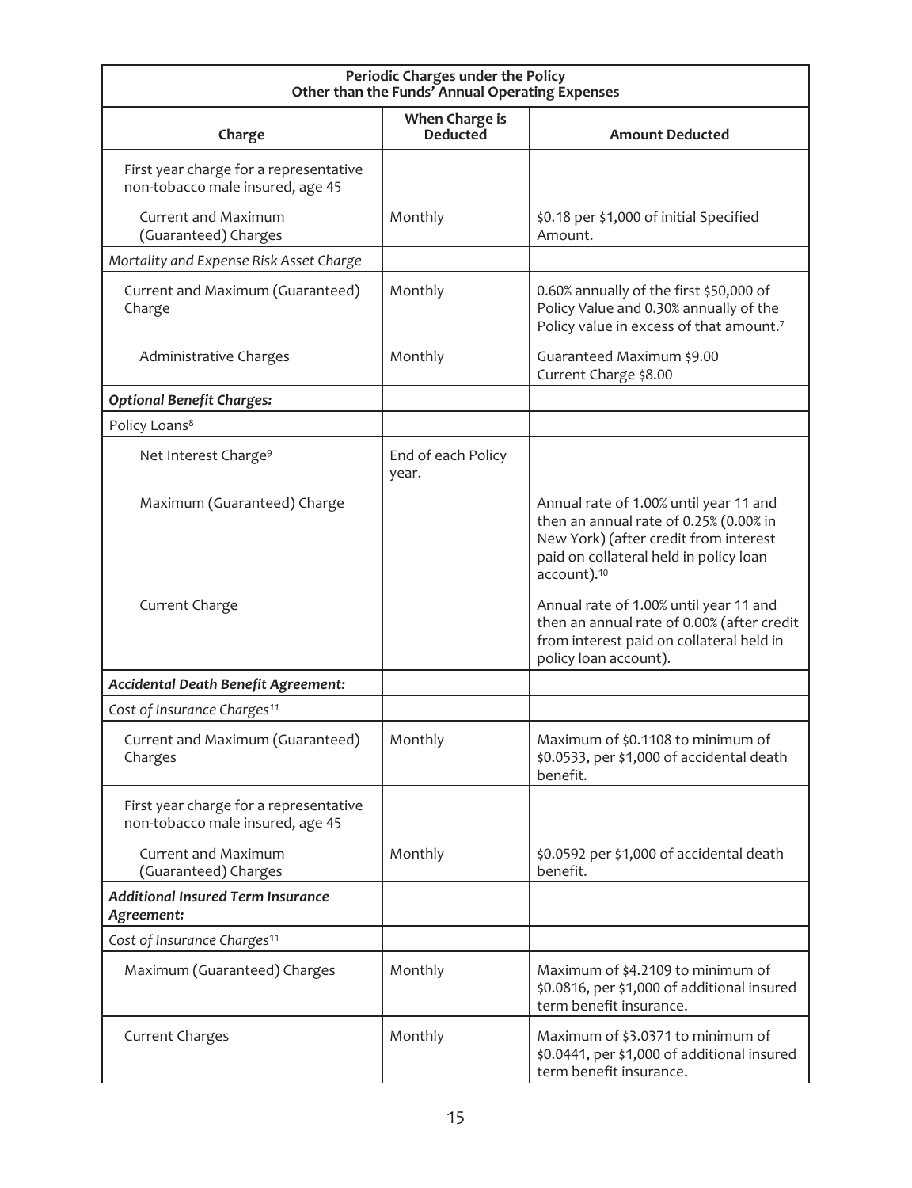| Periodic Charges under the Policy<br>Other than the Funds' Annual Operating Expenses | | |
|---|---|---|
| **Charge** | **When Charge is Deducted** | **Amount Deducted** |
| First year charge for a representative non-tobacco male insured, age 45 | | |
| Current and Maximum (Guaranteed) Charges | Monthly | \$0.18 per \$1,000 of initial Specified Amount. |
| *Mortality and Expense Risk Asset Charge* | | |
| Current and Maximum (Guaranteed) Charge | Monthly | 0.60% annually of the first \$50,000 of Policy Value and 0.30% annually of the Policy value in excess of that amount.[7] |
| Administrative Charges | Monthly | Guaranteed Maximum \$9.00<br>Current Charge \$8.00 |
| ***Optional Benefit Charges:*** | | |
| Policy Loans[8] | | |
| Net Interest Charge[9] | End of each Policy year. | |
| Maximum (Guaranteed) Charge | | Annual rate of 1.00% until year 11 and then an annual rate of 0.25% (0.00% in New York) (after credit from interest paid on collateral held in policy loan account).[10] |
| Current Charge | | Annual rate of 1.00% until year 11 and then an annual rate of 0.00% (after credit from interest paid on collateral held in policy loan account). |
| ***Accidental Death Benefit Agreement:*** | | |
| *Cost of Insurance Charges[11]* | | |
| Current and Maximum (Guaranteed) Charges | Monthly | Maximum of \$0.1108 to minimum of \$0.0533, per \$1,000 of accidental death benefit. |
| First year charge for a representative non-tobacco male insured, age 45 | | |
| Current and Maximum (Guaranteed) Charges | Monthly | \$0.0592 per \$1,000 of accidental death benefit. |
| ***Additional Insured Term Insurance Agreement:*** | | |
| *Cost of Insurance Charges[11]* | | |
| Maximum (Guaranteed) Charges | Monthly | Maximum of \$4.2109 to minimum of \$0.0816, per \$1,000 of additional insured term benefit insurance. |
| Current Charges | Monthly | Maximum of \$3.0371 to minimum of \$0.0441, per \$1,000 of additional insured term benefit insurance. |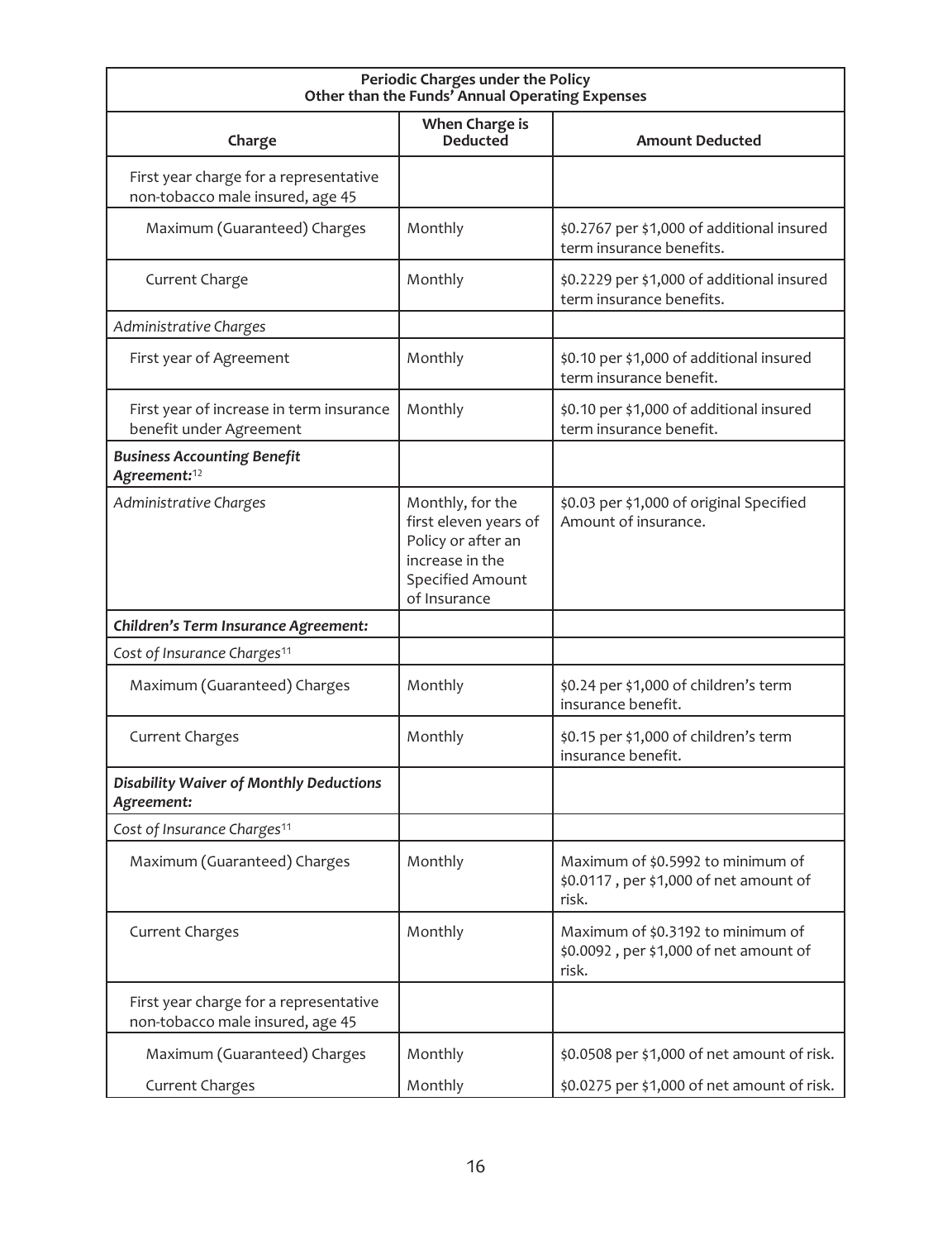| Periodic Charges under the Policy Other than the Funds' Annual Operating Expenses | | |
|---|---|---|
| **Charge** | **When Charge is Deducted** | **Amount Deducted** |
| First year charge for a representative non-tobacco male insured, age 45 | | |
| Maximum (Guaranteed) Charges | Monthly | $0.2767 per $1,000 of additional insured term insurance benefits. |
| Current Charge | Monthly | $0.2229 per $1,000 of additional insured term insurance benefits. |
| *Administrative Charges* | | |
| First year of Agreement | Monthly | $0.10 per $1,000 of additional insured term insurance benefit. |
| First year of increase in term insurance benefit under Agreement | Monthly | $0.10 per $1,000 of additional insured term insurance benefit. |
| ***Business Accounting Benefit Agreement:***[12] | | |
| *Administrative Charges* | Monthly, for the first eleven years of Policy or after an increase in the Specified Amount of Insurance | $0.03 per $1,000 of original Specified Amount of insurance. |
| ***Children's Term Insurance Agreement:*** | | |
| *Cost of Insurance Charges*[11] | | |
| Maximum (Guaranteed) Charges | Monthly | $0.24 per $1,000 of children's term insurance benefit. |
| Current Charges | Monthly | $0.15 per $1,000 of children's term insurance benefit. |
| ***Disability Waiver of Monthly Deductions Agreement:*** | | |
| *Cost of Insurance Charges*[11] | | |
| Maximum (Guaranteed) Charges | Monthly | Maximum of $0.5992 to minimum of $0.0117 , per $1,000 of net amount of risk. |
| Current Charges | Monthly | Maximum of $0.3192 to minimum of $0.0092 , per $1,000 of net amount of risk. |
| First year charge for a representative non-tobacco male insured, age 45 | | |
| Maximum (Guaranteed) Charges | Monthly | $0.0508 per $1,000 of net amount of risk. |
| Current Charges | Monthly | $0.0275 per $1,000 of net amount of risk. |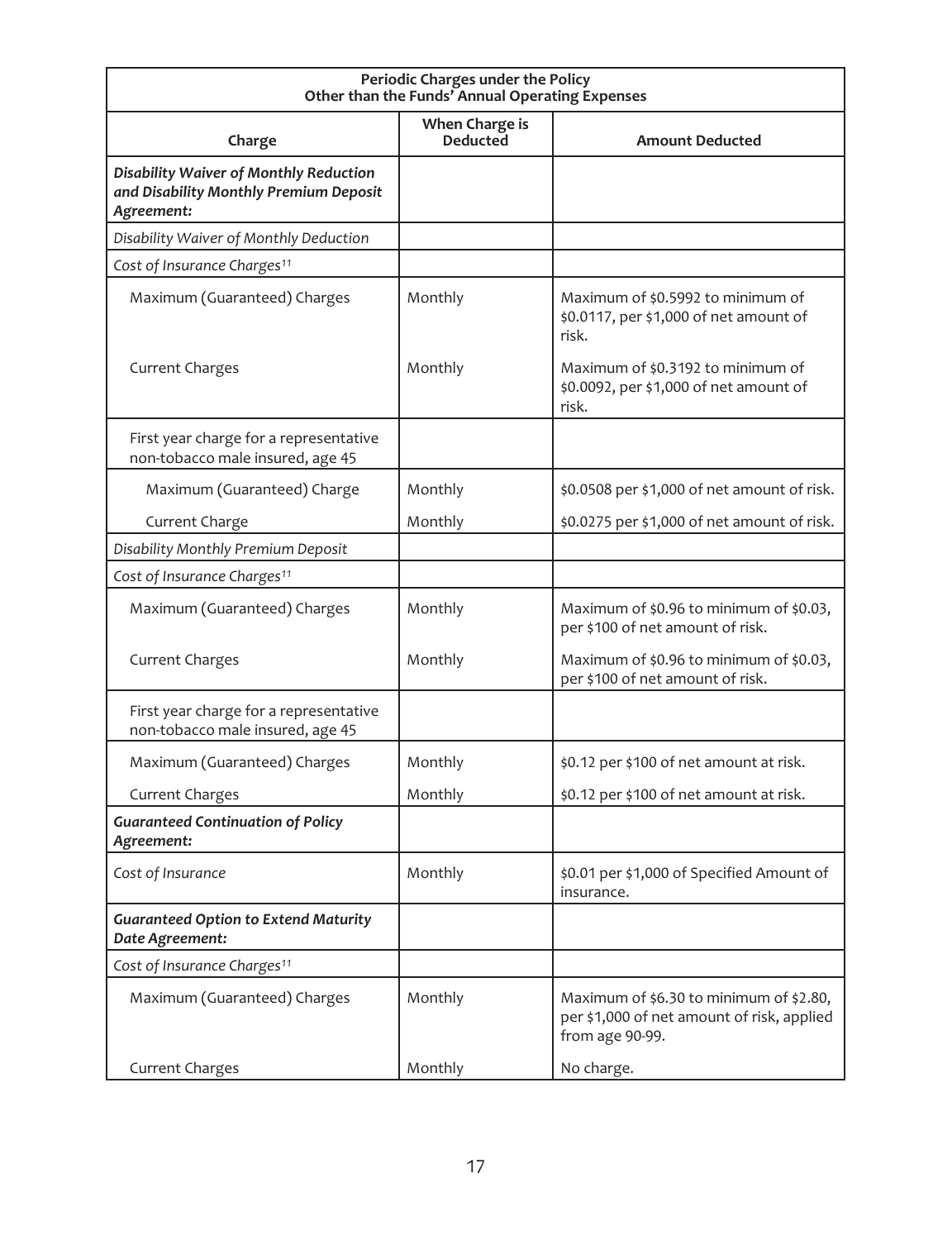| Periodic Charges under the Policy Other than the Funds' Annual Operating Expenses | | |
|---|---|---|
| **Charge** | **When Charge is Deducted** | **Amount Deducted** |
| ***Disability Waiver of Monthly Reduction and Disability Monthly Premium Deposit Agreement:*** | | |
| *Disability Waiver of Monthly Deduction* | | |
| *Cost of Insurance Charges[11]* | | |
| Maximum (Guaranteed) Charges | Monthly | Maximum of $0.5992 to minimum of $0.0117, per $1,000 of net amount of risk. |
| Current Charges | Monthly | Maximum of $0.3192 to minimum of $0.0092, per $1,000 of net amount of risk. |
| First year charge for a representative non-tobacco male insured, age 45 | | |
| Maximum (Guaranteed) Charge | Monthly | $0.0508 per $1,000 of net amount of risk. |
| Current Charge | Monthly | $0.0275 per $1,000 of net amount of risk. |
| *Disability Monthly Premium Deposit* | | |
| *Cost of Insurance Charges[11]* | | |
| Maximum (Guaranteed) Charges | Monthly | Maximum of $0.96 to minimum of $0.03, per $100 of net amount of risk. |
| Current Charges | Monthly | Maximum of $0.96 to minimum of $0.03, per $100 of net amount of risk. |
| First year charge for a representative non-tobacco male insured, age 45 | | |
| Maximum (Guaranteed) Charges | Monthly | $0.12 per $100 of net amount at risk. |
| Current Charges | Monthly | $0.12 per $100 of net amount at risk. |
| ***Guaranteed Continuation of Policy Agreement:*** | | |
| *Cost of Insurance* | Monthly | $0.01 per $1,000 of Specified Amount of insurance. |
| ***Guaranteed Option to Extend Maturity Date Agreement:*** | | |
| *Cost of Insurance Charges[11]* | | |
| Maximum (Guaranteed) Charges | Monthly | Maximum of $6.30 to minimum of $2.80, per $1,000 of net amount of risk, applied from age 90-99. |
| Current Charges | Monthly | No charge. |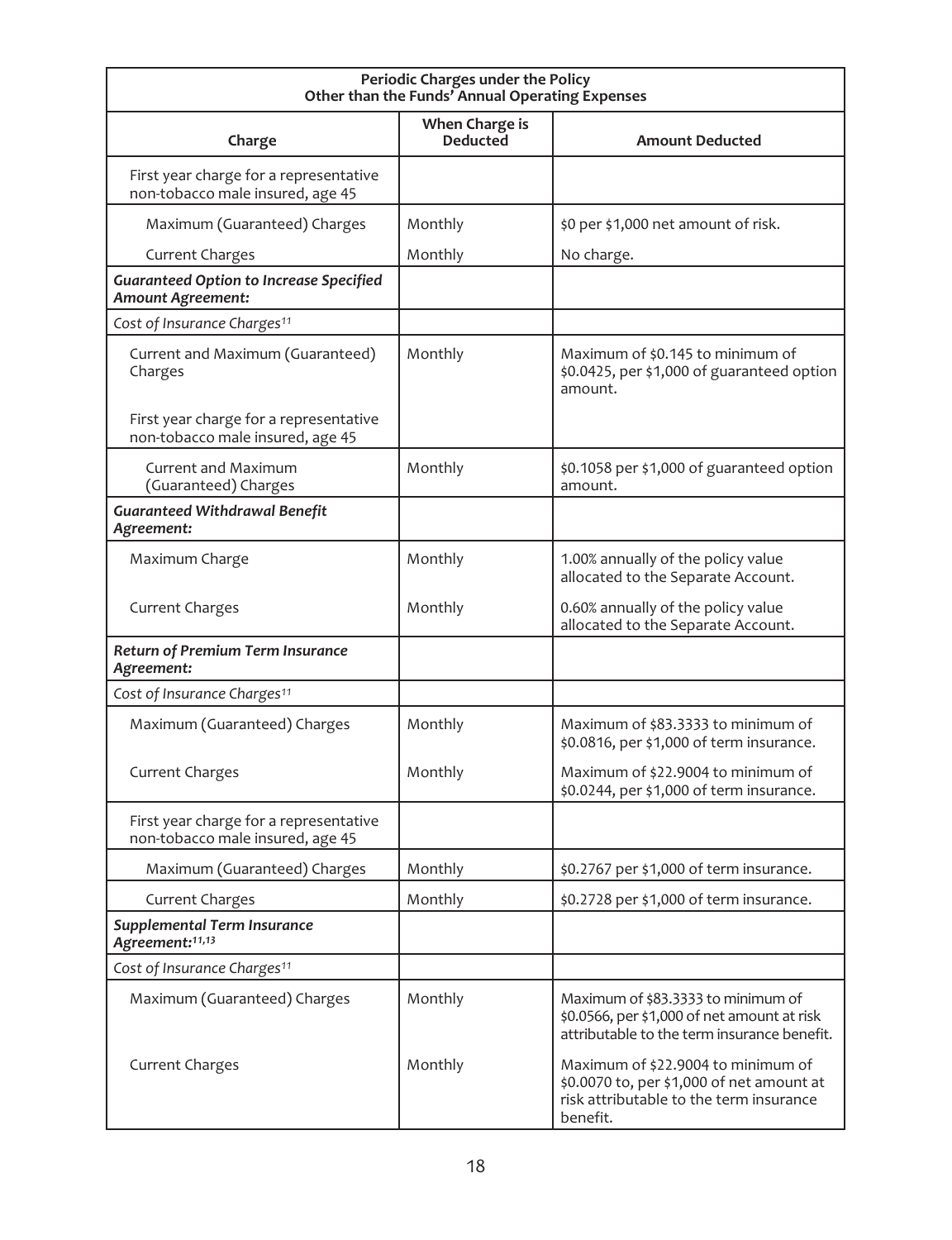| Periodic Charges under the Policy Other than the Funds' Annual Operating Expenses | | |
|---|---|---|
| **Charge** | **When Charge is Deducted** | **Amount Deducted** |
| First year charge for a representative non-tobacco male insured, age 45 | | |
| Maximum (Guaranteed) Charges | Monthly | $0 per $1,000 net amount of risk. |
| Current Charges | Monthly | No charge. |
| ***Guaranteed Option to Increase Specified Amount Agreement:*** | | |
| *Cost of Insurance Charges*[11] | | |
| Current and Maximum (Guaranteed) Charges | Monthly | Maximum of $0.145 to minimum of $0.0425, per $1,000 of guaranteed option amount. |
| First year charge for a representative non-tobacco male insured, age 45 | | |
| Current and Maximum (Guaranteed) Charges | Monthly | $0.1058 per $1,000 of guaranteed option amount. |
| ***Guaranteed Withdrawal Benefit Agreement:*** | | |
| Maximum Charge | Monthly | 1.00% annually of the policy value allocated to the Separate Account. |
| Current Charges | Monthly | 0.60% annually of the policy value allocated to the Separate Account. |
| ***Return of Premium Term Insurance Agreement:*** | | |
| *Cost of Insurance Charges*[11] | | |
| Maximum (Guaranteed) Charges | Monthly | Maximum of $83.3333 to minimum of $0.0816, per $1,000 of term insurance. |
| Current Charges | Monthly | Maximum of $22.9004 to minimum of $0.0244, per $1,000 of term insurance. |
| First year charge for a representative non-tobacco male insured, age 45 | | |
| Maximum (Guaranteed) Charges | Monthly | $0.2767 per $1,000 of term insurance. |
| Current Charges | Monthly | $0.2728 per $1,000 of term insurance. |
| ***Supplemental Term Insurance Agreement:***[11,13] | | |
| *Cost of Insurance Charges*[11] | | |
| Maximum (Guaranteed) Charges | Monthly | Maximum of $83.3333 to minimum of $0.0566, per $1,000 of net amount at risk attributable to the term insurance benefit. |
| Current Charges | Monthly | Maximum of $22.9004 to minimum of $0.0070 to, per $1,000 of net amount at risk attributable to the term insurance benefit. |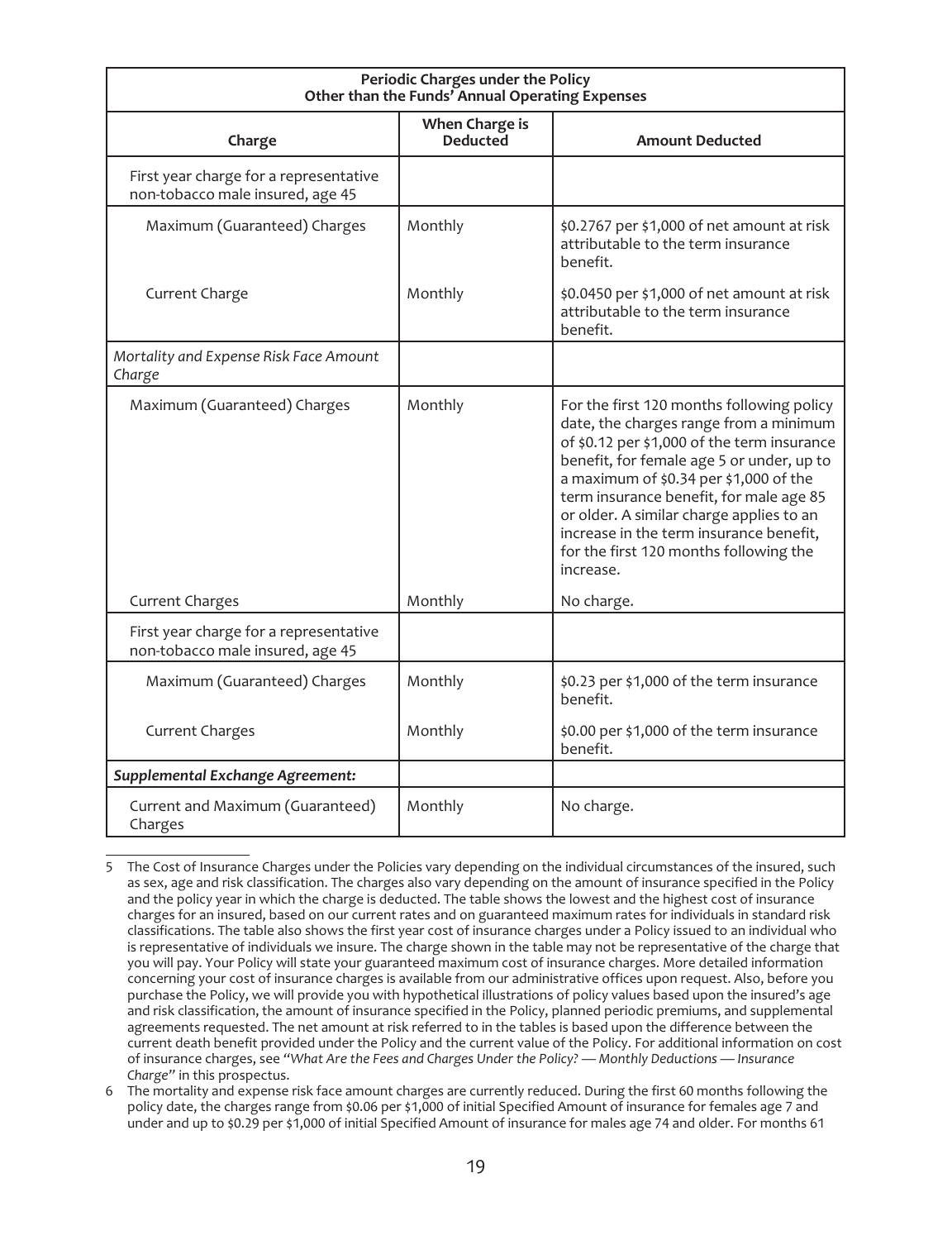| Periodic Charges under the Policy Other than the Funds' Annual Operating Expenses | | |
|---|---|---|
| **Charge** | **When Charge is Deducted** | **Amount Deducted** |
| First year charge for a representative non-tobacco male insured, age 45 | | |
| Maximum (Guaranteed) Charges | Monthly | \$0.2767 per \$1,000 of net amount at risk attributable to the term insurance benefit. |
| Current Charge | Monthly | \$0.0450 per \$1,000 of net amount at risk attributable to the term insurance benefit. |
| *Mortality and Expense Risk Face Amount Charge* | | |
| Maximum (Guaranteed) Charges | Monthly | For the first 120 months following policy date, the charges range from a minimum of \$0.12 per \$1,000 of the term insurance benefit, for female age 5 or under, up to a maximum of \$0.34 per \$1,000 of the term insurance benefit, for male age 85 or older. A similar charge applies to an increase in the term insurance benefit, for the first 120 months following the increase. |
| Current Charges | Monthly | No charge. |
| First year charge for a representative non-tobacco male insured, age 45 | | |
| Maximum (Guaranteed) Charges | Monthly | \$0.23 per \$1,000 of the term insurance benefit. |
| Current Charges | Monthly | \$0.00 per \$1,000 of the term insurance benefit. |
| ***Supplemental Exchange Agreement:*** | | |
| Current and Maximum (Guaranteed) Charges | Monthly | No charge. |

5 The Cost of Insurance Charges under the Policies vary depending on the individual circumstances of the insured, such as sex, age and risk classification. The charges also vary depending on the amount of insurance specified in the Policy and the policy year in which the charge is deducted. The table shows the lowest and the highest cost of insurance charges for an insured, based on our current rates and on guaranteed maximum rates for individuals in standard risk classifications. The table also shows the first year cost of insurance charges under a Policy issued to an individual who is representative of individuals we insure. The charge shown in the table may not be representative of the charge that you will pay. Your Policy will state your guaranteed maximum cost of insurance charges. More detailed information concerning your cost of insurance charges is available from our administrative offices upon request. Also, before you purchase the Policy, we will provide you with hypothetical illustrations of policy values based upon the insured's age and risk classification, the amount of insurance specified in the Policy, planned periodic premiums, and supplemental agreements requested. The net amount at risk referred to in the tables is based upon the difference between the current death benefit provided under the Policy and the current value of the Policy. For additional information on cost of insurance charges, see "*What Are the Fees and Charges Under the Policy? — Monthly Deductions — Insurance Charge*" in this prospectus.

6 The mortality and expense risk face amount charges are currently reduced. During the first 60 months following the policy date, the charges range from \$0.06 per \$1,000 of initial Specified Amount of insurance for females age 7 and under and up to \$0.29 per \$1,000 of initial Specified Amount of insurance for males age 74 and older. For months 61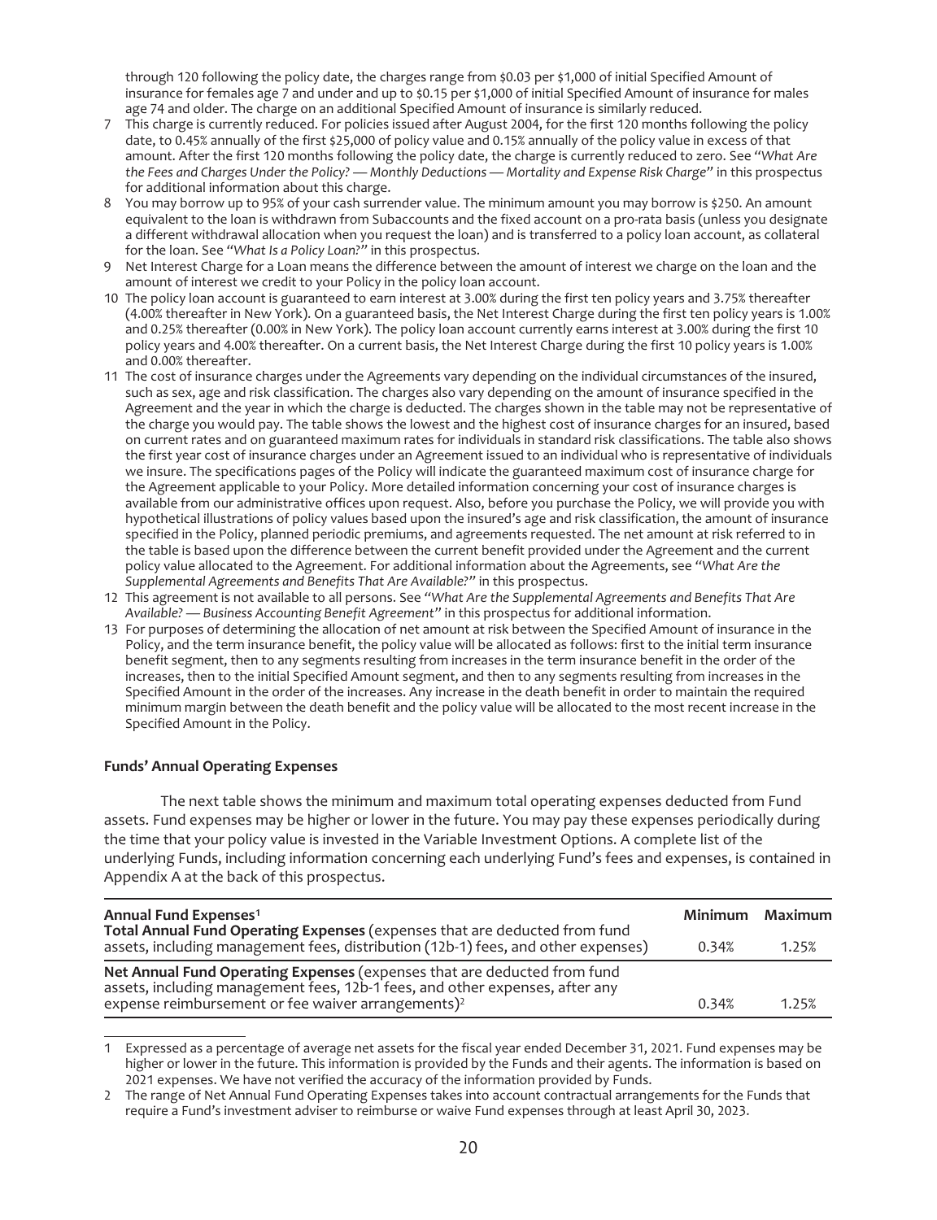through 120 following the policy date, the charges range from $0.03 per $1,000 of initial Specified Amount of insurance for females age 7 and under and up to $0.15 per $1,000 of initial Specified Amount of insurance for males age 74 and older. The charge on an additional Specified Amount of insurance is similarly reduced.

7 This charge is currently reduced. For policies issued after August 2004, for the first 120 months following the policy date, to 0.45% annually of the first $25,000 of policy value and 0.15% annually of the policy value in excess of that amount. After the first 120 months following the policy date, the charge is currently reduced to zero. See "*What Are the Fees and Charges Under the Policy? — Monthly Deductions — Mortality and Expense Risk Charge*" in this prospectus for additional information about this charge.

8 You may borrow up to 95% of your cash surrender value. The minimum amount you may borrow is $250. An amount equivalent to the loan is withdrawn from Subaccounts and the fixed account on a pro-rata basis (unless you designate a different withdrawal allocation when you request the loan) and is transferred to a policy loan account, as collateral for the loan. See "*What Is a Policy Loan?*" in this prospectus.

9 Net Interest Charge for a Loan means the difference between the amount of interest we charge on the loan and the amount of interest we credit to your Policy in the policy loan account.

10 The policy loan account is guaranteed to earn interest at 3.00% during the first ten policy years and 3.75% thereafter (4.00% thereafter in New York). On a guaranteed basis, the Net Interest Charge during the first ten policy years is 1.00% and 0.25% thereafter (0.00% in New York). The policy loan account currently earns interest at 3.00% during the first 10 policy years and 4.00% thereafter. On a current basis, the Net Interest Charge during the first 10 policy years is 1.00% and 0.00% thereafter.

11 The cost of insurance charges under the Agreements vary depending on the individual circumstances of the insured, such as sex, age and risk classification. The charges also vary depending on the amount of insurance specified in the Agreement and the year in which the charge is deducted. The charges shown in the table may not be representative of the charge you would pay. The table shows the lowest and the highest cost of insurance charges for an insured, based on current rates and on guaranteed maximum rates for individuals in standard risk classifications. The table also shows the first year cost of insurance charges under an Agreement issued to an individual who is representative of individuals we insure. The specifications pages of the Policy will indicate the guaranteed maximum cost of insurance charge for the Agreement applicable to your Policy. More detailed information concerning your cost of insurance charges is available from our administrative offices upon request. Also, before you purchase the Policy, we will provide you with hypothetical illustrations of policy values based upon the insured's age and risk classification, the amount of insurance specified in the Policy, planned periodic premiums, and agreements requested. The net amount at risk referred to in the table is based upon the difference between the current benefit provided under the Agreement and the current policy value allocated to the Agreement. For additional information about the Agreements, see "*What Are the Supplemental Agreements and Benefits That Are Available?*" in this prospectus.

12 This agreement is not available to all persons. See "*What Are the Supplemental Agreements and Benefits That Are Available? — Business Accounting Benefit Agreement*" in this prospectus for additional information.

13 For purposes of determining the allocation of net amount at risk between the Specified Amount of insurance in the Policy, and the term insurance benefit, the policy value will be allocated as follows: first to the initial term insurance benefit segment, then to any segments resulting from increases in the term insurance benefit in the order of the increases, then to the initial Specified Amount segment, and then to any segments resulting from increases in the Specified Amount in the order of the increases. Any increase in the death benefit in order to maintain the required minimum margin between the death benefit and the policy value will be allocated to the most recent increase in the Specified Amount in the Policy.

**Funds' Annual Operating Expenses**

The next table shows the minimum and maximum total operating expenses deducted from Fund assets. Fund expenses may be higher or lower in the future. You may pay these expenses periodically during the time that your policy value is invested in the Variable Investment Options. A complete list of the underlying Funds, including information concerning each underlying Fund's fees and expenses, is contained in Appendix A at the back of this prospectus.

| Annual Fund Expenses[1] | Minimum | Maximum |
|---|---|---|
| **Total Annual Fund Operating Expenses** (expenses that are deducted from fund assets, including management fees, distribution (12b-1) fees, and other expenses) | 0.34% | 1.25% |
| **Net Annual Fund Operating Expenses** (expenses that are deducted from fund assets, including management fees, 12b-1 fees, and other expenses, after any expense reimbursement or fee waiver arrangements)[2] | 0.34% | 1.25% |

1 Expressed as a percentage of average net assets for the fiscal year ended December 31, 2021. Fund expenses may be higher or lower in the future. This information is provided by the Funds and their agents. The information is based on 2021 expenses. We have not verified the accuracy of the information provided by Funds.

2 The range of Net Annual Fund Operating Expenses takes into account contractual arrangements for the Funds that require a Fund's investment adviser to reimburse or waive Fund expenses through at least April 30, 2023.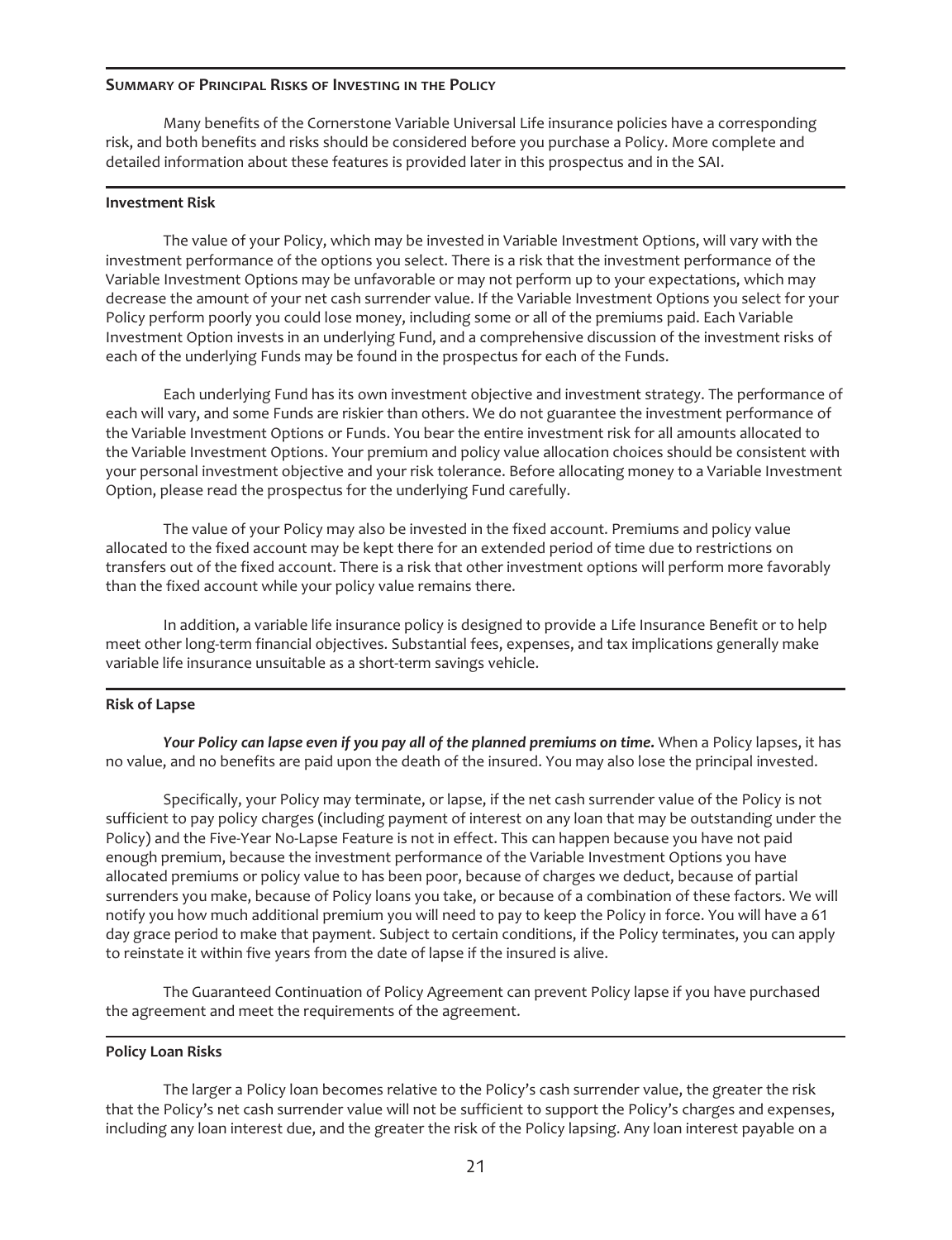## Summary of Principal Risks of Investing in the Policy

Many benefits of the Cornerstone Variable Universal Life insurance policies have a corresponding risk, and both benefits and risks should be considered before you purchase a Policy. More complete and detailed information about these features is provided later in this prospectus and in the SAI.

### Investment Risk

The value of your Policy, which may be invested in Variable Investment Options, will vary with the investment performance of the options you select. There is a risk that the investment performance of the Variable Investment Options may be unfavorable or may not perform up to your expectations, which may decrease the amount of your net cash surrender value. If the Variable Investment Options you select for your Policy perform poorly you could lose money, including some or all of the premiums paid. Each Variable Investment Option invests in an underlying Fund, and a comprehensive discussion of the investment risks of each of the underlying Funds may be found in the prospectus for each of the Funds.

Each underlying Fund has its own investment objective and investment strategy. The performance of each will vary, and some Funds are riskier than others. We do not guarantee the investment performance of the Variable Investment Options or Funds. You bear the entire investment risk for all amounts allocated to the Variable Investment Options. Your premium and policy value allocation choices should be consistent with your personal investment objective and your risk tolerance. Before allocating money to a Variable Investment Option, please read the prospectus for the underlying Fund carefully.

The value of your Policy may also be invested in the fixed account. Premiums and policy value allocated to the fixed account may be kept there for an extended period of time due to restrictions on transfers out of the fixed account. There is a risk that other investment options will perform more favorably than the fixed account while your policy value remains there.

In addition, a variable life insurance policy is designed to provide a Life Insurance Benefit or to help meet other long-term financial objectives. Substantial fees, expenses, and tax implications generally make variable life insurance unsuitable as a short-term savings vehicle.

### Risk of Lapse

***Your Policy can lapse even if you pay all of the planned premiums on time.*** When a Policy lapses, it has no value, and no benefits are paid upon the death of the insured. You may also lose the principal invested.

Specifically, your Policy may terminate, or lapse, if the net cash surrender value of the Policy is not sufficient to pay policy charges (including payment of interest on any loan that may be outstanding under the Policy) and the Five-Year No-Lapse Feature is not in effect. This can happen because you have not paid enough premium, because the investment performance of the Variable Investment Options you have allocated premiums or policy value to has been poor, because of charges we deduct, because of partial surrenders you make, because of Policy loans you take, or because of a combination of these factors. We will notify you how much additional premium you will need to pay to keep the Policy in force. You will have a 61 day grace period to make that payment. Subject to certain conditions, if the Policy terminates, you can apply to reinstate it within five years from the date of lapse if the insured is alive.

The Guaranteed Continuation of Policy Agreement can prevent Policy lapse if you have purchased the agreement and meet the requirements of the agreement.

### Policy Loan Risks

The larger a Policy loan becomes relative to the Policy's cash surrender value, the greater the risk that the Policy's net cash surrender value will not be sufficient to support the Policy's charges and expenses, including any loan interest due, and the greater the risk of the Policy lapsing. Any loan interest payable on a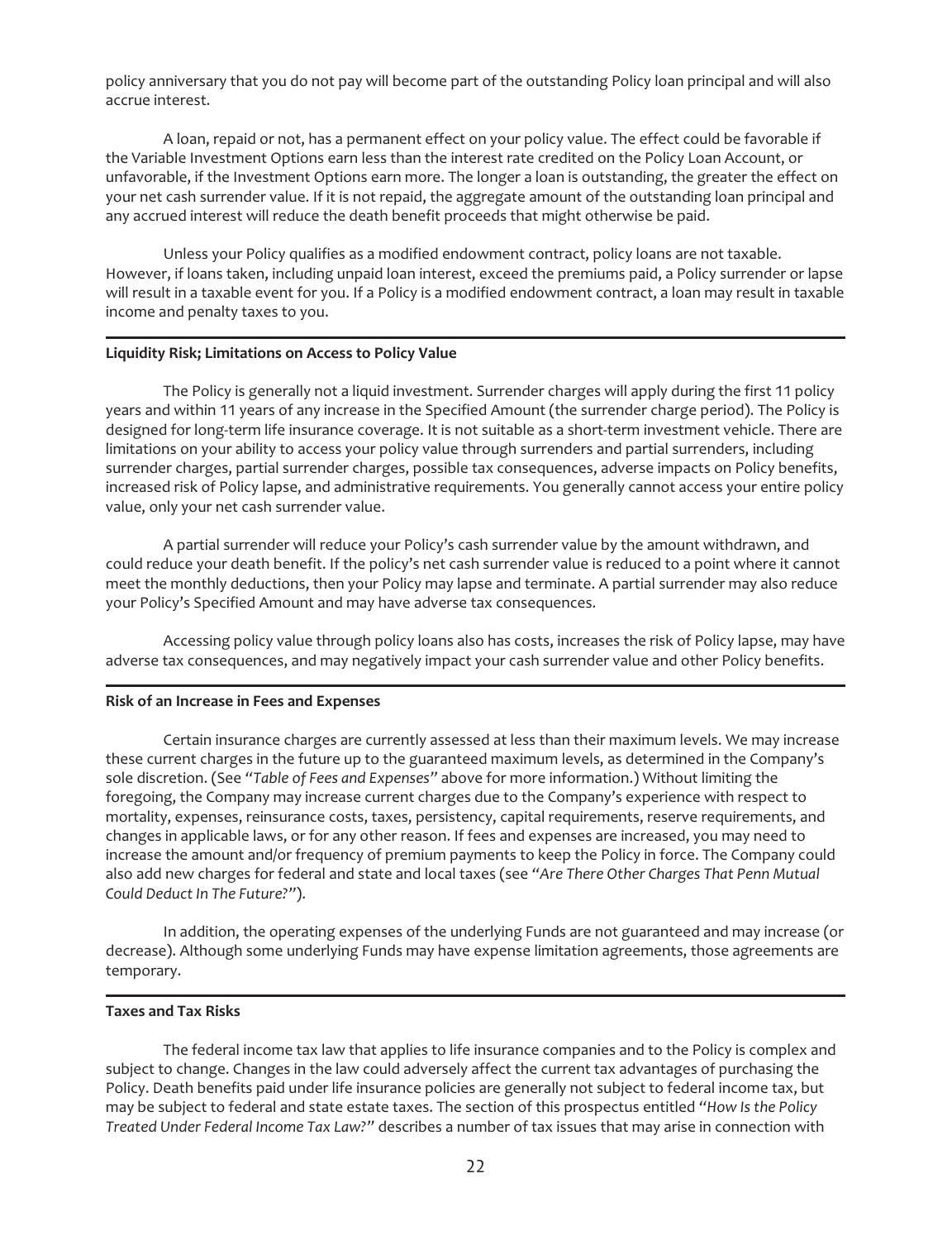policy anniversary that you do not pay will become part of the outstanding Policy loan principal and will also accrue interest.

A loan, repaid or not, has a permanent effect on your policy value. The effect could be favorable if the Variable Investment Options earn less than the interest rate credited on the Policy Loan Account, or unfavorable, if the Investment Options earn more. The longer a loan is outstanding, the greater the effect on your net cash surrender value. If it is not repaid, the aggregate amount of the outstanding loan principal and any accrued interest will reduce the death benefit proceeds that might otherwise be paid.

Unless your Policy qualifies as a modified endowment contract, policy loans are not taxable. However, if loans taken, including unpaid loan interest, exceed the premiums paid, a Policy surrender or lapse will result in a taxable event for you. If a Policy is a modified endowment contract, a loan may result in taxable income and penalty taxes to you.

**Liquidity Risk; Limitations on Access to Policy Value**

The Policy is generally not a liquid investment. Surrender charges will apply during the first 11 policy years and within 11 years of any increase in the Specified Amount (the surrender charge period). The Policy is designed for long-term life insurance coverage. It is not suitable as a short-term investment vehicle. There are limitations on your ability to access your policy value through surrenders and partial surrenders, including surrender charges, partial surrender charges, possible tax consequences, adverse impacts on Policy benefits, increased risk of Policy lapse, and administrative requirements. You generally cannot access your entire policy value, only your net cash surrender value.

A partial surrender will reduce your Policy's cash surrender value by the amount withdrawn, and could reduce your death benefit. If the policy's net cash surrender value is reduced to a point where it cannot meet the monthly deductions, then your Policy may lapse and terminate. A partial surrender may also reduce your Policy's Specified Amount and may have adverse tax consequences.

Accessing policy value through policy loans also has costs, increases the risk of Policy lapse, may have adverse tax consequences, and may negatively impact your cash surrender value and other Policy benefits.

**Risk of an Increase in Fees and Expenses**

Certain insurance charges are currently assessed at less than their maximum levels. We may increase these current charges in the future up to the guaranteed maximum levels, as determined in the Company's sole discretion. (See "*Table of Fees and Expenses*" above for more information.) Without limiting the foregoing, the Company may increase current charges due to the Company's experience with respect to mortality, expenses, reinsurance costs, taxes, persistency, capital requirements, reserve requirements, and changes in applicable laws, or for any other reason. If fees and expenses are increased, you may need to increase the amount and/or frequency of premium payments to keep the Policy in force. The Company could also add new charges for federal and state and local taxes (see "*Are There Other Charges That Penn Mutual Could Deduct In The Future?*").

In addition, the operating expenses of the underlying Funds are not guaranteed and may increase (or decrease). Although some underlying Funds may have expense limitation agreements, those agreements are temporary.

**Taxes and Tax Risks**

The federal income tax law that applies to life insurance companies and to the Policy is complex and subject to change. Changes in the law could adversely affect the current tax advantages of purchasing the Policy. Death benefits paid under life insurance policies are generally not subject to federal income tax, but may be subject to federal and state estate taxes. The section of this prospectus entitled "*How Is the Policy Treated Under Federal Income Tax Law?*" describes a number of tax issues that may arise in connection with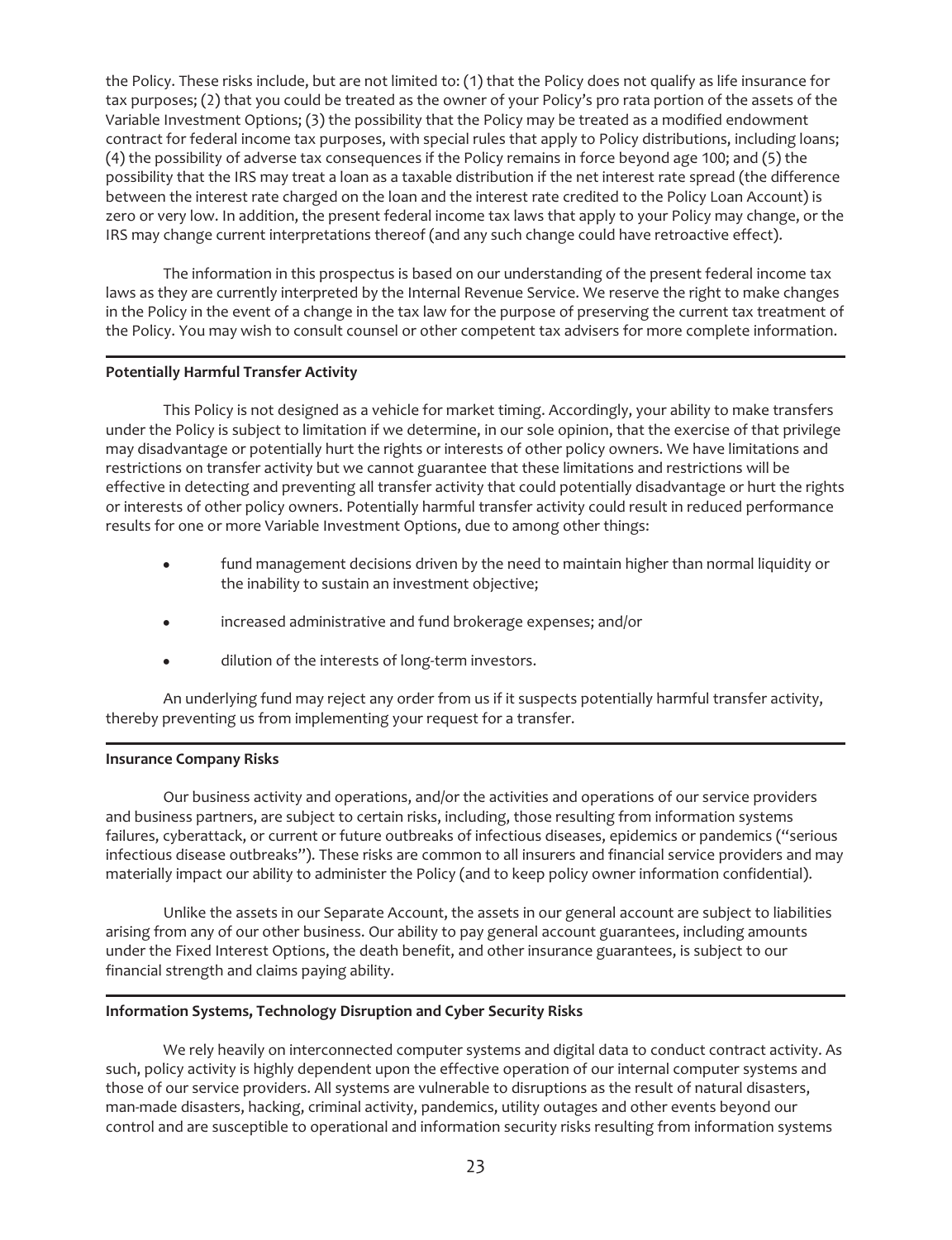the Policy. These risks include, but are not limited to: (1) that the Policy does not qualify as life insurance for tax purposes; (2) that you could be treated as the owner of your Policy's pro rata portion of the assets of the Variable Investment Options; (3) the possibility that the Policy may be treated as a modified endowment contract for federal income tax purposes, with special rules that apply to Policy distributions, including loans; (4) the possibility of adverse tax consequences if the Policy remains in force beyond age 100; and (5) the possibility that the IRS may treat a loan as a taxable distribution if the net interest rate spread (the difference between the interest rate charged on the loan and the interest rate credited to the Policy Loan Account) is zero or very low. In addition, the present federal income tax laws that apply to your Policy may change, or the IRS may change current interpretations thereof (and any such change could have retroactive effect).

The information in this prospectus is based on our understanding of the present federal income tax laws as they are currently interpreted by the Internal Revenue Service. We reserve the right to make changes in the Policy in the event of a change in the tax law for the purpose of preserving the current tax treatment of the Policy. You may wish to consult counsel or other competent tax advisers for more complete information.

**Potentially Harmful Transfer Activity**

This Policy is not designed as a vehicle for market timing. Accordingly, your ability to make transfers under the Policy is subject to limitation if we determine, in our sole opinion, that the exercise of that privilege may disadvantage or potentially hurt the rights or interests of other policy owners. We have limitations and restrictions on transfer activity but we cannot guarantee that these limitations and restrictions will be effective in detecting and preventing all transfer activity that could potentially disadvantage or hurt the rights or interests of other policy owners. Potentially harmful transfer activity could result in reduced performance results for one or more Variable Investment Options, due to among other things:

- fund management decisions driven by the need to maintain higher than normal liquidity or the inability to sustain an investment objective;
- increased administrative and fund brokerage expenses; and/or
- dilution of the interests of long-term investors.

An underlying fund may reject any order from us if it suspects potentially harmful transfer activity, thereby preventing us from implementing your request for a transfer.

**Insurance Company Risks**

Our business activity and operations, and/or the activities and operations of our service providers and business partners, are subject to certain risks, including, those resulting from information systems failures, cyberattack, or current or future outbreaks of infectious diseases, epidemics or pandemics ("serious infectious disease outbreaks"). These risks are common to all insurers and financial service providers and may materially impact our ability to administer the Policy (and to keep policy owner information confidential).

Unlike the assets in our Separate Account, the assets in our general account are subject to liabilities arising from any of our other business. Our ability to pay general account guarantees, including amounts under the Fixed Interest Options, the death benefit, and other insurance guarantees, is subject to our financial strength and claims paying ability.

**Information Systems, Technology Disruption and Cyber Security Risks**

We rely heavily on interconnected computer systems and digital data to conduct contract activity. As such, policy activity is highly dependent upon the effective operation of our internal computer systems and those of our service providers. All systems are vulnerable to disruptions as the result of natural disasters, man-made disasters, hacking, criminal activity, pandemics, utility outages and other events beyond our control and are susceptible to operational and information security risks resulting from information systems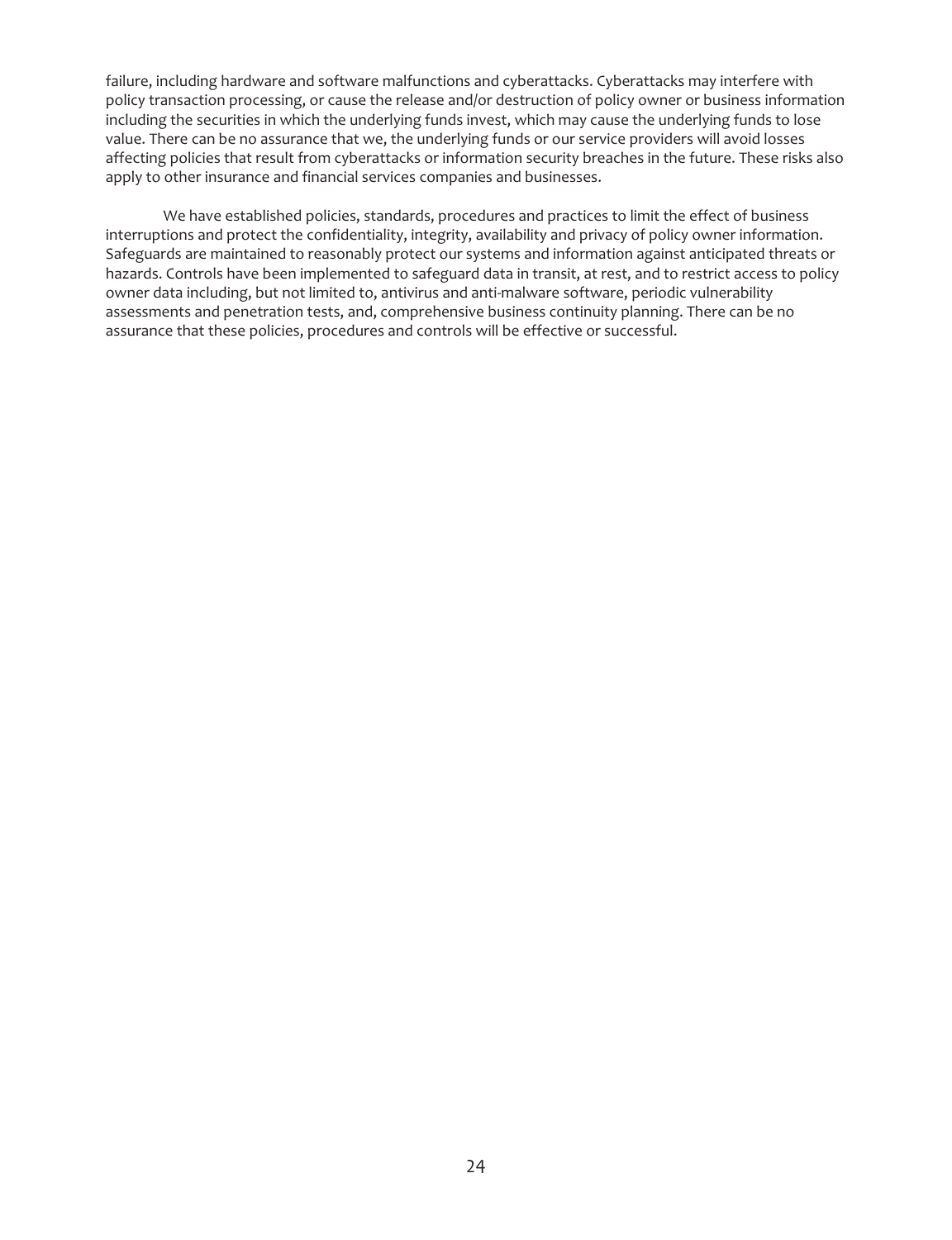failure, including hardware and software malfunctions and cyberattacks. Cyberattacks may interfere with policy transaction processing, or cause the release and/or destruction of policy owner or business information including the securities in which the underlying funds invest, which may cause the underlying funds to lose value. There can be no assurance that we, the underlying funds or our service providers will avoid losses affecting policies that result from cyberattacks or information security breaches in the future. These risks also apply to other insurance and financial services companies and businesses.

We have established policies, standards, procedures and practices to limit the effect of business interruptions and protect the confidentiality, integrity, availability and privacy of policy owner information. Safeguards are maintained to reasonably protect our systems and information against anticipated threats or hazards. Controls have been implemented to safeguard data in transit, at rest, and to restrict access to policy owner data including, but not limited to, antivirus and anti-malware software, periodic vulnerability assessments and penetration tests, and, comprehensive business continuity planning. There can be no assurance that these policies, procedures and controls will be effective or successful.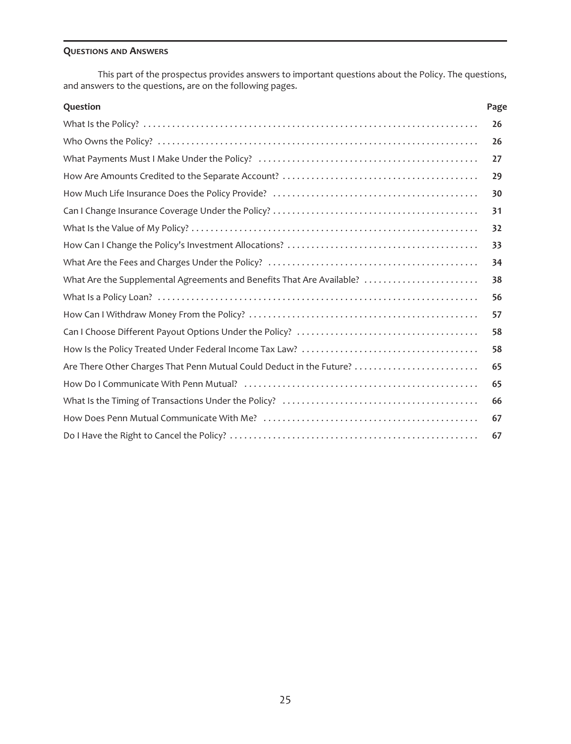## QUESTIONS AND ANSWERS

This part of the prospectus provides answers to important questions about the Policy. The questions, and answers to the questions, are on the following pages.

| Question | Page |
|---|---|
| What Is the Policy? | 26 |
| Who Owns the Policy? | 26 |
| What Payments Must I Make Under the Policy? | 27 |
| How Are Amounts Credited to the Separate Account? | 29 |
| How Much Life Insurance Does the Policy Provide? | 30 |
| Can I Change Insurance Coverage Under the Policy? | 31 |
| What Is the Value of My Policy? | 32 |
| How Can I Change the Policy's Investment Allocations? | 33 |
| What Are the Fees and Charges Under the Policy? | 34 |
| What Are the Supplemental Agreements and Benefits That Are Available? | 38 |
| What Is a Policy Loan? | 56 |
| How Can I Withdraw Money From the Policy? | 57 |
| Can I Choose Different Payout Options Under the Policy? | 58 |
| How Is the Policy Treated Under Federal Income Tax Law? | 58 |
| Are There Other Charges That Penn Mutual Could Deduct in the Future? | 65 |
| How Do I Communicate With Penn Mutual? | 65 |
| What Is the Timing of Transactions Under the Policy? | 66 |
| How Does Penn Mutual Communicate With Me? | 67 |
| Do I Have the Right to Cancel the Policy? | 67 |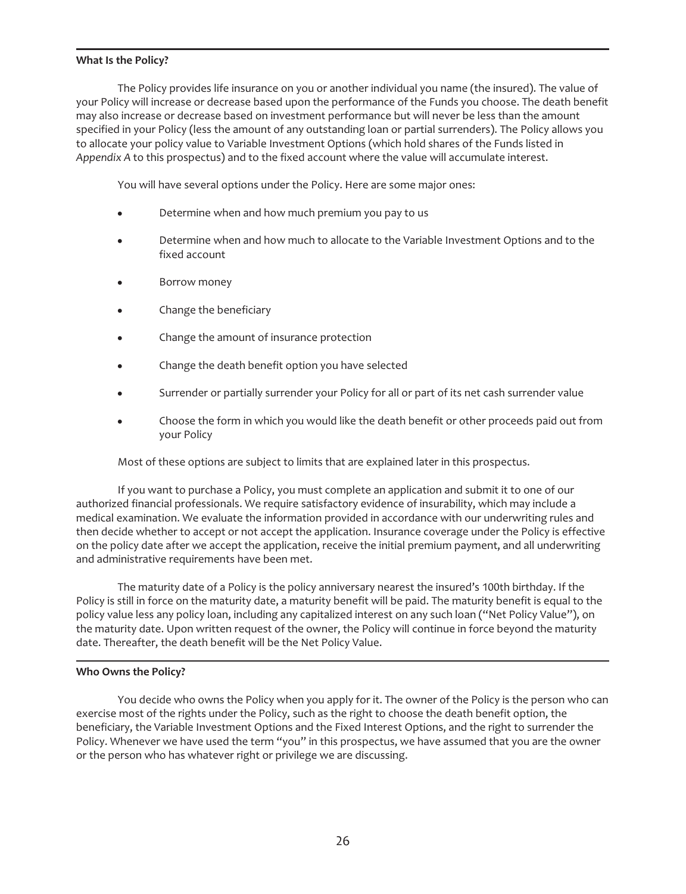### What Is the Policy?

The Policy provides life insurance on you or another individual you name (the insured). The value of your Policy will increase or decrease based upon the performance of the Funds you choose. The death benefit may also increase or decrease based on investment performance but will never be less than the amount specified in your Policy (less the amount of any outstanding loan or partial surrenders). The Policy allows you to allocate your policy value to Variable Investment Options (which hold shares of the Funds listed in *Appendix A* to this prospectus) and to the fixed account where the value will accumulate interest.

You will have several options under the Policy. Here are some major ones:

- Determine when and how much premium you pay to us
- Determine when and how much to allocate to the Variable Investment Options and to the fixed account
- Borrow money
- Change the beneficiary
- Change the amount of insurance protection
- Change the death benefit option you have selected
- Surrender or partially surrender your Policy for all or part of its net cash surrender value
- Choose the form in which you would like the death benefit or other proceeds paid out from your Policy

Most of these options are subject to limits that are explained later in this prospectus.

If you want to purchase a Policy, you must complete an application and submit it to one of our authorized financial professionals. We require satisfactory evidence of insurability, which may include a medical examination. We evaluate the information provided in accordance with our underwriting rules and then decide whether to accept or not accept the application. Insurance coverage under the Policy is effective on the policy date after we accept the application, receive the initial premium payment, and all underwriting and administrative requirements have been met.

The maturity date of a Policy is the policy anniversary nearest the insured's 100th birthday. If the Policy is still in force on the maturity date, a maturity benefit will be paid. The maturity benefit is equal to the policy value less any policy loan, including any capitalized interest on any such loan ("Net Policy Value"), on the maturity date. Upon written request of the owner, the Policy will continue in force beyond the maturity date. Thereafter, the death benefit will be the Net Policy Value.

### Who Owns the Policy?

You decide who owns the Policy when you apply for it. The owner of the Policy is the person who can exercise most of the rights under the Policy, such as the right to choose the death benefit option, the beneficiary, the Variable Investment Options and the Fixed Interest Options, and the right to surrender the Policy. Whenever we have used the term "you" in this prospectus, we have assumed that you are the owner or the person who has whatever right or privilege we are discussing.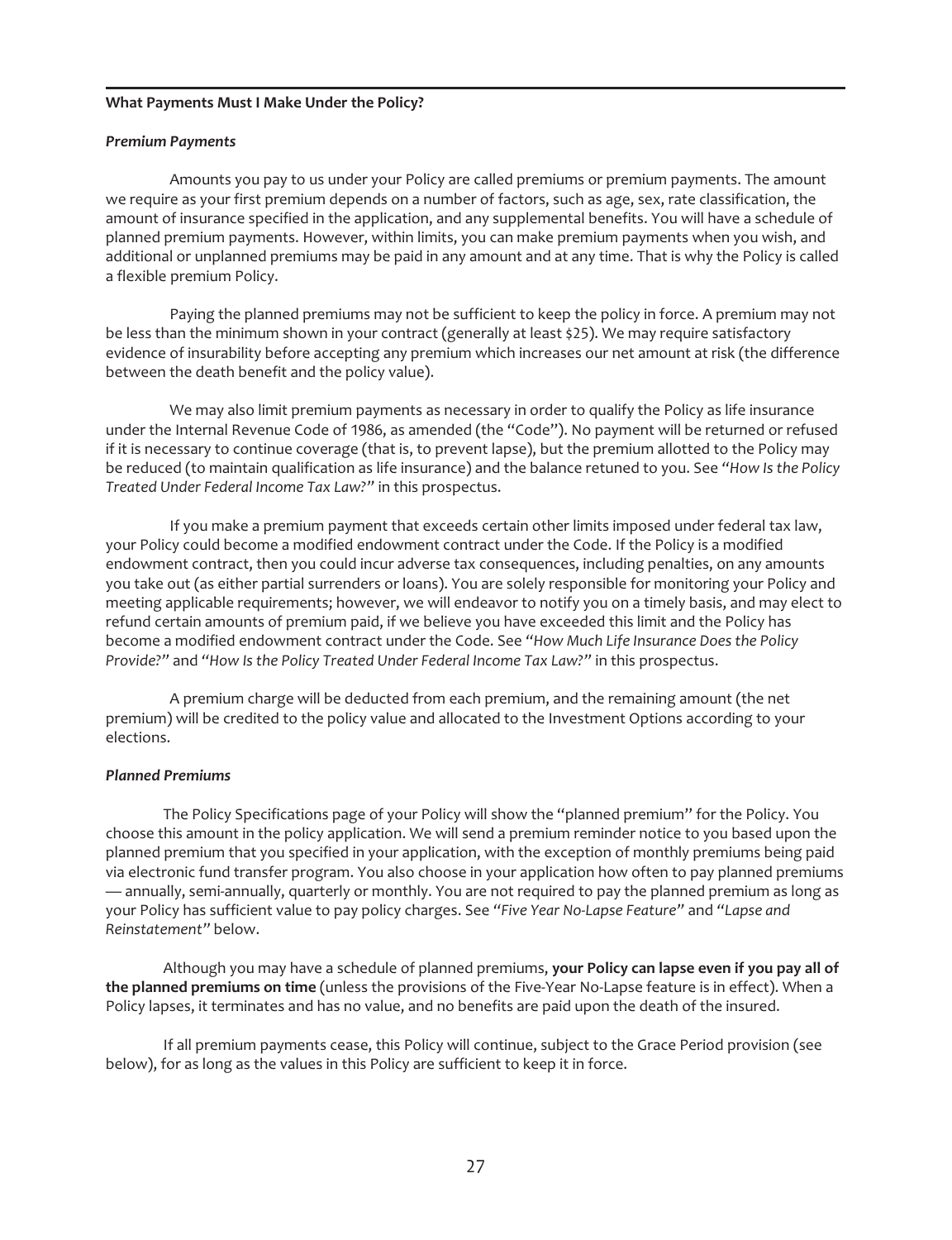**What Payments Must I Make Under the Policy?**

***Premium Payments***

Amounts you pay to us under your Policy are called premiums or premium payments. The amount we require as your first premium depends on a number of factors, such as age, sex, rate classification, the amount of insurance specified in the application, and any supplemental benefits. You will have a schedule of planned premium payments. However, within limits, you can make premium payments when you wish, and additional or unplanned premiums may be paid in any amount and at any time. That is why the Policy is called a flexible premium Policy.

Paying the planned premiums may not be sufficient to keep the policy in force. A premium may not be less than the minimum shown in your contract (generally at least $25). We may require satisfactory evidence of insurability before accepting any premium which increases our net amount at risk (the difference between the death benefit and the policy value).

We may also limit premium payments as necessary in order to qualify the Policy as life insurance under the Internal Revenue Code of 1986, as amended (the "Code"). No payment will be returned or refused if it is necessary to continue coverage (that is, to prevent lapse), but the premium allotted to the Policy may be reduced (to maintain qualification as life insurance) and the balance retuned to you. See *"How Is the Policy Treated Under Federal Income Tax Law?"* in this prospectus.

If you make a premium payment that exceeds certain other limits imposed under federal tax law, your Policy could become a modified endowment contract under the Code. If the Policy is a modified endowment contract, then you could incur adverse tax consequences, including penalties, on any amounts you take out (as either partial surrenders or loans). You are solely responsible for monitoring your Policy and meeting applicable requirements; however, we will endeavor to notify you on a timely basis, and may elect to refund certain amounts of premium paid, if we believe you have exceeded this limit and the Policy has become a modified endowment contract under the Code. See *"How Much Life Insurance Does the Policy Provide?"* and *"How Is the Policy Treated Under Federal Income Tax Law?"* in this prospectus.

A premium charge will be deducted from each premium, and the remaining amount (the net premium) will be credited to the policy value and allocated to the Investment Options according to your elections.

***Planned Premiums***

The Policy Specifications page of your Policy will show the "planned premium" for the Policy. You choose this amount in the policy application. We will send a premium reminder notice to you based upon the planned premium that you specified in your application, with the exception of monthly premiums being paid via electronic fund transfer program. You also choose in your application how often to pay planned premiums — annually, semi-annually, quarterly or monthly. You are not required to pay the planned premium as long as your Policy has sufficient value to pay policy charges. See *"Five Year No-Lapse Feature"* and *"Lapse and Reinstatement"* below.

Although you may have a schedule of planned premiums, **your Policy can lapse even if you pay all of the planned premiums on time** (unless the provisions of the Five-Year No-Lapse feature is in effect). When a Policy lapses, it terminates and has no value, and no benefits are paid upon the death of the insured.

If all premium payments cease, this Policy will continue, subject to the Grace Period provision (see below), for as long as the values in this Policy are sufficient to keep it in force.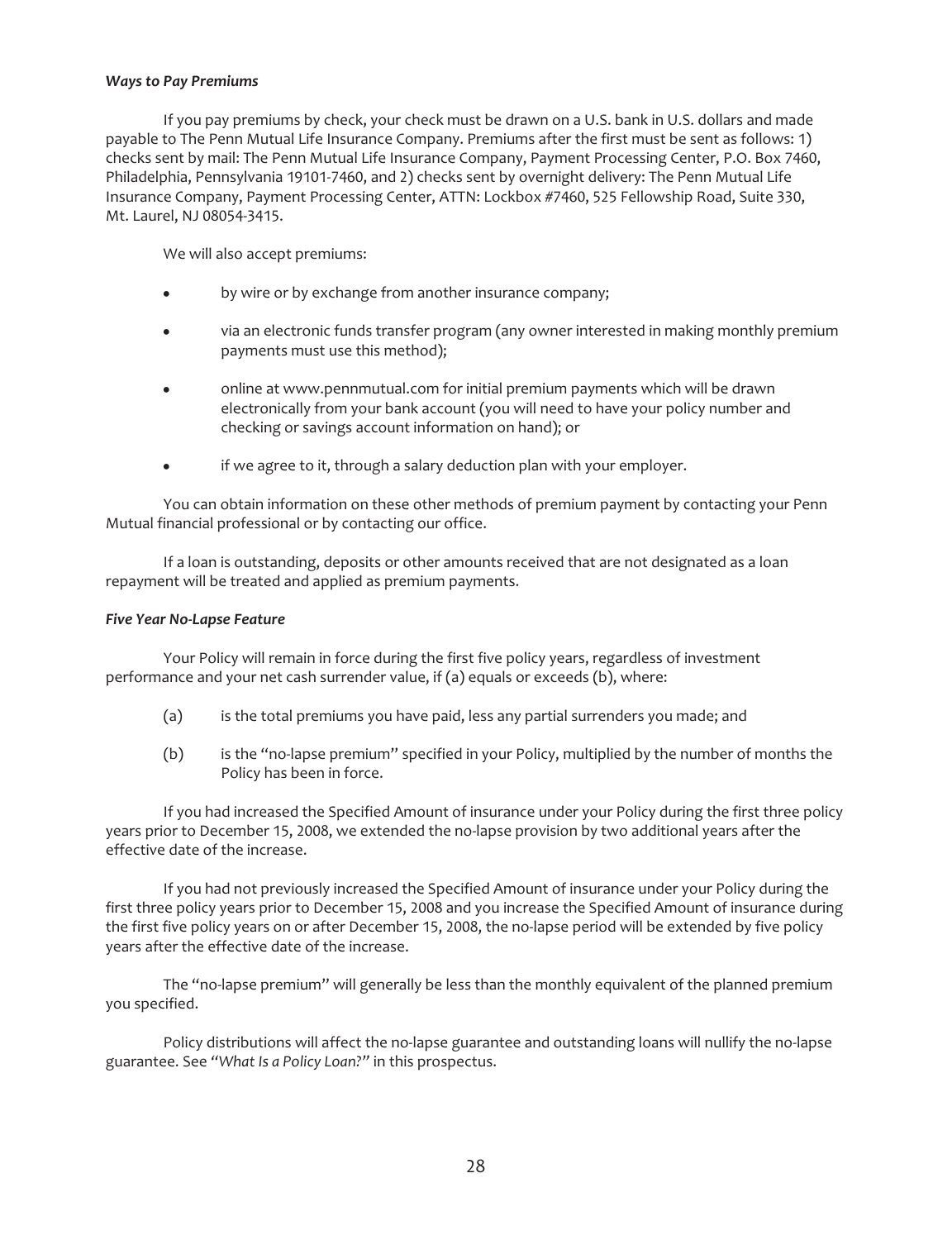***Ways to Pay Premiums***

If you pay premiums by check, your check must be drawn on a U.S. bank in U.S. dollars and made payable to The Penn Mutual Life Insurance Company. Premiums after the first must be sent as follows: 1) checks sent by mail: The Penn Mutual Life Insurance Company, Payment Processing Center, P.O. Box 7460, Philadelphia, Pennsylvania 19101-7460, and 2) checks sent by overnight delivery: The Penn Mutual Life Insurance Company, Payment Processing Center, ATTN: Lockbox #7460, 525 Fellowship Road, Suite 330, Mt. Laurel, NJ 08054-3415.

We will also accept premiums:

- by wire or by exchange from another insurance company;
- via an electronic funds transfer program (any owner interested in making monthly premium payments must use this method);
- online at www.pennmutual.com for initial premium payments which will be drawn electronically from your bank account (you will need to have your policy number and checking or savings account information on hand); or
- if we agree to it, through a salary deduction plan with your employer.

You can obtain information on these other methods of premium payment by contacting your Penn Mutual financial professional or by contacting our office.

If a loan is outstanding, deposits or other amounts received that are not designated as a loan repayment will be treated and applied as premium payments.

***Five Year No-Lapse Feature***

Your Policy will remain in force during the first five policy years, regardless of investment performance and your net cash surrender value, if (a) equals or exceeds (b), where:

(a) is the total premiums you have paid, less any partial surrenders you made; and

(b) is the "no-lapse premium" specified in your Policy, multiplied by the number of months the Policy has been in force.

If you had increased the Specified Amount of insurance under your Policy during the first three policy years prior to December 15, 2008, we extended the no-lapse provision by two additional years after the effective date of the increase.

If you had not previously increased the Specified Amount of insurance under your Policy during the first three policy years prior to December 15, 2008 and you increase the Specified Amount of insurance during the first five policy years on or after December 15, 2008, the no-lapse period will be extended by five policy years after the effective date of the increase.

The "no-lapse premium" will generally be less than the monthly equivalent of the planned premium you specified.

Policy distributions will affect the no-lapse guarantee and outstanding loans will nullify the no-lapse guarantee. See "*What Is a Policy Loan?*" in this prospectus.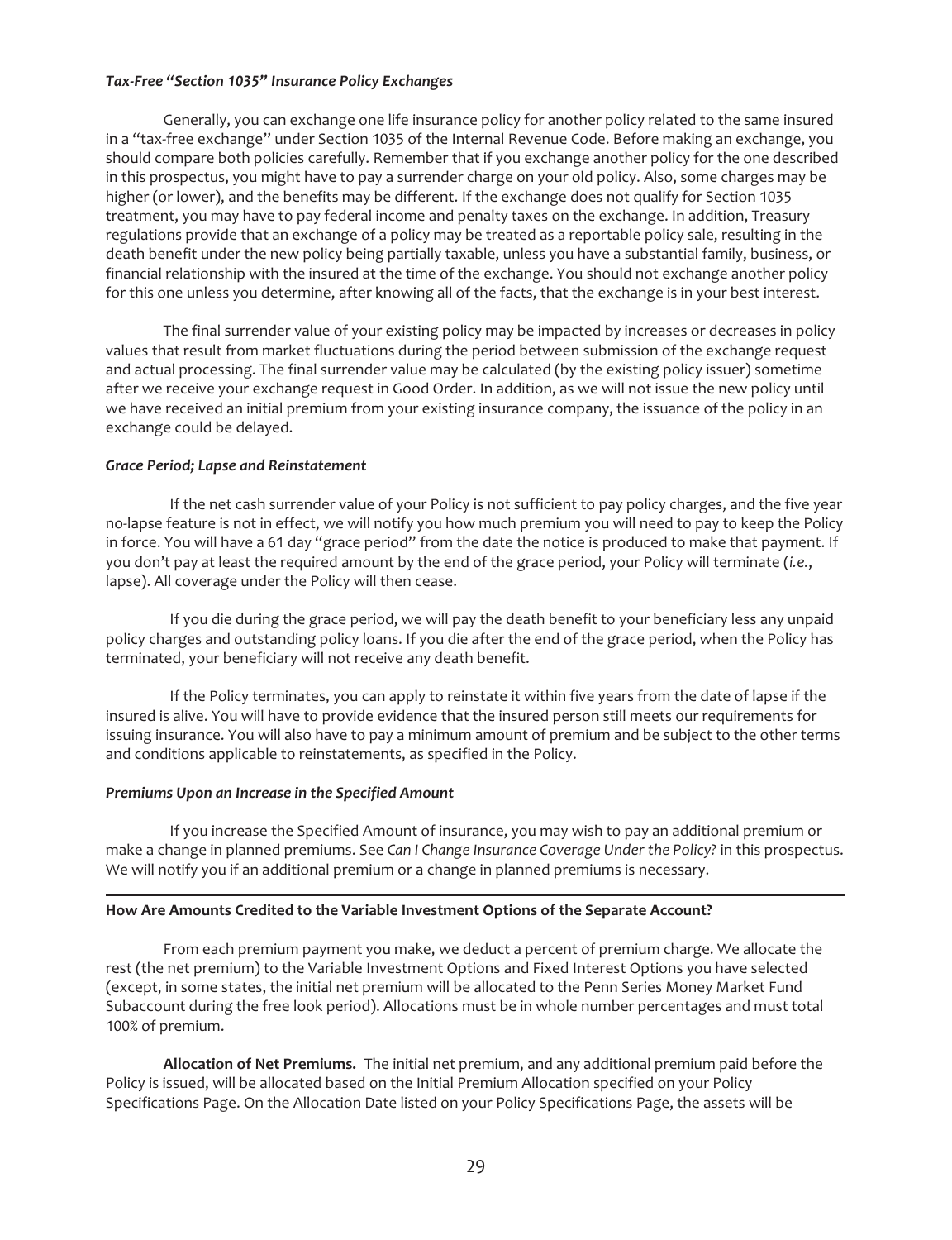### *Tax-Free "Section 1035" Insurance Policy Exchanges*

Generally, you can exchange one life insurance policy for another policy related to the same insured in a "tax-free exchange" under Section 1035 of the Internal Revenue Code. Before making an exchange, you should compare both policies carefully. Remember that if you exchange another policy for the one described in this prospectus, you might have to pay a surrender charge on your old policy. Also, some charges may be higher (or lower), and the benefits may be different. If the exchange does not qualify for Section 1035 treatment, you may have to pay federal income and penalty taxes on the exchange. In addition, Treasury regulations provide that an exchange of a policy may be treated as a reportable policy sale, resulting in the death benefit under the new policy being partially taxable, unless you have a substantial family, business, or financial relationship with the insured at the time of the exchange. You should not exchange another policy for this one unless you determine, after knowing all of the facts, that the exchange is in your best interest.

The final surrender value of your existing policy may be impacted by increases or decreases in policy values that result from market fluctuations during the period between submission of the exchange request and actual processing. The final surrender value may be calculated (by the existing policy issuer) sometime after we receive your exchange request in Good Order. In addition, as we will not issue the new policy until we have received an initial premium from your existing insurance company, the issuance of the policy in an exchange could be delayed.

### *Grace Period; Lapse and Reinstatement*

If the net cash surrender value of your Policy is not sufficient to pay policy charges, and the five year no-lapse feature is not in effect, we will notify you how much premium you will need to pay to keep the Policy in force. You will have a 61 day "grace period" from the date the notice is produced to make that payment. If you don't pay at least the required amount by the end of the grace period, your Policy will terminate (*i.e.*, lapse). All coverage under the Policy will then cease.

If you die during the grace period, we will pay the death benefit to your beneficiary less any unpaid policy charges and outstanding policy loans. If you die after the end of the grace period, when the Policy has terminated, your beneficiary will not receive any death benefit.

If the Policy terminates, you can apply to reinstate it within five years from the date of lapse if the insured is alive. You will have to provide evidence that the insured person still meets our requirements for issuing insurance. You will also have to pay a minimum amount of premium and be subject to the other terms and conditions applicable to reinstatements, as specified in the Policy.

### *Premiums Upon an Increase in the Specified Amount*

If you increase the Specified Amount of insurance, you may wish to pay an additional premium or make a change in planned premiums. See *Can I Change Insurance Coverage Under the Policy?* in this prospectus. We will notify you if an additional premium or a change in planned premiums is necessary.

---

## **How Are Amounts Credited to the Variable Investment Options of the Separate Account?**

From each premium payment you make, we deduct a percent of premium charge. We allocate the rest (the net premium) to the Variable Investment Options and Fixed Interest Options you have selected (except, in some states, the initial net premium will be allocated to the Penn Series Money Market Fund Subaccount during the free look period). Allocations must be in whole number percentages and must total 100% of premium.

**Allocation of Net Premiums.** The initial net premium, and any additional premium paid before the Policy is issued, will be allocated based on the Initial Premium Allocation specified on your Policy Specifications Page. On the Allocation Date listed on your Policy Specifications Page, the assets will be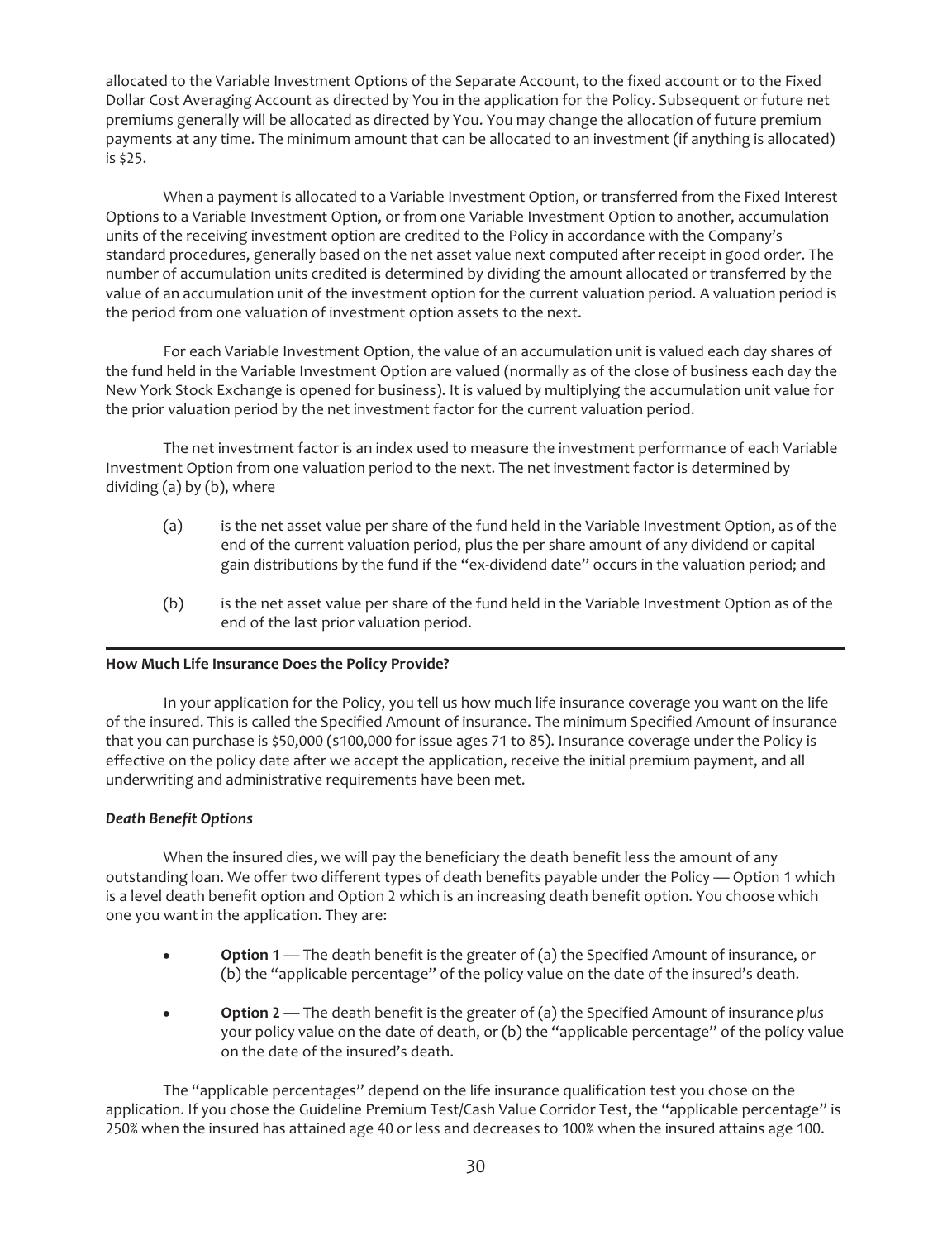allocated to the Variable Investment Options of the Separate Account, to the fixed account or to the Fixed Dollar Cost Averaging Account as directed by You in the application for the Policy. Subsequent or future net premiums generally will be allocated as directed by You. You may change the allocation of future premium payments at any time. The minimum amount that can be allocated to an investment (if anything is allocated) is $25.

When a payment is allocated to a Variable Investment Option, or transferred from the Fixed Interest Options to a Variable Investment Option, or from one Variable Investment Option to another, accumulation units of the receiving investment option are credited to the Policy in accordance with the Company's standard procedures, generally based on the net asset value next computed after receipt in good order. The number of accumulation units credited is determined by dividing the amount allocated or transferred by the value of an accumulation unit of the investment option for the current valuation period. A valuation period is the period from one valuation of investment option assets to the next.

For each Variable Investment Option, the value of an accumulation unit is valued each day shares of the fund held in the Variable Investment Option are valued (normally as of the close of business each day the New York Stock Exchange is opened for business). It is valued by multiplying the accumulation unit value for the prior valuation period by the net investment factor for the current valuation period.

The net investment factor is an index used to measure the investment performance of each Variable Investment Option from one valuation period to the next. The net investment factor is determined by dividing (a) by (b), where

(a) is the net asset value per share of the fund held in the Variable Investment Option, as of the end of the current valuation period, plus the per share amount of any dividend or capital gain distributions by the fund if the "ex-dividend date" occurs in the valuation period; and

(b) is the net asset value per share of the fund held in the Variable Investment Option as of the end of the last prior valuation period.

---

**How Much Life Insurance Does the Policy Provide?**

In your application for the Policy, you tell us how much life insurance coverage you want on the life of the insured. This is called the Specified Amount of insurance. The minimum Specified Amount of insurance that you can purchase is $50,000 ($100,000 for issue ages 71 to 85). Insurance coverage under the Policy is effective on the policy date after we accept the application, receive the initial premium payment, and all underwriting and administrative requirements have been met.

***Death Benefit Options***

When the insured dies, we will pay the beneficiary the death benefit less the amount of any outstanding loan. We offer two different types of death benefits payable under the Policy — Option 1 which is a level death benefit option and Option 2 which is an increasing death benefit option. You choose which one you want in the application. They are:

- **Option 1** — The death benefit is the greater of (a) the Specified Amount of insurance, or (b) the "applicable percentage" of the policy value on the date of the insured's death.
- **Option 2** — The death benefit is the greater of (a) the Specified Amount of insurance *plus* your policy value on the date of death, or (b) the "applicable percentage" of the policy value on the date of the insured's death.

The "applicable percentages" depend on the life insurance qualification test you chose on the application. If you chose the Guideline Premium Test/Cash Value Corridor Test, the "applicable percentage" is 250% when the insured has attained age 40 or less and decreases to 100% when the insured attains age 100.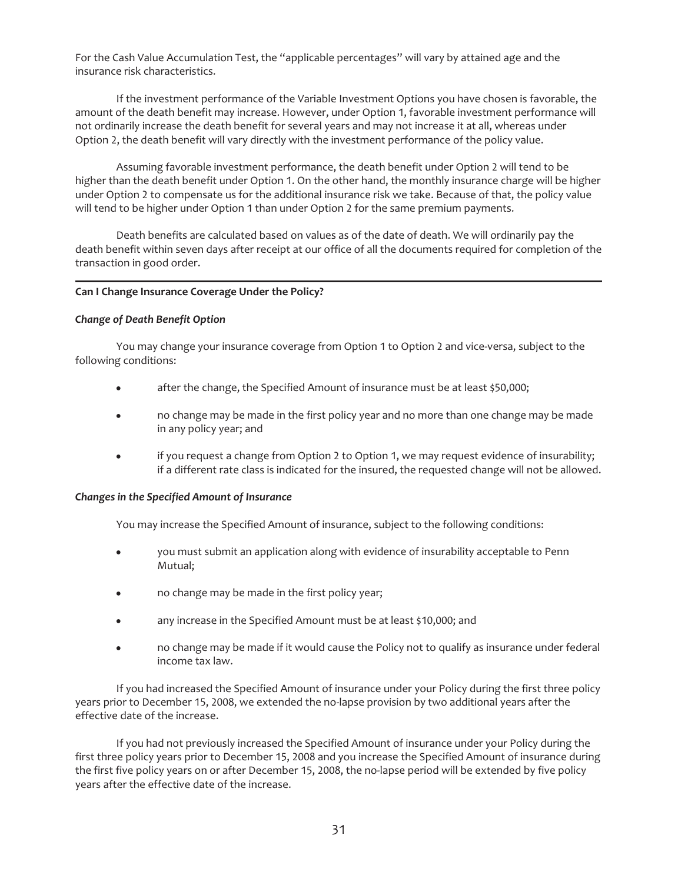For the Cash Value Accumulation Test, the "applicable percentages" will vary by attained age and the insurance risk characteristics.

If the investment performance of the Variable Investment Options you have chosen is favorable, the amount of the death benefit may increase. However, under Option 1, favorable investment performance will not ordinarily increase the death benefit for several years and may not increase it at all, whereas under Option 2, the death benefit will vary directly with the investment performance of the policy value.

Assuming favorable investment performance, the death benefit under Option 2 will tend to be higher than the death benefit under Option 1. On the other hand, the monthly insurance charge will be higher under Option 2 to compensate us for the additional insurance risk we take. Because of that, the policy value will tend to be higher under Option 1 than under Option 2 for the same premium payments.

Death benefits are calculated based on values as of the date of death. We will ordinarily pay the death benefit within seven days after receipt at our office of all the documents required for completion of the transaction in good order.

---

**Can I Change Insurance Coverage Under the Policy?**

***Change of Death Benefit Option***

You may change your insurance coverage from Option 1 to Option 2 and vice-versa, subject to the following conditions:

- after the change, the Specified Amount of insurance must be at least $50,000;
- no change may be made in the first policy year and no more than one change may be made in any policy year; and
- if you request a change from Option 2 to Option 1, we may request evidence of insurability; if a different rate class is indicated for the insured, the requested change will not be allowed.

***Changes in the Specified Amount of Insurance***

You may increase the Specified Amount of insurance, subject to the following conditions:

- you must submit an application along with evidence of insurability acceptable to Penn Mutual;
- no change may be made in the first policy year;
- any increase in the Specified Amount must be at least $10,000; and
- no change may be made if it would cause the Policy not to qualify as insurance under federal income tax law.

If you had increased the Specified Amount of insurance under your Policy during the first three policy years prior to December 15, 2008, we extended the no-lapse provision by two additional years after the effective date of the increase.

If you had not previously increased the Specified Amount of insurance under your Policy during the first three policy years prior to December 15, 2008 and you increase the Specified Amount of insurance during the first five policy years on or after December 15, 2008, the no-lapse period will be extended by five policy years after the effective date of the increase.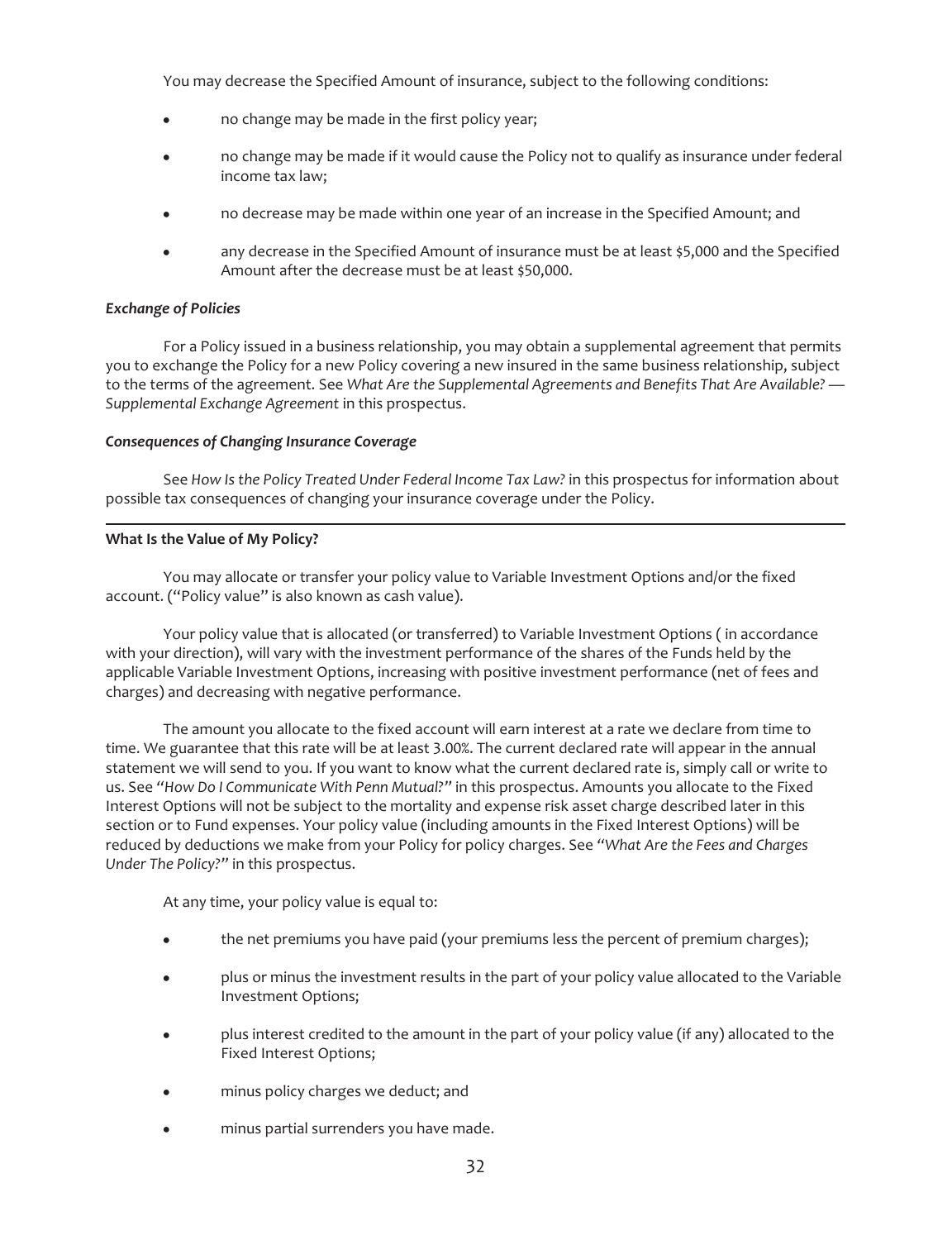You may decrease the Specified Amount of insurance, subject to the following conditions:

- no change may be made in the first policy year;
- no change may be made if it would cause the Policy not to qualify as insurance under federal income tax law;
- no decrease may be made within one year of an increase in the Specified Amount; and
- any decrease in the Specified Amount of insurance must be at least $5,000 and the Specified Amount after the decrease must be at least $50,000.

***Exchange of Policies***

For a Policy issued in a business relationship, you may obtain a supplemental agreement that permits you to exchange the Policy for a new Policy covering a new insured in the same business relationship, subject to the terms of the agreement. See *What Are the Supplemental Agreements and Benefits That Are Available? — Supplemental Exchange Agreement* in this prospectus.

***Consequences of Changing Insurance Coverage***

See *How Is the Policy Treated Under Federal Income Tax Law?* in this prospectus for information about possible tax consequences of changing your insurance coverage under the Policy.

---

**What Is the Value of My Policy?**

You may allocate or transfer your policy value to Variable Investment Options and/or the fixed account. ("Policy value" is also known as cash value).

Your policy value that is allocated (or transferred) to Variable Investment Options ( in accordance with your direction), will vary with the investment performance of the shares of the Funds held by the applicable Variable Investment Options, increasing with positive investment performance (net of fees and charges) and decreasing with negative performance.

The amount you allocate to the fixed account will earn interest at a rate we declare from time to time. We guarantee that this rate will be at least 3.00%. The current declared rate will appear in the annual statement we will send to you. If you want to know what the current declared rate is, simply call or write to us. See *"How Do I Communicate With Penn Mutual?"* in this prospectus. Amounts you allocate to the Fixed Interest Options will not be subject to the mortality and expense risk asset charge described later in this section or to Fund expenses. Your policy value (including amounts in the Fixed Interest Options) will be reduced by deductions we make from your Policy for policy charges. See *"What Are the Fees and Charges Under The Policy?"* in this prospectus.

At any time, your policy value is equal to:

- the net premiums you have paid (your premiums less the percent of premium charges);
- plus or minus the investment results in the part of your policy value allocated to the Variable Investment Options;
- plus interest credited to the amount in the part of your policy value (if any) allocated to the Fixed Interest Options;
- minus policy charges we deduct; and
- minus partial surrenders you have made.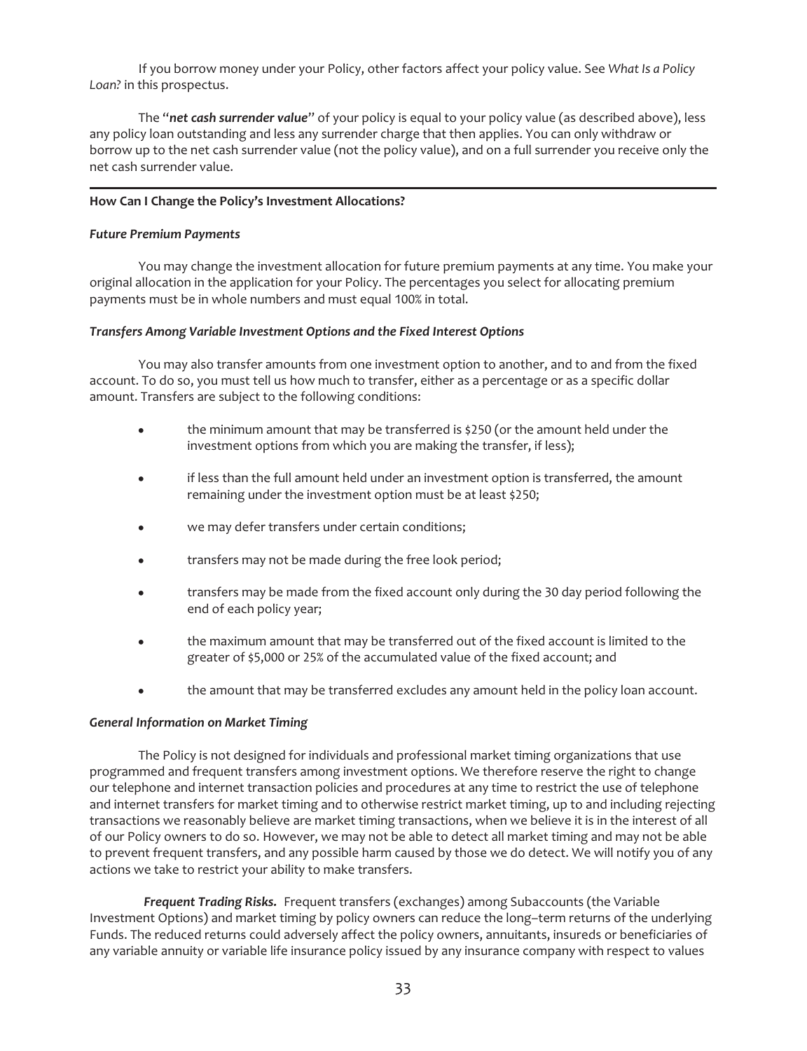If you borrow money under your Policy, other factors affect your policy value. See *What Is a Policy Loan?* in this prospectus.

The "***net cash surrender value***" of your policy is equal to your policy value (as described above), less any policy loan outstanding and less any surrender charge that then applies. You can only withdraw or borrow up to the net cash surrender value (not the policy value), and on a full surrender you receive only the net cash surrender value.

---

**How Can I Change the Policy's Investment Allocations?**

***Future Premium Payments***

You may change the investment allocation for future premium payments at any time. You make your original allocation in the application for your Policy. The percentages you select for allocating premium payments must be in whole numbers and must equal 100% in total.

***Transfers Among Variable Investment Options and the Fixed Interest Options***

You may also transfer amounts from one investment option to another, and to and from the fixed account. To do so, you must tell us how much to transfer, either as a percentage or as a specific dollar amount. Transfers are subject to the following conditions:

- the minimum amount that may be transferred is $250 (or the amount held under the investment options from which you are making the transfer, if less);
- if less than the full amount held under an investment option is transferred, the amount remaining under the investment option must be at least $250;
- we may defer transfers under certain conditions;
- transfers may not be made during the free look period;
- transfers may be made from the fixed account only during the 30 day period following the end of each policy year;
- the maximum amount that may be transferred out of the fixed account is limited to the greater of $5,000 or 25% of the accumulated value of the fixed account; and
- the amount that may be transferred excludes any amount held in the policy loan account.

***General Information on Market Timing***

The Policy is not designed for individuals and professional market timing organizations that use programmed and frequent transfers among investment options. We therefore reserve the right to change our telephone and internet transaction policies and procedures at any time to restrict the use of telephone and internet transfers for market timing and to otherwise restrict market timing, up to and including rejecting transactions we reasonably believe are market timing transactions, when we believe it is in the interest of all of our Policy owners to do so. However, we may not be able to detect all market timing and may not be able to prevent frequent transfers, and any possible harm caused by those we do detect. We will notify you of any actions we take to restrict your ability to make transfers.

***Frequent Trading Risks.*** Frequent transfers (exchanges) among Subaccounts (the Variable Investment Options) and market timing by policy owners can reduce the long–term returns of the underlying Funds. The reduced returns could adversely affect the policy owners, annuitants, insureds or beneficiaries of any variable annuity or variable life insurance policy issued by any insurance company with respect to values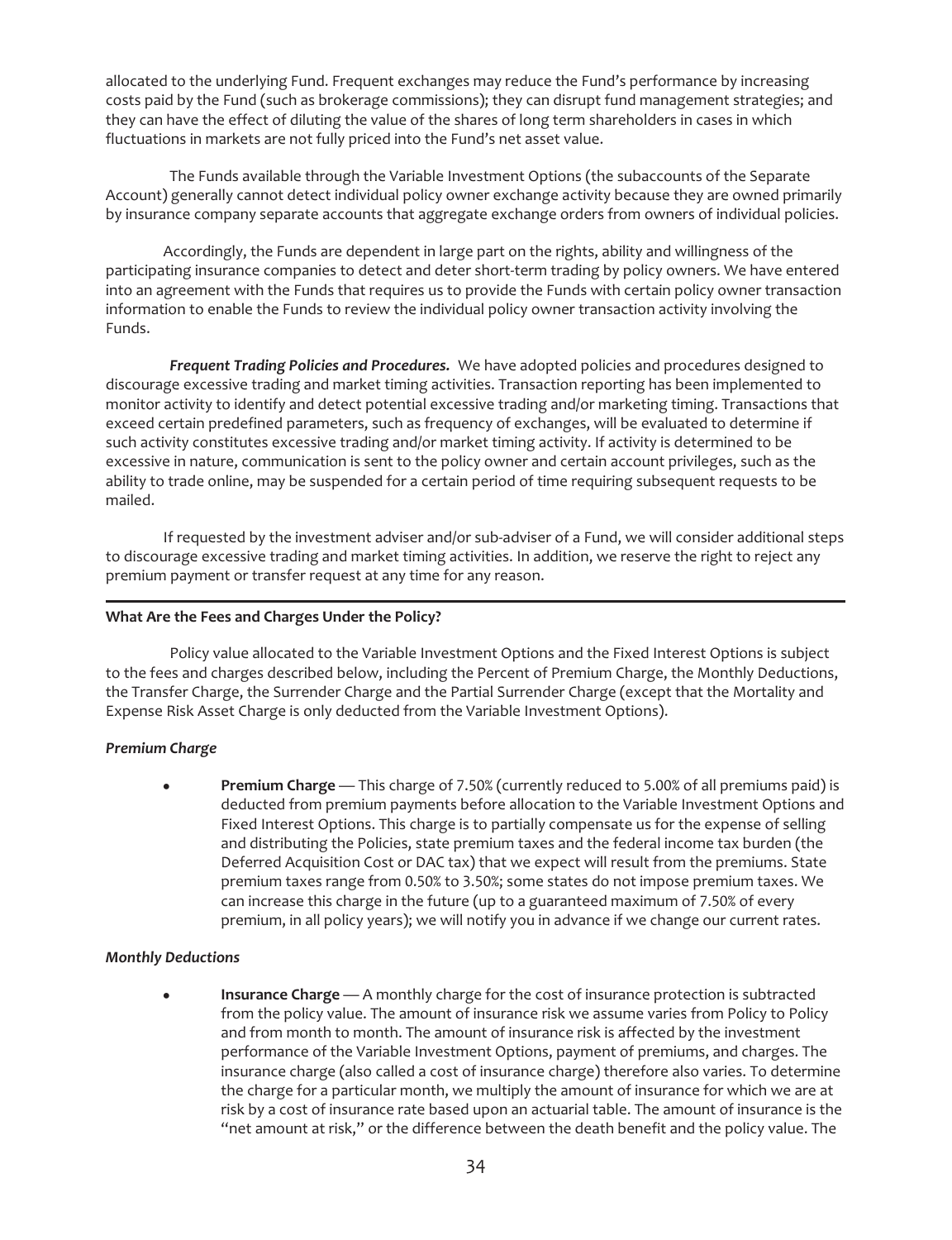allocated to the underlying Fund. Frequent exchanges may reduce the Fund's performance by increasing costs paid by the Fund (such as brokerage commissions); they can disrupt fund management strategies; and they can have the effect of diluting the value of the shares of long term shareholders in cases in which fluctuations in markets are not fully priced into the Fund's net asset value.

The Funds available through the Variable Investment Options (the subaccounts of the Separate Account) generally cannot detect individual policy owner exchange activity because they are owned primarily by insurance company separate accounts that aggregate exchange orders from owners of individual policies.

Accordingly, the Funds are dependent in large part on the rights, ability and willingness of the participating insurance companies to detect and deter short-term trading by policy owners. We have entered into an agreement with the Funds that requires us to provide the Funds with certain policy owner transaction information to enable the Funds to review the individual policy owner transaction activity involving the Funds.

***Frequent Trading Policies and Procedures.*** We have adopted policies and procedures designed to discourage excessive trading and market timing activities. Transaction reporting has been implemented to monitor activity to identify and detect potential excessive trading and/or marketing timing. Transactions that exceed certain predefined parameters, such as frequency of exchanges, will be evaluated to determine if such activity constitutes excessive trading and/or market timing activity. If activity is determined to be excessive in nature, communication is sent to the policy owner and certain account privileges, such as the ability to trade online, may be suspended for a certain period of time requiring subsequent requests to be mailed.

If requested by the investment adviser and/or sub-adviser of a Fund, we will consider additional steps to discourage excessive trading and market timing activities. In addition, we reserve the right to reject any premium payment or transfer request at any time for any reason.

---

**What Are the Fees and Charges Under the Policy?**

Policy value allocated to the Variable Investment Options and the Fixed Interest Options is subject to the fees and charges described below, including the Percent of Premium Charge, the Monthly Deductions, the Transfer Charge, the Surrender Charge and the Partial Surrender Charge (except that the Mortality and Expense Risk Asset Charge is only deducted from the Variable Investment Options).

***Premium Charge***

- **Premium Charge** — This charge of 7.50% (currently reduced to 5.00% of all premiums paid) is deducted from premium payments before allocation to the Variable Investment Options and Fixed Interest Options. This charge is to partially compensate us for the expense of selling and distributing the Policies, state premium taxes and the federal income tax burden (the Deferred Acquisition Cost or DAC tax) that we expect will result from the premiums. State premium taxes range from 0.50% to 3.50%; some states do not impose premium taxes. We can increase this charge in the future (up to a guaranteed maximum of 7.50% of every premium, in all policy years); we will notify you in advance if we change our current rates.

***Monthly Deductions***

- **Insurance Charge** — A monthly charge for the cost of insurance protection is subtracted from the policy value. The amount of insurance risk we assume varies from Policy to Policy and from month to month. The amount of insurance risk is affected by the investment performance of the Variable Investment Options, payment of premiums, and charges. The insurance charge (also called a cost of insurance charge) therefore also varies. To determine the charge for a particular month, we multiply the amount of insurance for which we are at risk by a cost of insurance rate based upon an actuarial table. The amount of insurance is the "net amount at risk," or the difference between the death benefit and the policy value. The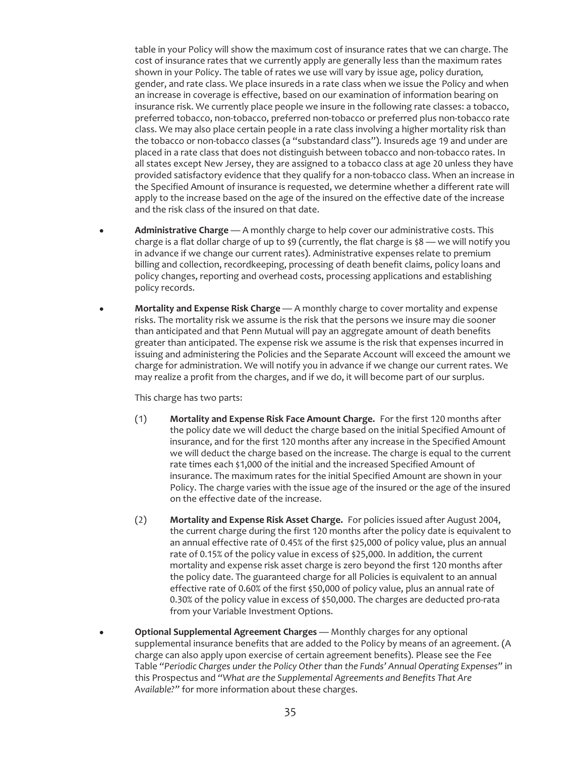table in your Policy will show the maximum cost of insurance rates that we can charge. The cost of insurance rates that we currently apply are generally less than the maximum rates shown in your Policy. The table of rates we use will vary by issue age, policy duration, gender, and rate class. We place insureds in a rate class when we issue the Policy and when an increase in coverage is effective, based on our examination of information bearing on insurance risk. We currently place people we insure in the following rate classes: a tobacco, preferred tobacco, non-tobacco, preferred non-tobacco or preferred plus non-tobacco rate class. We may also place certain people in a rate class involving a higher mortality risk than the tobacco or non-tobacco classes (a "substandard class"). Insureds age 19 and under are placed in a rate class that does not distinguish between tobacco and non-tobacco rates. In all states except New Jersey, they are assigned to a tobacco class at age 20 unless they have provided satisfactory evidence that they qualify for a non-tobacco class. When an increase in the Specified Amount of insurance is requested, we determine whether a different rate will apply to the increase based on the age of the insured on the effective date of the increase and the risk class of the insured on that date.

- **Administrative Charge** — A monthly charge to help cover our administrative costs. This charge is a flat dollar charge of up to $9 (currently, the flat charge is $8 — we will notify you in advance if we change our current rates). Administrative expenses relate to premium billing and collection, recordkeeping, processing of death benefit claims, policy loans and policy changes, reporting and overhead costs, processing applications and establishing policy records.

- **Mortality and Expense Risk Charge** — A monthly charge to cover mortality and expense risks. The mortality risk we assume is the risk that the persons we insure may die sooner than anticipated and that Penn Mutual will pay an aggregate amount of death benefits greater than anticipated. The expense risk we assume is the risk that expenses incurred in issuing and administering the Policies and the Separate Account will exceed the amount we charge for administration. We will notify you in advance if we change our current rates. We may realize a profit from the charges, and if we do, it will become part of our surplus.

  This charge has two parts:

  (1) **Mortality and Expense Risk Face Amount Charge.** For the first 120 months after the policy date we will deduct the charge based on the initial Specified Amount of insurance, and for the first 120 months after any increase in the Specified Amount we will deduct the charge based on the increase. The charge is equal to the current rate times each $1,000 of the initial and the increased Specified Amount of insurance. The maximum rates for the initial Specified Amount are shown in your Policy. The charge varies with the issue age of the insured or the age of the insured on the effective date of the increase.

  (2) **Mortality and Expense Risk Asset Charge.** For policies issued after August 2004, the current charge during the first 120 months after the policy date is equivalent to an annual effective rate of 0.45% of the first $25,000 of policy value, plus an annual rate of 0.15% of the policy value in excess of $25,000. In addition, the current mortality and expense risk asset charge is zero beyond the first 120 months after the policy date. The guaranteed charge for all Policies is equivalent to an annual effective rate of 0.60% of the first $50,000 of policy value, plus an annual rate of 0.30% of the policy value in excess of $50,000. The charges are deducted pro-rata from your Variable Investment Options.

- **Optional Supplemental Agreement Charges** — Monthly charges for any optional supplemental insurance benefits that are added to the Policy by means of an agreement. (A charge can also apply upon exercise of certain agreement benefits). Please see the Fee Table "*Periodic Charges under the Policy Other than the Funds' Annual Operating Expenses*" in this Prospectus and "*What are the Supplemental Agreements and Benefits That Are Available?*" for more information about these charges.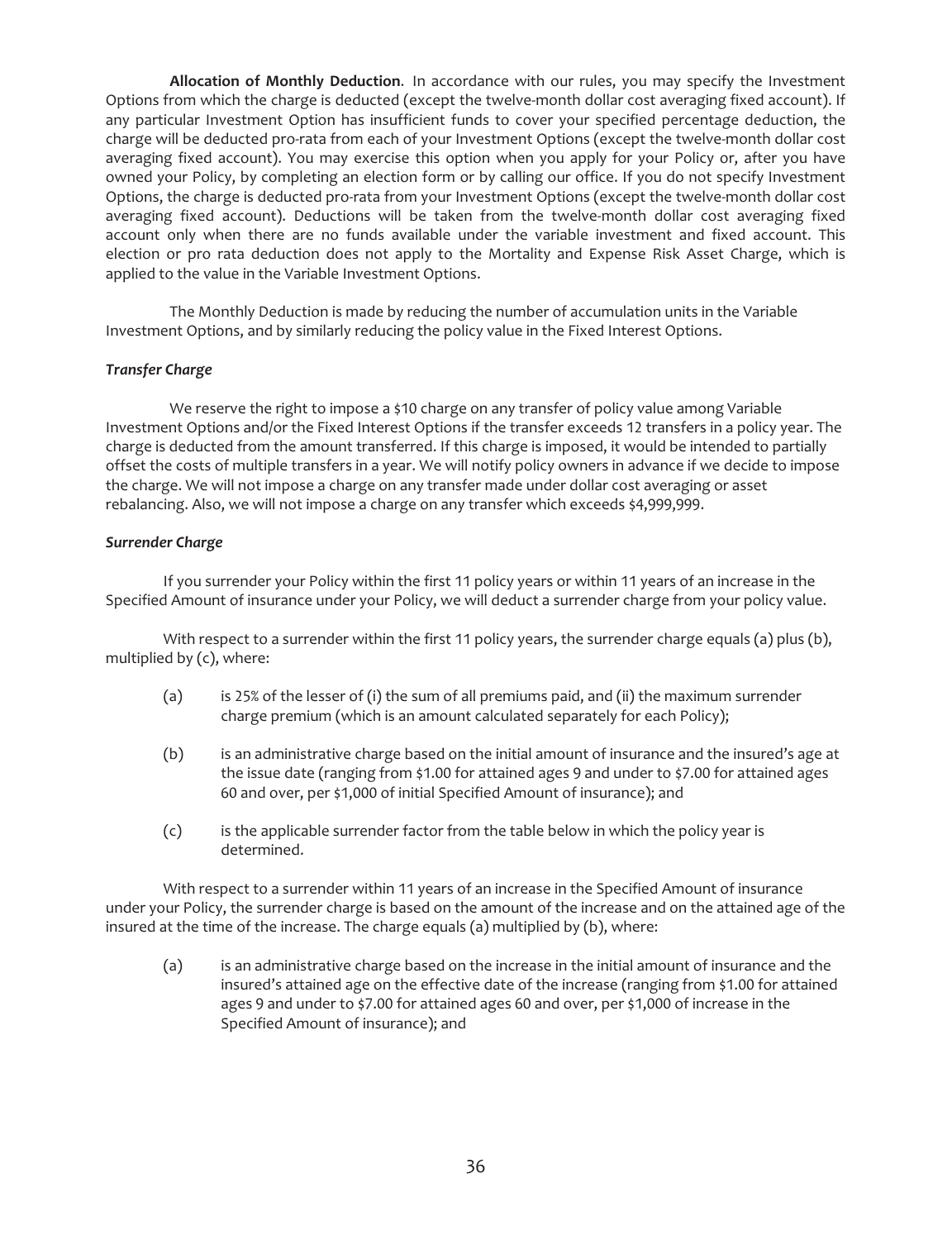**Allocation of Monthly Deduction**. In accordance with our rules, you may specify the Investment Options from which the charge is deducted (except the twelve-month dollar cost averaging fixed account). If any particular Investment Option has insufficient funds to cover your specified percentage deduction, the charge will be deducted pro-rata from each of your Investment Options (except the twelve-month dollar cost averaging fixed account). You may exercise this option when you apply for your Policy or, after you have owned your Policy, by completing an election form or by calling our office. If you do not specify Investment Options, the charge is deducted pro-rata from your Investment Options (except the twelve-month dollar cost averaging fixed account). Deductions will be taken from the twelve-month dollar cost averaging fixed account only when there are no funds available under the variable investment and fixed account. This election or pro rata deduction does not apply to the Mortality and Expense Risk Asset Charge, which is applied to the value in the Variable Investment Options.

The Monthly Deduction is made by reducing the number of accumulation units in the Variable Investment Options, and by similarly reducing the policy value in the Fixed Interest Options.

***Transfer Charge***

We reserve the right to impose a $10 charge on any transfer of policy value among Variable Investment Options and/or the Fixed Interest Options if the transfer exceeds 12 transfers in a policy year. The charge is deducted from the amount transferred. If this charge is imposed, it would be intended to partially offset the costs of multiple transfers in a year. We will notify policy owners in advance if we decide to impose the charge. We will not impose a charge on any transfer made under dollar cost averaging or asset rebalancing. Also, we will not impose a charge on any transfer which exceeds $4,999,999.

***Surrender Charge***

If you surrender your Policy within the first 11 policy years or within 11 years of an increase in the Specified Amount of insurance under your Policy, we will deduct a surrender charge from your policy value.

With respect to a surrender within the first 11 policy years, the surrender charge equals (a) plus (b), multiplied by (c), where:

(a) is 25% of the lesser of (i) the sum of all premiums paid, and (ii) the maximum surrender charge premium (which is an amount calculated separately for each Policy);

(b) is an administrative charge based on the initial amount of insurance and the insured's age at the issue date (ranging from $1.00 for attained ages 9 and under to $7.00 for attained ages 60 and over, per $1,000 of initial Specified Amount of insurance); and

(c) is the applicable surrender factor from the table below in which the policy year is determined.

With respect to a surrender within 11 years of an increase in the Specified Amount of insurance under your Policy, the surrender charge is based on the amount of the increase and on the attained age of the insured at the time of the increase. The charge equals (a) multiplied by (b), where:

(a) is an administrative charge based on the increase in the initial amount of insurance and the insured's attained age on the effective date of the increase (ranging from $1.00 for attained ages 9 and under to $7.00 for attained ages 60 and over, per $1,000 of increase in the Specified Amount of insurance); and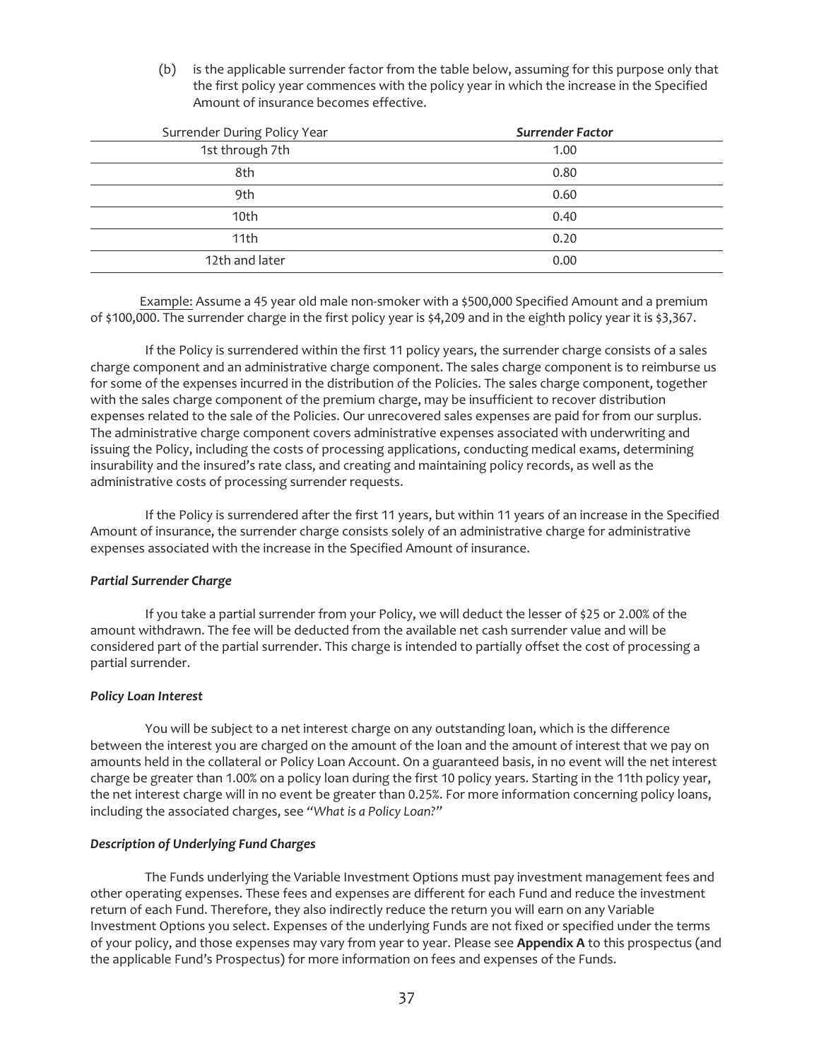(b) is the applicable surrender factor from the table below, assuming for this purpose only that the first policy year commences with the policy year in which the increase in the Specified Amount of insurance becomes effective.

| Surrender During Policy Year | ***Surrender Factor*** |
|---|---|
| 1st through 7th | 1.00 |
| 8th | 0.80 |
| 9th | 0.60 |
| 10th | 0.40 |
| 11th | 0.20 |
| 12th and later | 0.00 |

Example: Assume a 45 year old male non-smoker with a $500,000 Specified Amount and a premium of $100,000. The surrender charge in the first policy year is $4,209 and in the eighth policy year it is $3,367.

If the Policy is surrendered within the first 11 policy years, the surrender charge consists of a sales charge component and an administrative charge component. The sales charge component is to reimburse us for some of the expenses incurred in the distribution of the Policies. The sales charge component, together with the sales charge component of the premium charge, may be insufficient to recover distribution expenses related to the sale of the Policies. Our unrecovered sales expenses are paid for from our surplus. The administrative charge component covers administrative expenses associated with underwriting and issuing the Policy, including the costs of processing applications, conducting medical exams, determining insurability and the insured's rate class, and creating and maintaining policy records, as well as the administrative costs of processing surrender requests.

If the Policy is surrendered after the first 11 years, but within 11 years of an increase in the Specified Amount of insurance, the surrender charge consists solely of an administrative charge for administrative expenses associated with the increase in the Specified Amount of insurance.

***Partial Surrender Charge***

If you take a partial surrender from your Policy, we will deduct the lesser of $25 or 2.00% of the amount withdrawn. The fee will be deducted from the available net cash surrender value and will be considered part of the partial surrender. This charge is intended to partially offset the cost of processing a partial surrender.

***Policy Loan Interest***

You will be subject to a net interest charge on any outstanding loan, which is the difference between the interest you are charged on the amount of the loan and the amount of interest that we pay on amounts held in the collateral or Policy Loan Account. On a guaranteed basis, in no event will the net interest charge be greater than 1.00% on a policy loan during the first 10 policy years. Starting in the 11th policy year, the net interest charge will in no event be greater than 0.25%. For more information concerning policy loans, including the associated charges, see *"What is a Policy Loan?"*

***Description of Underlying Fund Charges***

The Funds underlying the Variable Investment Options must pay investment management fees and other operating expenses. These fees and expenses are different for each Fund and reduce the investment return of each Fund. Therefore, they also indirectly reduce the return you will earn on any Variable Investment Options you select. Expenses of the underlying Funds are not fixed or specified under the terms of your policy, and those expenses may vary from year to year. Please see **Appendix A** to this prospectus (and the applicable Fund's Prospectus) for more information on fees and expenses of the Funds.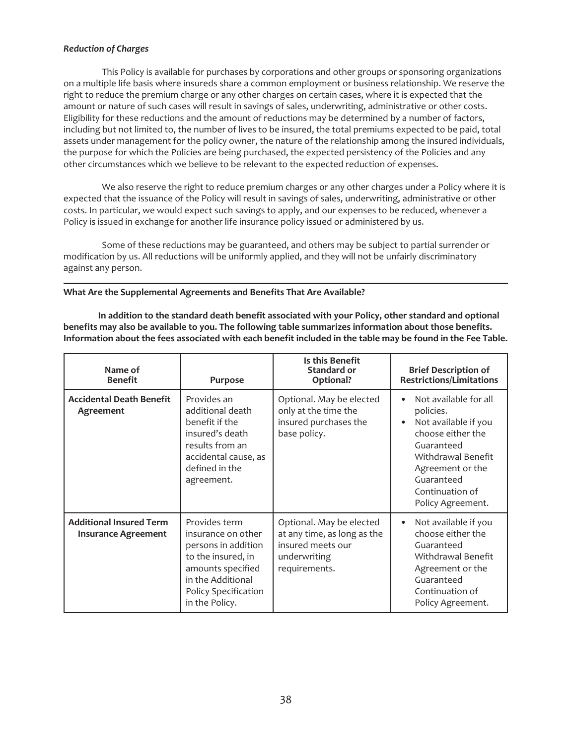***Reduction of Charges***

This Policy is available for purchases by corporations and other groups or sponsoring organizations on a multiple life basis where insureds share a common employment or business relationship. We reserve the right to reduce the premium charge or any other charges on certain cases, where it is expected that the amount or nature of such cases will result in savings of sales, underwriting, administrative or other costs. Eligibility for these reductions and the amount of reductions may be determined by a number of factors, including but not limited to, the number of lives to be insured, the total premiums expected to be paid, total assets under management for the policy owner, the nature of the relationship among the insured individuals, the purpose for which the Policies are being purchased, the expected persistency of the Policies and any other circumstances which we believe to be relevant to the expected reduction of expenses.

We also reserve the right to reduce premium charges or any other charges under a Policy where it is expected that the issuance of the Policy will result in savings of sales, underwriting, administrative or other costs. In particular, we would expect such savings to apply, and our expenses to be reduced, whenever a Policy is issued in exchange for another life insurance policy issued or administered by us.

Some of these reductions may be guaranteed, and others may be subject to partial surrender or modification by us. All reductions will be uniformly applied, and they will not be unfairly discriminatory against any person.

**What Are the Supplemental Agreements and Benefits That Are Available?**

**In addition to the standard death benefit associated with your Policy, other standard and optional benefits may also be available to you. The following table summarizes information about those benefits. Information about the fees associated with each benefit included in the table may be found in the Fee Table.**

| Name of Benefit | Purpose | Is this Benefit Standard or Optional? | Brief Description of Restrictions/Limitations |
|---|---|---|---|
| **Accidental Death Benefit Agreement** | Provides an additional death benefit if the insured's death results from an accidental cause, as defined in the agreement. | Optional. May be elected only at the time the insured purchases the base policy. | • Not available for all policies.<br>• Not available if you choose either the Guaranteed Withdrawal Benefit Agreement or the Guaranteed Continuation of Policy Agreement. |
| **Additional Insured Term Insurance Agreement** | Provides term insurance on other persons in addition to the insured, in amounts specified in the Additional Policy Specification in the Policy. | Optional. May be elected at any time, as long as the insured meets our underwriting requirements. | • Not available if you choose either the Guaranteed Withdrawal Benefit Agreement or the Guaranteed Continuation of Policy Agreement. |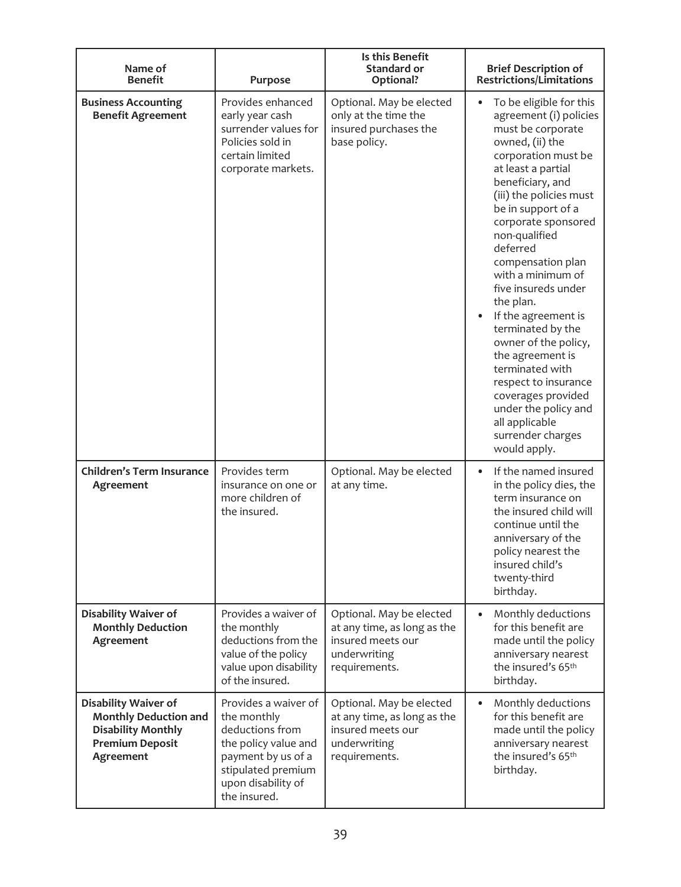| Name of Benefit | Purpose | Is this Benefit Standard or Optional? | Brief Description of Restrictions/Limitations |
|---|---|---|---|
| **Business Accounting Benefit Agreement** | Provides enhanced early year cash surrender values for Policies sold in certain limited corporate markets. | Optional. May be elected only at the time the insured purchases the base policy. | • To be eligible for this agreement (i) policies must be corporate owned, (ii) the corporation must be at least a partial beneficiary, and (iii) the policies must be in support of a corporate sponsored non-qualified deferred compensation plan with a minimum of five insureds under the plan.<br>• If the agreement is terminated by the owner of the policy, the agreement is terminated with respect to insurance coverages provided under the policy and all applicable surrender charges would apply. |
| **Children's Term Insurance Agreement** | Provides term insurance on one or more children of the insured. | Optional. May be elected at any time. | • If the named insured in the policy dies, the term insurance on the insured child will continue until the anniversary of the policy nearest the insured child's twenty-third birthday. |
| **Disability Waiver of Monthly Deduction Agreement** | Provides a waiver of the monthly deductions from the value of the policy value upon disability of the insured. | Optional. May be elected at any time, as long as the insured meets our underwriting requirements. | • Monthly deductions for this benefit are made until the policy anniversary nearest the insured's 65th birthday. |
| **Disability Waiver of Monthly Deduction and Disability Monthly Premium Deposit Agreement** | Provides a waiver of the monthly deductions from the policy value and payment by us of a stipulated premium upon disability of the insured. | Optional. May be elected at any time, as long as the insured meets our underwriting requirements. | • Monthly deductions for this benefit are made until the policy anniversary nearest the insured's 65th birthday. |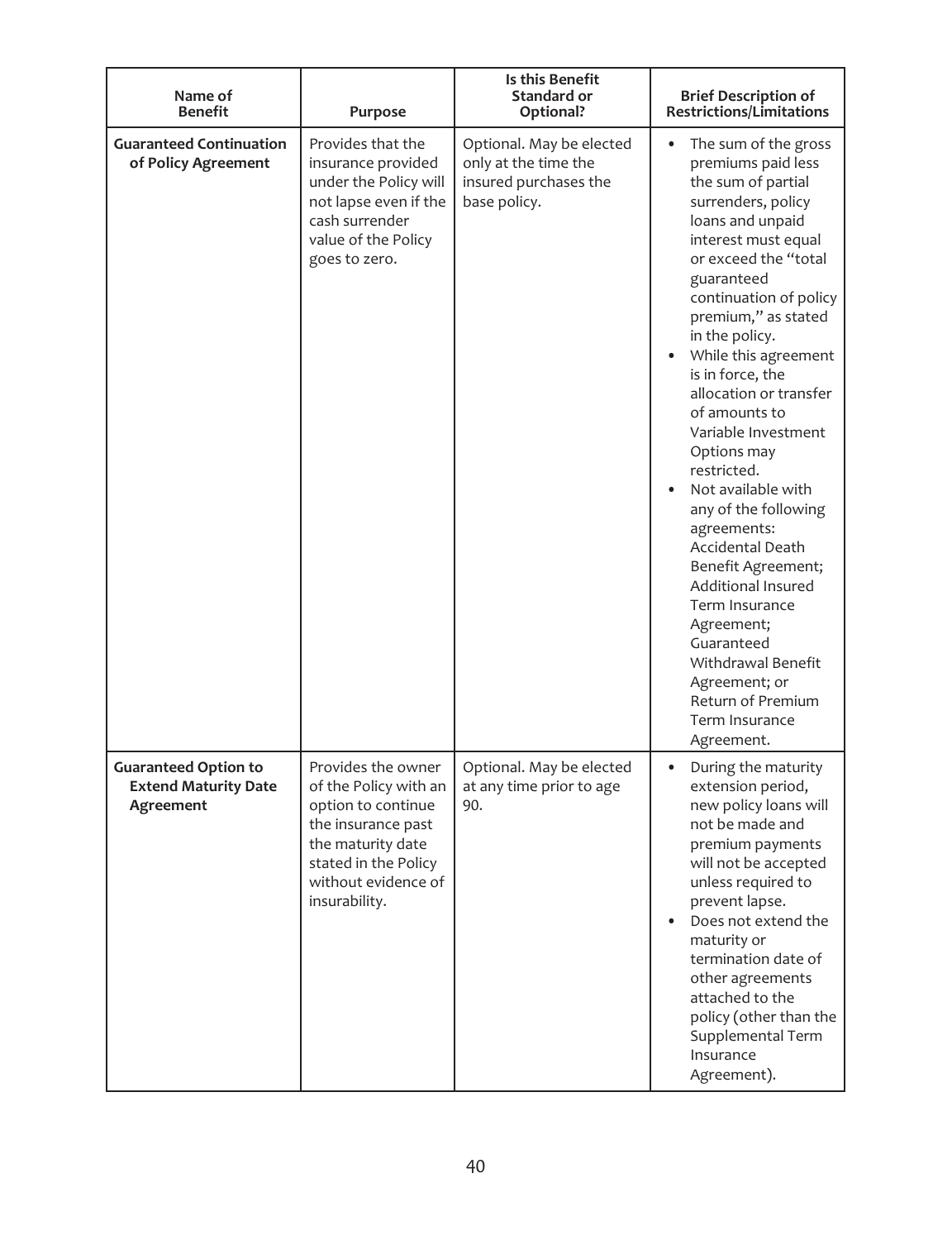| Name of Benefit | Purpose | Is this Benefit Standard or Optional? | Brief Description of Restrictions/Limitations |
|---|---|---|---|
| **Guaranteed Continuation of Policy Agreement** | Provides that the insurance provided under the Policy will not lapse even if the cash surrender value of the Policy goes to zero. | Optional. May be elected only at the time the insured purchases the base policy. | • The sum of the gross premiums paid less the sum of partial surrenders, policy loans and unpaid interest must equal or exceed the "total guaranteed continuation of policy premium," as stated in the policy.<br>• While this agreement is in force, the allocation or transfer of amounts to Variable Investment Options may restricted.<br>• Not available with any of the following agreements: Accidental Death Benefit Agreement; Additional Insured Term Insurance Agreement; Guaranteed Withdrawal Benefit Agreement; or Return of Premium Term Insurance Agreement. |
| **Guaranteed Option to Extend Maturity Date Agreement** | Provides the owner of the Policy with an option to continue the insurance past the maturity date stated in the Policy without evidence of insurability. | Optional. May be elected at any time prior to age 90. | • During the maturity extension period, new policy loans will not be made and premium payments will not be accepted unless required to prevent lapse.<br>• Does not extend the maturity or termination date of other agreements attached to the policy (other than the Supplemental Term Insurance Agreement). |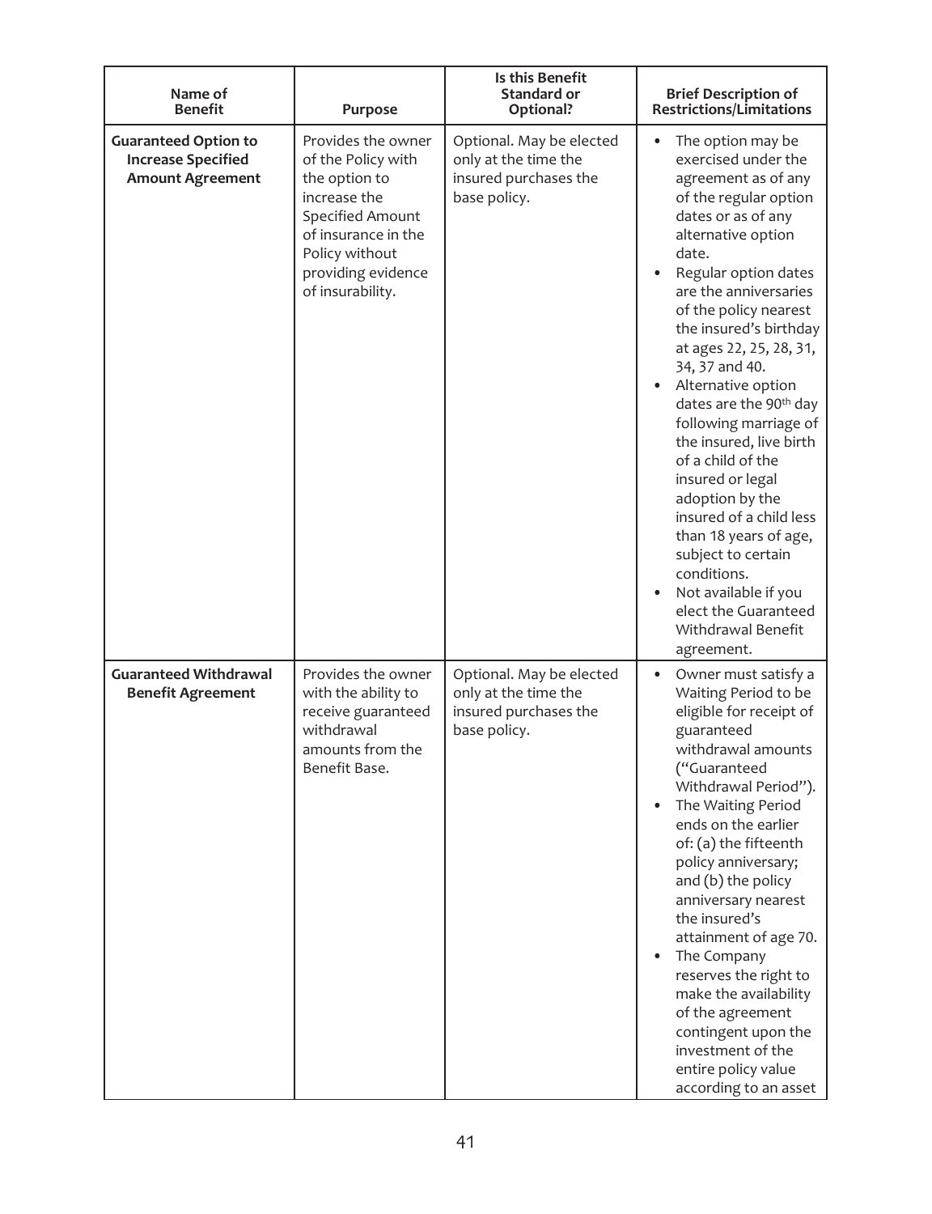| Name of Benefit | Purpose | Is this Benefit Standard or Optional? | Brief Description of Restrictions/Limitations |
|---|---|---|---|
| **Guaranteed Option to Increase Specified Amount Agreement** | Provides the owner of the Policy with the option to increase the Specified Amount of insurance in the Policy without providing evidence of insurability. | Optional. May be elected only at the time the insured purchases the base policy. | • The option may be exercised under the agreement as of any of the regular option dates or as of any alternative option date.<br>• Regular option dates are the anniversaries of the policy nearest the insured's birthday at ages 22, 25, 28, 31, 34, 37 and 40.<br>• Alternative option dates are the 90th day following marriage of the insured, live birth of a child of the insured or legal adoption by the insured of a child less than 18 years of age, subject to certain conditions.<br>• Not available if you elect the Guaranteed Withdrawal Benefit agreement. |
| **Guaranteed Withdrawal Benefit Agreement** | Provides the owner with the ability to receive guaranteed withdrawal amounts from the Benefit Base. | Optional. May be elected only at the time the insured purchases the base policy. | • Owner must satisfy a Waiting Period to be eligible for receipt of guaranteed withdrawal amounts ("Guaranteed Withdrawal Period").<br>• The Waiting Period ends on the earlier of: (a) the fifteenth policy anniversary; and (b) the policy anniversary nearest the insured's attainment of age 70.<br>• The Company reserves the right to make the availability of the agreement contingent upon the investment of the entire policy value according to an asset |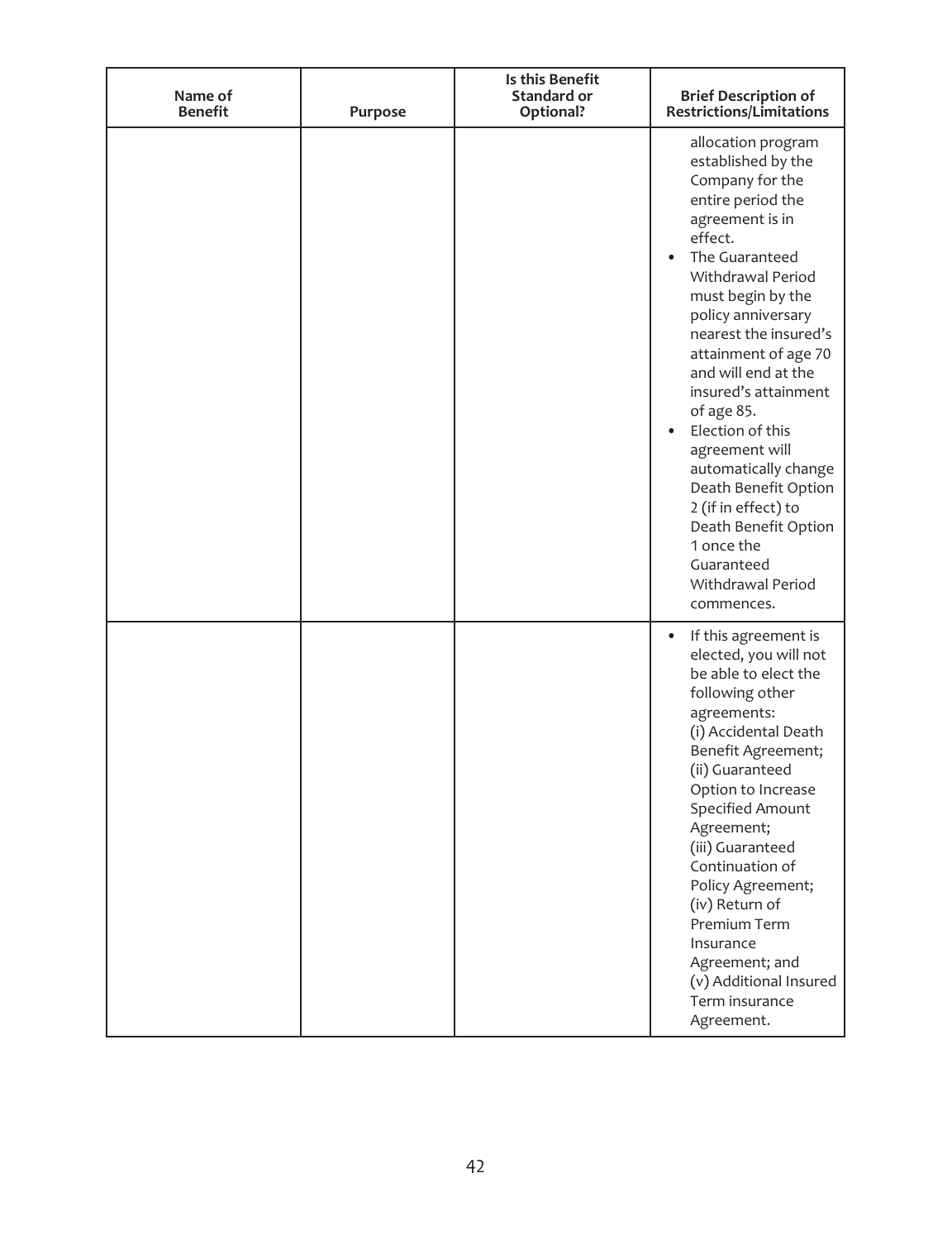| Name of Benefit | Purpose | Is this Benefit Standard or Optional? | Brief Description of Restrictions/Limitations |
| --- | --- | --- | --- |
| | | | allocation program established by the Company for the entire period the agreement is in effect.<br>• The Guaranteed Withdrawal Period must begin by the policy anniversary nearest the insured's attainment of age 70 and will end at the insured's attainment of age 85.<br>• Election of this agreement will automatically change Death Benefit Option 2 (if in effect) to Death Benefit Option 1 once the Guaranteed Withdrawal Period commences. |
| | | | • If this agreement is elected, you will not be able to elect the following other agreements:<br>(i) Accidental Death Benefit Agreement;<br>(ii) Guaranteed Option to Increase Specified Amount Agreement;<br>(iii) Guaranteed Continuation of Policy Agreement;<br>(iv) Return of Premium Term Insurance Agreement; and<br>(v) Additional Insured Term insurance Agreement. |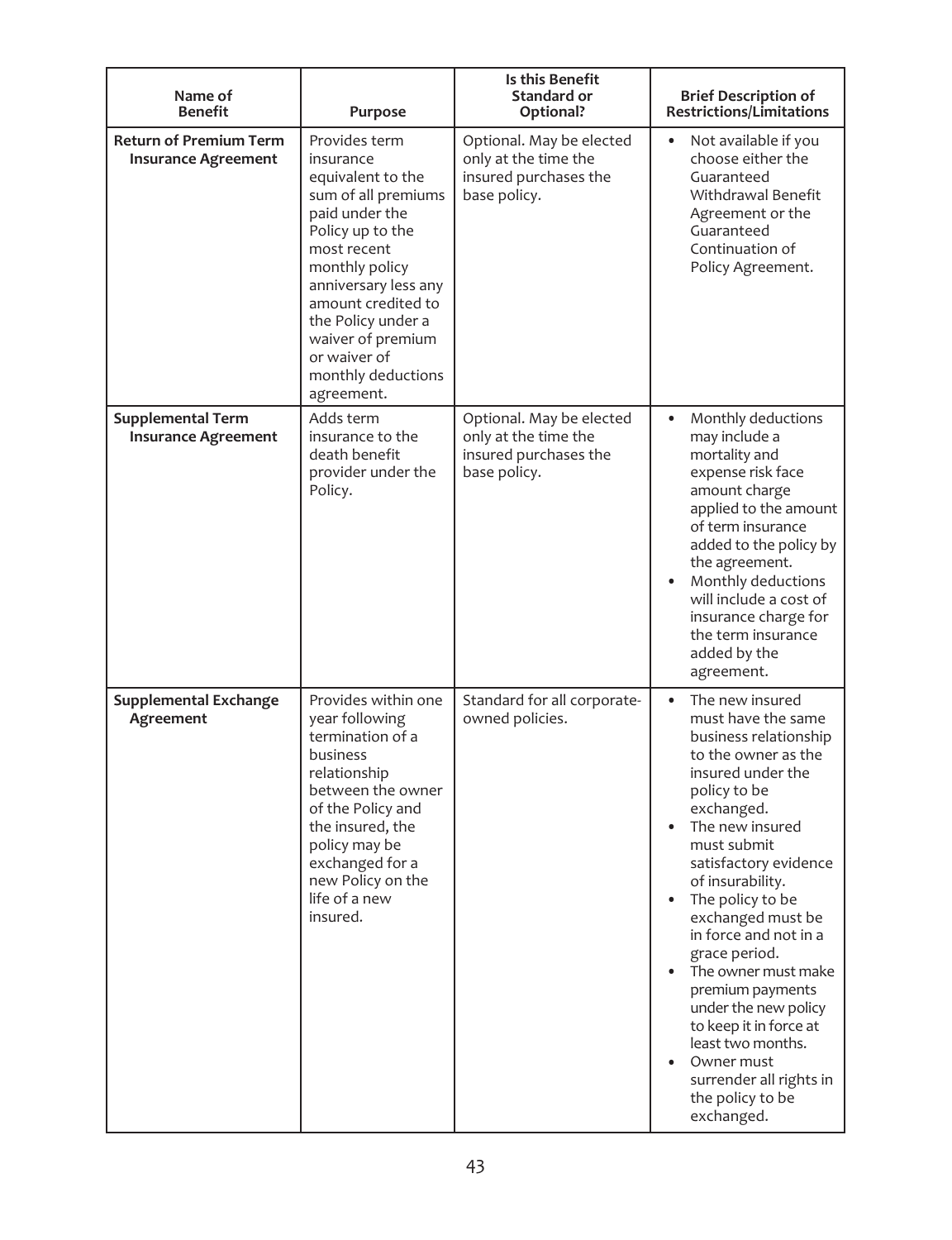| Name of Benefit | Purpose | Is this Benefit Standard or Optional? | Brief Description of Restrictions/Limitations |
|---|---|---|---|
| **Return of Premium Term Insurance Agreement** | Provides term insurance equivalent to the sum of all premiums paid under the Policy up to the most recent monthly policy anniversary less any amount credited to the Policy under a waiver of premium or waiver of monthly deductions agreement. | Optional. May be elected only at the time the insured purchases the base policy. | • Not available if you choose either the Guaranteed Withdrawal Benefit Agreement or the Guaranteed Continuation of Policy Agreement. |
| **Supplemental Term Insurance Agreement** | Adds term insurance to the death benefit provider under the Policy. | Optional. May be elected only at the time the insured purchases the base policy. | • Monthly deductions may include a mortality and expense risk face amount charge applied to the amount of term insurance added to the policy by the agreement.<br>• Monthly deductions will include a cost of insurance charge for the term insurance added by the agreement. |
| **Supplemental Exchange Agreement** | Provides within one year following termination of a business relationship between the owner of the Policy and the insured, the policy may be exchanged for a new Policy on the life of a new insured. | Standard for all corporate-owned policies. | • The new insured must have the same business relationship to the owner as the insured under the policy to be exchanged.<br>• The new insured must submit satisfactory evidence of insurability.<br>• The policy to be exchanged must be in force and not in a grace period.<br>• The owner must make premium payments under the new policy to keep it in force at least two months.<br>• Owner must surrender all rights in the policy to be exchanged. |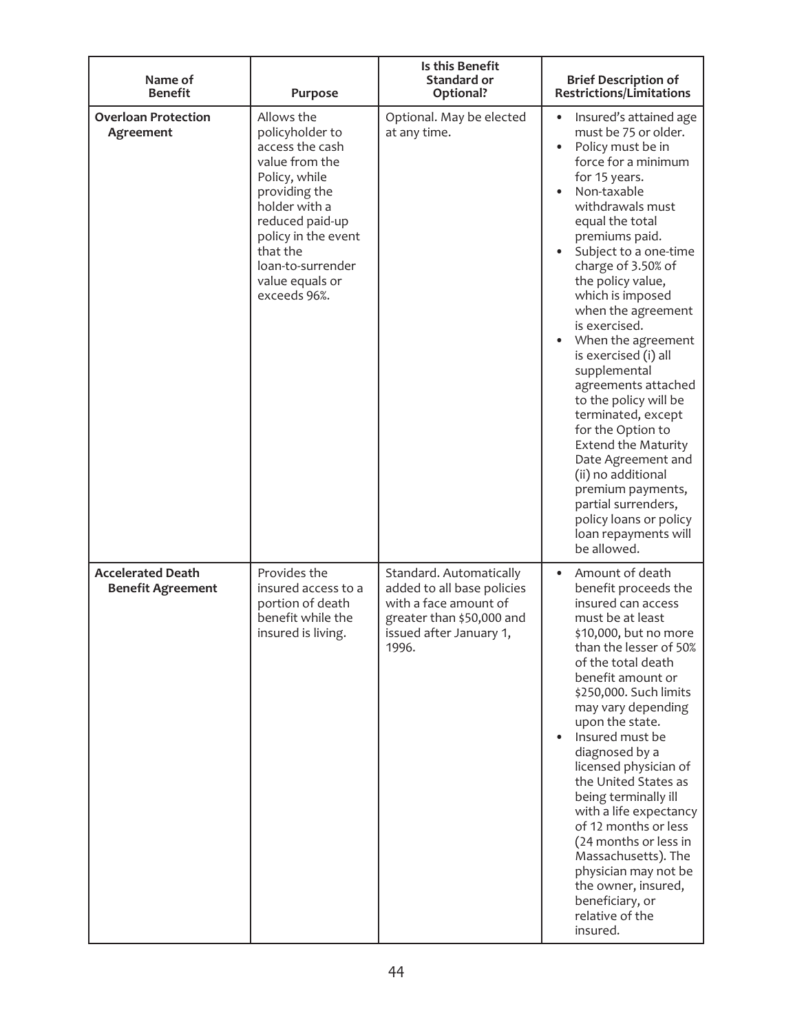| Name of Benefit | Purpose | Is this Benefit Standard or Optional? | Brief Description of Restrictions/Limitations |
|---|---|---|---|
| **Overloan Protection Agreement** | Allows the policyholder to access the cash value from the Policy, while providing the holder with a reduced paid-up policy in the event that the loan-to-surrender value equals or exceeds 96%. | Optional. May be elected at any time. | • Insured's attained age must be 75 or older.<br>• Policy must be in force for a minimum for 15 years.<br>• Non-taxable withdrawals must equal the total premiums paid.<br>• Subject to a one-time charge of 3.50% of the policy value, which is imposed when the agreement is exercised.<br>• When the agreement is exercised (i) all supplemental agreements attached to the policy will be terminated, except for the Option to Extend the Maturity Date Agreement and (ii) no additional premium payments, partial surrenders, policy loans or policy loan repayments will be allowed. |
| **Accelerated Death Benefit Agreement** | Provides the insured access to a portion of death benefit while the insured is living. | Standard. Automatically added to all base policies with a face amount of greater than $50,000 and issued after January 1, 1996. | • Amount of death benefit proceeds the insured can access must be at least $10,000, but no more than the lesser of 50% of the total death benefit amount or $250,000. Such limits may vary depending upon the state.<br>• Insured must be diagnosed by a licensed physician of the United States as being terminally ill with a life expectancy of 12 months or less (24 months or less in Massachusetts). The physician may not be the owner, insured, beneficiary, or relative of the insured. |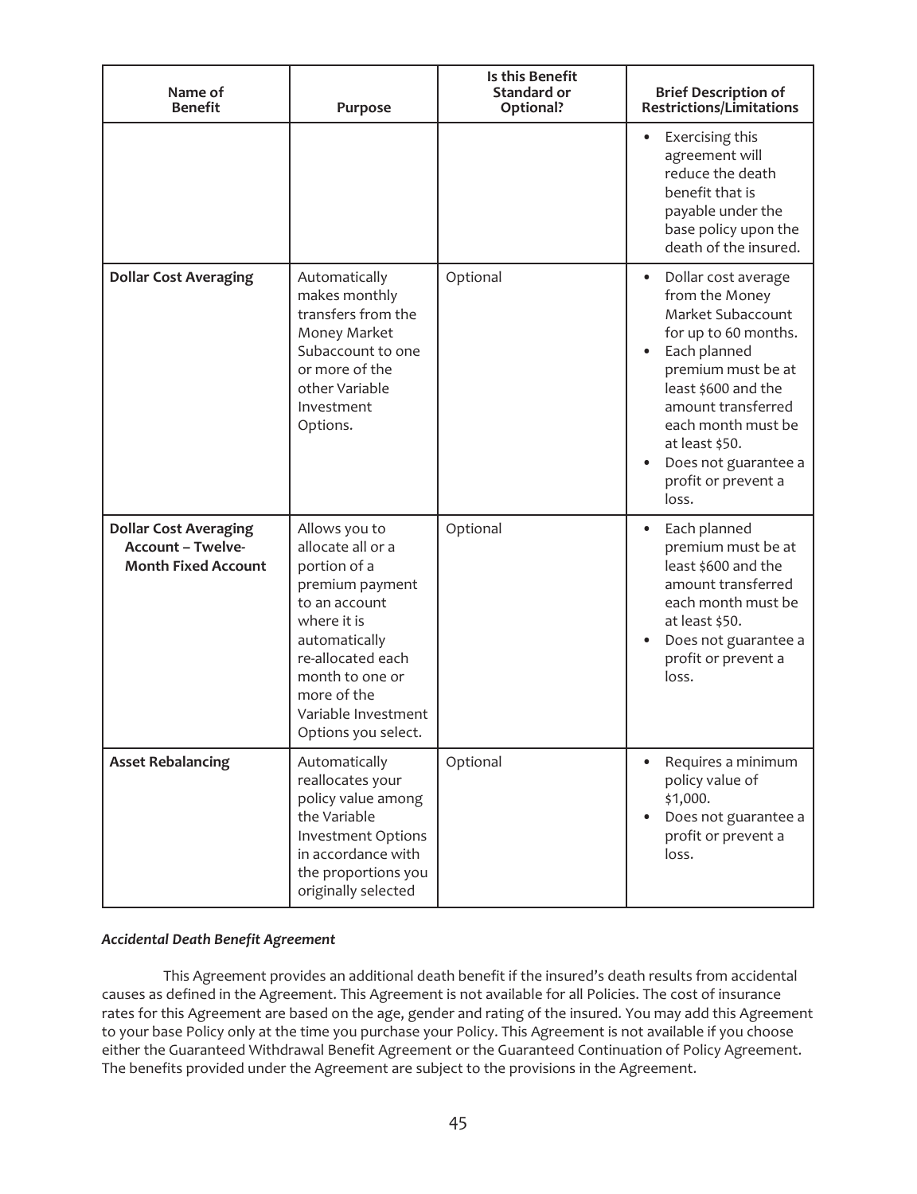| Name of Benefit | Purpose | Is this Benefit Standard or Optional? | Brief Description of Restrictions/Limitations |
|---|---|---|---|
| | | | • Exercising this agreement will reduce the death benefit that is payable under the base policy upon the death of the insured. |
| **Dollar Cost Averaging** | Automatically makes monthly transfers from the Money Market Subaccount to one or more of the other Variable Investment Options. | Optional | • Dollar cost average from the Money Market Subaccount for up to 60 months.<br>• Each planned premium must be at least $600 and the amount transferred each month must be at least $50.<br>• Does not guarantee a profit or prevent a loss. |
| **Dollar Cost Averaging Account – Twelve-Month Fixed Account** | Allows you to allocate all or a portion of a premium payment to an account where it is automatically re-allocated each month to one or more of the Variable Investment Options you select. | Optional | • Each planned premium must be at least $600 and the amount transferred each month must be at least $50.<br>• Does not guarantee a profit or prevent a loss. |
| **Asset Rebalancing** | Automatically reallocates your policy value among the Variable Investment Options in accordance with the proportions you originally selected | Optional | • Requires a minimum policy value of $1,000.<br>• Does not guarantee a profit or prevent a loss. |

***Accidental Death Benefit Agreement***

This Agreement provides an additional death benefit if the insured's death results from accidental causes as defined in the Agreement. This Agreement is not available for all Policies. The cost of insurance rates for this Agreement are based on the age, gender and rating of the insured. You may add this Agreement to your base Policy only at the time you purchase your Policy. This Agreement is not available if you choose either the Guaranteed Withdrawal Benefit Agreement or the Guaranteed Continuation of Policy Agreement. The benefits provided under the Agreement are subject to the provisions in the Agreement.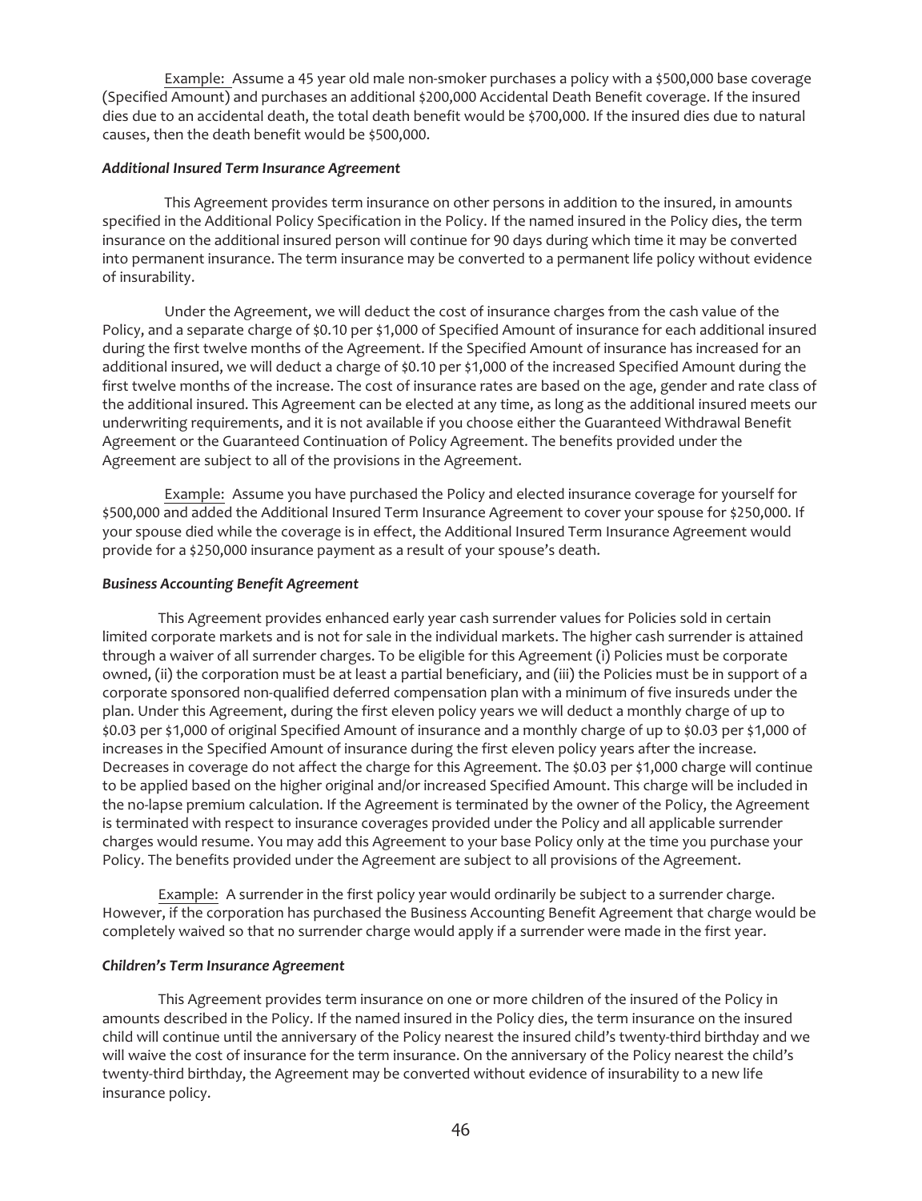Example: Assume a 45 year old male non-smoker purchases a policy with a $500,000 base coverage (Specified Amount) and purchases an additional $200,000 Accidental Death Benefit coverage. If the insured dies due to an accidental death, the total death benefit would be $700,000. If the insured dies due to natural causes, then the death benefit would be $500,000.

***Additional Insured Term Insurance Agreement***

This Agreement provides term insurance on other persons in addition to the insured, in amounts specified in the Additional Policy Specification in the Policy. If the named insured in the Policy dies, the term insurance on the additional insured person will continue for 90 days during which time it may be converted into permanent insurance. The term insurance may be converted to a permanent life policy without evidence of insurability.

Under the Agreement, we will deduct the cost of insurance charges from the cash value of the Policy, and a separate charge of $0.10 per $1,000 of Specified Amount of insurance for each additional insured during the first twelve months of the Agreement. If the Specified Amount of insurance has increased for an additional insured, we will deduct a charge of $0.10 per $1,000 of the increased Specified Amount during the first twelve months of the increase. The cost of insurance rates are based on the age, gender and rate class of the additional insured. This Agreement can be elected at any time, as long as the additional insured meets our underwriting requirements, and it is not available if you choose either the Guaranteed Withdrawal Benefit Agreement or the Guaranteed Continuation of Policy Agreement. The benefits provided under the Agreement are subject to all of the provisions in the Agreement.

Example: Assume you have purchased the Policy and elected insurance coverage for yourself for $500,000 and added the Additional Insured Term Insurance Agreement to cover your spouse for $250,000. If your spouse died while the coverage is in effect, the Additional Insured Term Insurance Agreement would provide for a $250,000 insurance payment as a result of your spouse's death.

***Business Accounting Benefit Agreement***

This Agreement provides enhanced early year cash surrender values for Policies sold in certain limited corporate markets and is not for sale in the individual markets. The higher cash surrender is attained through a waiver of all surrender charges. To be eligible for this Agreement (i) Policies must be corporate owned, (ii) the corporation must be at least a partial beneficiary, and (iii) the Policies must be in support of a corporate sponsored non-qualified deferred compensation plan with a minimum of five insureds under the plan. Under this Agreement, during the first eleven policy years we will deduct a monthly charge of up to $0.03 per $1,000 of original Specified Amount of insurance and a monthly charge of up to $0.03 per $1,000 of increases in the Specified Amount of insurance during the first eleven policy years after the increase. Decreases in coverage do not affect the charge for this Agreement. The $0.03 per $1,000 charge will continue to be applied based on the higher original and/or increased Specified Amount. This charge will be included in the no-lapse premium calculation. If the Agreement is terminated by the owner of the Policy, the Agreement is terminated with respect to insurance coverages provided under the Policy and all applicable surrender charges would resume. You may add this Agreement to your base Policy only at the time you purchase your Policy. The benefits provided under the Agreement are subject to all provisions of the Agreement.

Example: A surrender in the first policy year would ordinarily be subject to a surrender charge. However, if the corporation has purchased the Business Accounting Benefit Agreement that charge would be completely waived so that no surrender charge would apply if a surrender were made in the first year.

***Children's Term Insurance Agreement***

This Agreement provides term insurance on one or more children of the insured of the Policy in amounts described in the Policy. If the named insured in the Policy dies, the term insurance on the insured child will continue until the anniversary of the Policy nearest the insured child's twenty-third birthday and we will waive the cost of insurance for the term insurance. On the anniversary of the Policy nearest the child's twenty-third birthday, the Agreement may be converted without evidence of insurability to a new life insurance policy.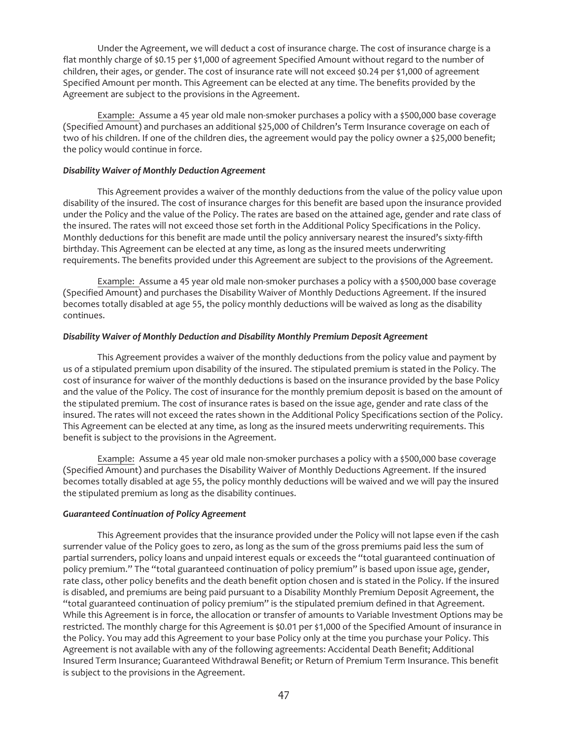Under the Agreement, we will deduct a cost of insurance charge. The cost of insurance charge is a flat monthly charge of $0.15 per $1,000 of agreement Specified Amount without regard to the number of children, their ages, or gender. The cost of insurance rate will not exceed $0.24 per $1,000 of agreement Specified Amount per month. This Agreement can be elected at any time. The benefits provided by the Agreement are subject to the provisions in the Agreement.

Example: Assume a 45 year old male non-smoker purchases a policy with a $500,000 base coverage (Specified Amount) and purchases an additional $25,000 of Children's Term Insurance coverage on each of two of his children. If one of the children dies, the agreement would pay the policy owner a $25,000 benefit; the policy would continue in force.

***Disability Waiver of Monthly Deduction Agreement***

This Agreement provides a waiver of the monthly deductions from the value of the policy value upon disability of the insured. The cost of insurance charges for this benefit are based upon the insurance provided under the Policy and the value of the Policy. The rates are based on the attained age, gender and rate class of the insured. The rates will not exceed those set forth in the Additional Policy Specifications in the Policy. Monthly deductions for this benefit are made until the policy anniversary nearest the insured's sixty-fifth birthday. This Agreement can be elected at any time, as long as the insured meets underwriting requirements. The benefits provided under this Agreement are subject to the provisions of the Agreement.

Example: Assume a 45 year old male non-smoker purchases a policy with a $500,000 base coverage (Specified Amount) and purchases the Disability Waiver of Monthly Deductions Agreement. If the insured becomes totally disabled at age 55, the policy monthly deductions will be waived as long as the disability continues.

***Disability Waiver of Monthly Deduction and Disability Monthly Premium Deposit Agreement***

This Agreement provides a waiver of the monthly deductions from the policy value and payment by us of a stipulated premium upon disability of the insured. The stipulated premium is stated in the Policy. The cost of insurance for waiver of the monthly deductions is based on the insurance provided by the base Policy and the value of the Policy. The cost of insurance for the monthly premium deposit is based on the amount of the stipulated premium. The cost of insurance rates is based on the issue age, gender and rate class of the insured. The rates will not exceed the rates shown in the Additional Policy Specifications section of the Policy. This Agreement can be elected at any time, as long as the insured meets underwriting requirements. This benefit is subject to the provisions in the Agreement.

Example: Assume a 45 year old male non-smoker purchases a policy with a $500,000 base coverage (Specified Amount) and purchases the Disability Waiver of Monthly Deductions Agreement. If the insured becomes totally disabled at age 55, the policy monthly deductions will be waived and we will pay the insured the stipulated premium as long as the disability continues.

***Guaranteed Continuation of Policy Agreement***

This Agreement provides that the insurance provided under the Policy will not lapse even if the cash surrender value of the Policy goes to zero, as long as the sum of the gross premiums paid less the sum of partial surrenders, policy loans and unpaid interest equals or exceeds the "total guaranteed continuation of policy premium." The "total guaranteed continuation of policy premium" is based upon issue age, gender, rate class, other policy benefits and the death benefit option chosen and is stated in the Policy. If the insured is disabled, and premiums are being paid pursuant to a Disability Monthly Premium Deposit Agreement, the "total guaranteed continuation of policy premium" is the stipulated premium defined in that Agreement. While this Agreement is in force, the allocation or transfer of amounts to Variable Investment Options may be restricted. The monthly charge for this Agreement is $0.01 per $1,000 of the Specified Amount of insurance in the Policy. You may add this Agreement to your base Policy only at the time you purchase your Policy. This Agreement is not available with any of the following agreements: Accidental Death Benefit; Additional Insured Term Insurance; Guaranteed Withdrawal Benefit; or Return of Premium Term Insurance. This benefit is subject to the provisions in the Agreement.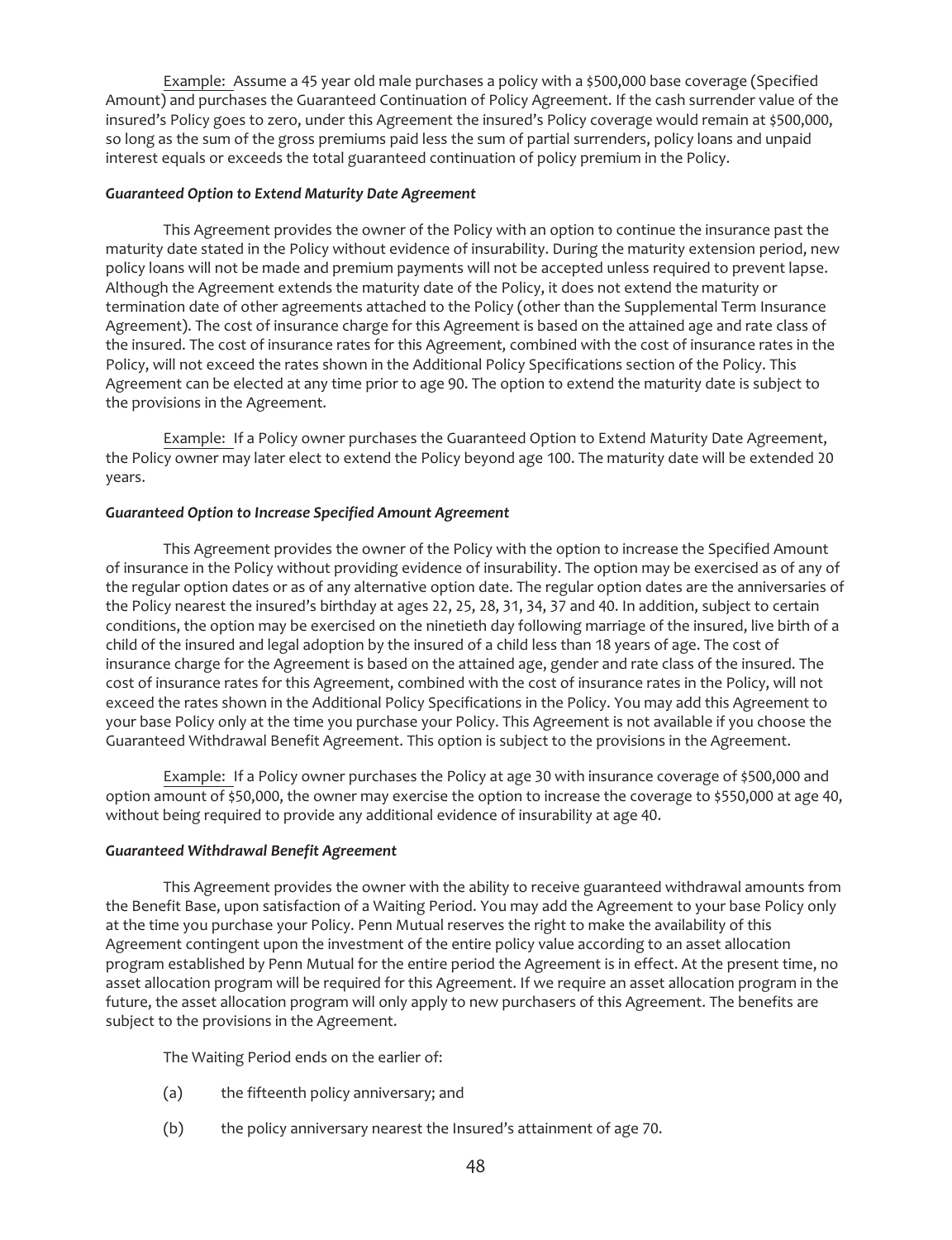Example: Assume a 45 year old male purchases a policy with a $500,000 base coverage (Specified Amount) and purchases the Guaranteed Continuation of Policy Agreement. If the cash surrender value of the insured's Policy goes to zero, under this Agreement the insured's Policy coverage would remain at $500,000, so long as the sum of the gross premiums paid less the sum of partial surrenders, policy loans and unpaid interest equals or exceeds the total guaranteed continuation of policy premium in the Policy.

***Guaranteed Option to Extend Maturity Date Agreement***

This Agreement provides the owner of the Policy with an option to continue the insurance past the maturity date stated in the Policy without evidence of insurability. During the maturity extension period, new policy loans will not be made and premium payments will not be accepted unless required to prevent lapse. Although the Agreement extends the maturity date of the Policy, it does not extend the maturity or termination date of other agreements attached to the Policy (other than the Supplemental Term Insurance Agreement). The cost of insurance charge for this Agreement is based on the attained age and rate class of the insured. The cost of insurance rates for this Agreement, combined with the cost of insurance rates in the Policy, will not exceed the rates shown in the Additional Policy Specifications section of the Policy. This Agreement can be elected at any time prior to age 90. The option to extend the maturity date is subject to the provisions in the Agreement.

Example: If a Policy owner purchases the Guaranteed Option to Extend Maturity Date Agreement, the Policy owner may later elect to extend the Policy beyond age 100. The maturity date will be extended 20 years.

***Guaranteed Option to Increase Specified Amount Agreement***

This Agreement provides the owner of the Policy with the option to increase the Specified Amount of insurance in the Policy without providing evidence of insurability. The option may be exercised as of any of the regular option dates or as of any alternative option date. The regular option dates are the anniversaries of the Policy nearest the insured's birthday at ages 22, 25, 28, 31, 34, 37 and 40. In addition, subject to certain conditions, the option may be exercised on the ninetieth day following marriage of the insured, live birth of a child of the insured and legal adoption by the insured of a child less than 18 years of age. The cost of insurance charge for the Agreement is based on the attained age, gender and rate class of the insured. The cost of insurance rates for this Agreement, combined with the cost of insurance rates in the Policy, will not exceed the rates shown in the Additional Policy Specifications in the Policy. You may add this Agreement to your base Policy only at the time you purchase your Policy. This Agreement is not available if you choose the Guaranteed Withdrawal Benefit Agreement. This option is subject to the provisions in the Agreement.

Example: If a Policy owner purchases the Policy at age 30 with insurance coverage of $500,000 and option amount of $50,000, the owner may exercise the option to increase the coverage to $550,000 at age 40, without being required to provide any additional evidence of insurability at age 40.

***Guaranteed Withdrawal Benefit Agreement***

This Agreement provides the owner with the ability to receive guaranteed withdrawal amounts from the Benefit Base, upon satisfaction of a Waiting Period. You may add the Agreement to your base Policy only at the time you purchase your Policy. Penn Mutual reserves the right to make the availability of this Agreement contingent upon the investment of the entire policy value according to an asset allocation program established by Penn Mutual for the entire period the Agreement is in effect. At the present time, no asset allocation program will be required for this Agreement. If we require an asset allocation program in the future, the asset allocation program will only apply to new purchasers of this Agreement. The benefits are subject to the provisions in the Agreement.

The Waiting Period ends on the earlier of:

(a) the fifteenth policy anniversary; and

(b) the policy anniversary nearest the Insured's attainment of age 70.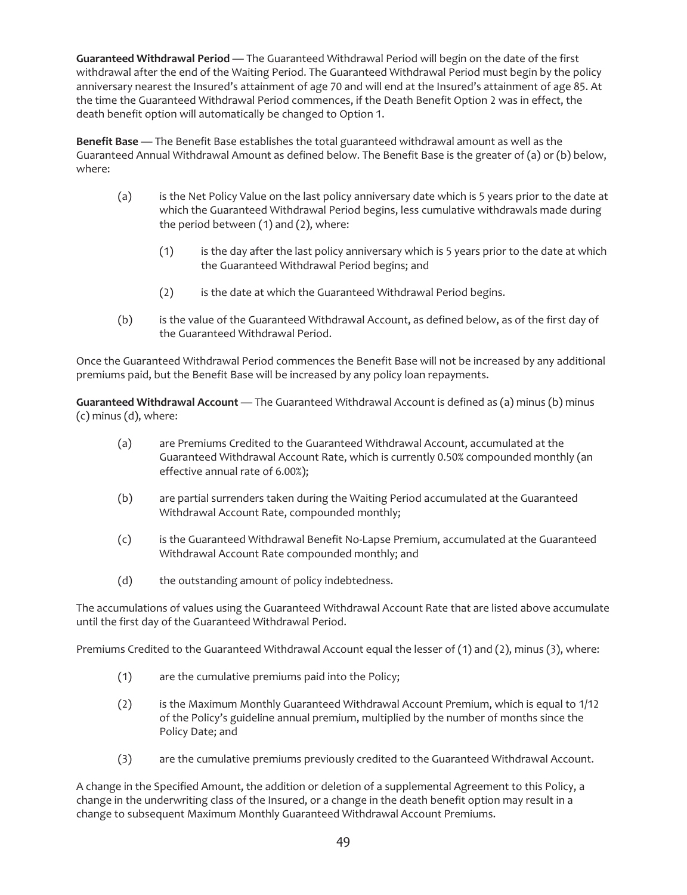**Guaranteed Withdrawal Period** — The Guaranteed Withdrawal Period will begin on the date of the first withdrawal after the end of the Waiting Period. The Guaranteed Withdrawal Period must begin by the policy anniversary nearest the Insured's attainment of age 70 and will end at the Insured's attainment of age 85. At the time the Guaranteed Withdrawal Period commences, if the Death Benefit Option 2 was in effect, the death benefit option will automatically be changed to Option 1.

**Benefit Base** — The Benefit Base establishes the total guaranteed withdrawal amount as well as the Guaranteed Annual Withdrawal Amount as defined below. The Benefit Base is the greater of (a) or (b) below, where:

(a) is the Net Policy Value on the last policy anniversary date which is 5 years prior to the date at which the Guaranteed Withdrawal Period begins, less cumulative withdrawals made during the period between (1) and (2), where:

  (1) is the day after the last policy anniversary which is 5 years prior to the date at which the Guaranteed Withdrawal Period begins; and

  (2) is the date at which the Guaranteed Withdrawal Period begins.

(b) is the value of the Guaranteed Withdrawal Account, as defined below, as of the first day of the Guaranteed Withdrawal Period.

Once the Guaranteed Withdrawal Period commences the Benefit Base will not be increased by any additional premiums paid, but the Benefit Base will be increased by any policy loan repayments.

**Guaranteed Withdrawal Account** — The Guaranteed Withdrawal Account is defined as (a) minus (b) minus (c) minus (d), where:

(a) are Premiums Credited to the Guaranteed Withdrawal Account, accumulated at the Guaranteed Withdrawal Account Rate, which is currently 0.50% compounded monthly (an effective annual rate of 6.00%);

(b) are partial surrenders taken during the Waiting Period accumulated at the Guaranteed Withdrawal Account Rate, compounded monthly;

(c) is the Guaranteed Withdrawal Benefit No-Lapse Premium, accumulated at the Guaranteed Withdrawal Account Rate compounded monthly; and

(d) the outstanding amount of policy indebtedness.

The accumulations of values using the Guaranteed Withdrawal Account Rate that are listed above accumulate until the first day of the Guaranteed Withdrawal Period.

Premiums Credited to the Guaranteed Withdrawal Account equal the lesser of (1) and (2), minus (3), where:

(1) are the cumulative premiums paid into the Policy;

(2) is the Maximum Monthly Guaranteed Withdrawal Account Premium, which is equal to 1/12 of the Policy's guideline annual premium, multiplied by the number of months since the Policy Date; and

(3) are the cumulative premiums previously credited to the Guaranteed Withdrawal Account.

A change in the Specified Amount, the addition or deletion of a supplemental Agreement to this Policy, a change in the underwriting class of the Insured, or a change in the death benefit option may result in a change to subsequent Maximum Monthly Guaranteed Withdrawal Account Premiums.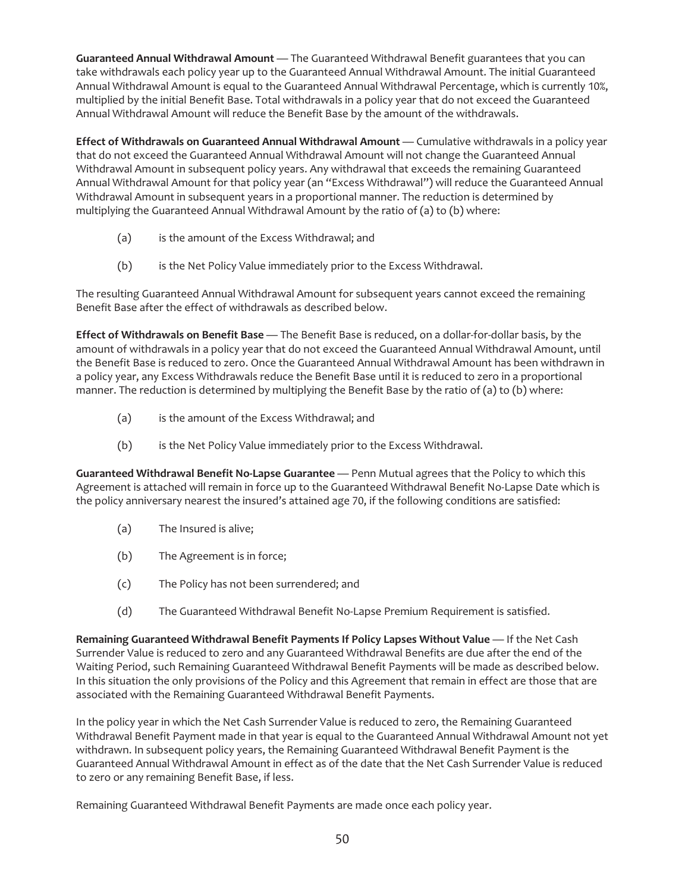**Guaranteed Annual Withdrawal Amount** — The Guaranteed Withdrawal Benefit guarantees that you can take withdrawals each policy year up to the Guaranteed Annual Withdrawal Amount. The initial Guaranteed Annual Withdrawal Amount is equal to the Guaranteed Annual Withdrawal Percentage, which is currently 10%, multiplied by the initial Benefit Base. Total withdrawals in a policy year that do not exceed the Guaranteed Annual Withdrawal Amount will reduce the Benefit Base by the amount of the withdrawals.

**Effect of Withdrawals on Guaranteed Annual Withdrawal Amount** — Cumulative withdrawals in a policy year that do not exceed the Guaranteed Annual Withdrawal Amount will not change the Guaranteed Annual Withdrawal Amount in subsequent policy years. Any withdrawal that exceeds the remaining Guaranteed Annual Withdrawal Amount for that policy year (an "Excess Withdrawal") will reduce the Guaranteed Annual Withdrawal Amount in subsequent years in a proportional manner. The reduction is determined by multiplying the Guaranteed Annual Withdrawal Amount by the ratio of (a) to (b) where:

(a) is the amount of the Excess Withdrawal; and

(b) is the Net Policy Value immediately prior to the Excess Withdrawal.

The resulting Guaranteed Annual Withdrawal Amount for subsequent years cannot exceed the remaining Benefit Base after the effect of withdrawals as described below.

**Effect of Withdrawals on Benefit Base** — The Benefit Base is reduced, on a dollar-for-dollar basis, by the amount of withdrawals in a policy year that do not exceed the Guaranteed Annual Withdrawal Amount, until the Benefit Base is reduced to zero. Once the Guaranteed Annual Withdrawal Amount has been withdrawn in a policy year, any Excess Withdrawals reduce the Benefit Base until it is reduced to zero in a proportional manner. The reduction is determined by multiplying the Benefit Base by the ratio of (a) to (b) where:

(a) is the amount of the Excess Withdrawal; and

(b) is the Net Policy Value immediately prior to the Excess Withdrawal.

**Guaranteed Withdrawal Benefit No-Lapse Guarantee** — Penn Mutual agrees that the Policy to which this Agreement is attached will remain in force up to the Guaranteed Withdrawal Benefit No-Lapse Date which is the policy anniversary nearest the insured's attained age 70, if the following conditions are satisfied:

(a) The Insured is alive;

(b) The Agreement is in force;

(c) The Policy has not been surrendered; and

(d) The Guaranteed Withdrawal Benefit No-Lapse Premium Requirement is satisfied.

**Remaining Guaranteed Withdrawal Benefit Payments If Policy Lapses Without Value** — If the Net Cash Surrender Value is reduced to zero and any Guaranteed Withdrawal Benefits are due after the end of the Waiting Period, such Remaining Guaranteed Withdrawal Benefit Payments will be made as described below. In this situation the only provisions of the Policy and this Agreement that remain in effect are those that are associated with the Remaining Guaranteed Withdrawal Benefit Payments.

In the policy year in which the Net Cash Surrender Value is reduced to zero, the Remaining Guaranteed Withdrawal Benefit Payment made in that year is equal to the Guaranteed Annual Withdrawal Amount not yet withdrawn. In subsequent policy years, the Remaining Guaranteed Withdrawal Benefit Payment is the Guaranteed Annual Withdrawal Amount in effect as of the date that the Net Cash Surrender Value is reduced to zero or any remaining Benefit Base, if less.

Remaining Guaranteed Withdrawal Benefit Payments are made once each policy year.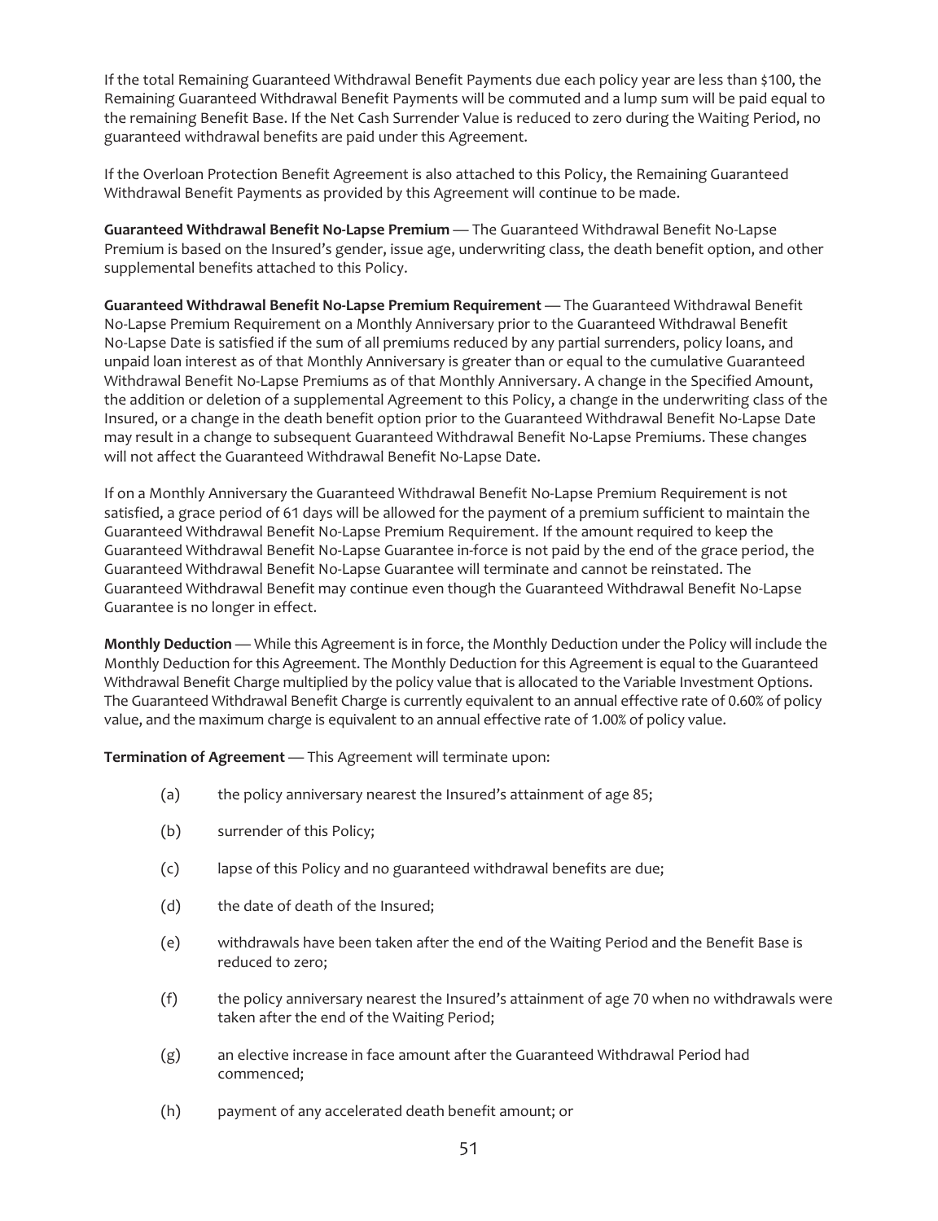If the total Remaining Guaranteed Withdrawal Benefit Payments due each policy year are less than $100, the Remaining Guaranteed Withdrawal Benefit Payments will be commuted and a lump sum will be paid equal to the remaining Benefit Base. If the Net Cash Surrender Value is reduced to zero during the Waiting Period, no guaranteed withdrawal benefits are paid under this Agreement.

If the Overloan Protection Benefit Agreement is also attached to this Policy, the Remaining Guaranteed Withdrawal Benefit Payments as provided by this Agreement will continue to be made.

**Guaranteed Withdrawal Benefit No-Lapse Premium** — The Guaranteed Withdrawal Benefit No-Lapse Premium is based on the Insured's gender, issue age, underwriting class, the death benefit option, and other supplemental benefits attached to this Policy.

**Guaranteed Withdrawal Benefit No-Lapse Premium Requirement** — The Guaranteed Withdrawal Benefit No-Lapse Premium Requirement on a Monthly Anniversary prior to the Guaranteed Withdrawal Benefit No-Lapse Date is satisfied if the sum of all premiums reduced by any partial surrenders, policy loans, and unpaid loan interest as of that Monthly Anniversary is greater than or equal to the cumulative Guaranteed Withdrawal Benefit No-Lapse Premiums as of that Monthly Anniversary. A change in the Specified Amount, the addition or deletion of a supplemental Agreement to this Policy, a change in the underwriting class of the Insured, or a change in the death benefit option prior to the Guaranteed Withdrawal Benefit No-Lapse Date may result in a change to subsequent Guaranteed Withdrawal Benefit No-Lapse Premiums. These changes will not affect the Guaranteed Withdrawal Benefit No-Lapse Date.

If on a Monthly Anniversary the Guaranteed Withdrawal Benefit No-Lapse Premium Requirement is not satisfied, a grace period of 61 days will be allowed for the payment of a premium sufficient to maintain the Guaranteed Withdrawal Benefit No-Lapse Premium Requirement. If the amount required to keep the Guaranteed Withdrawal Benefit No-Lapse Guarantee in-force is not paid by the end of the grace period, the Guaranteed Withdrawal Benefit No-Lapse Guarantee will terminate and cannot be reinstated. The Guaranteed Withdrawal Benefit may continue even though the Guaranteed Withdrawal Benefit No-Lapse Guarantee is no longer in effect.

**Monthly Deduction** — While this Agreement is in force, the Monthly Deduction under the Policy will include the Monthly Deduction for this Agreement. The Monthly Deduction for this Agreement is equal to the Guaranteed Withdrawal Benefit Charge multiplied by the policy value that is allocated to the Variable Investment Options. The Guaranteed Withdrawal Benefit Charge is currently equivalent to an annual effective rate of 0.60% of policy value, and the maximum charge is equivalent to an annual effective rate of 1.00% of policy value.

**Termination of Agreement** — This Agreement will terminate upon:

(a) the policy anniversary nearest the Insured's attainment of age 85;

(b) surrender of this Policy;

(c) lapse of this Policy and no guaranteed withdrawal benefits are due;

(d) the date of death of the Insured;

(e) withdrawals have been taken after the end of the Waiting Period and the Benefit Base is reduced to zero;

(f) the policy anniversary nearest the Insured's attainment of age 70 when no withdrawals were taken after the end of the Waiting Period;

(g) an elective increase in face amount after the Guaranteed Withdrawal Period had commenced;

(h) payment of any accelerated death benefit amount; or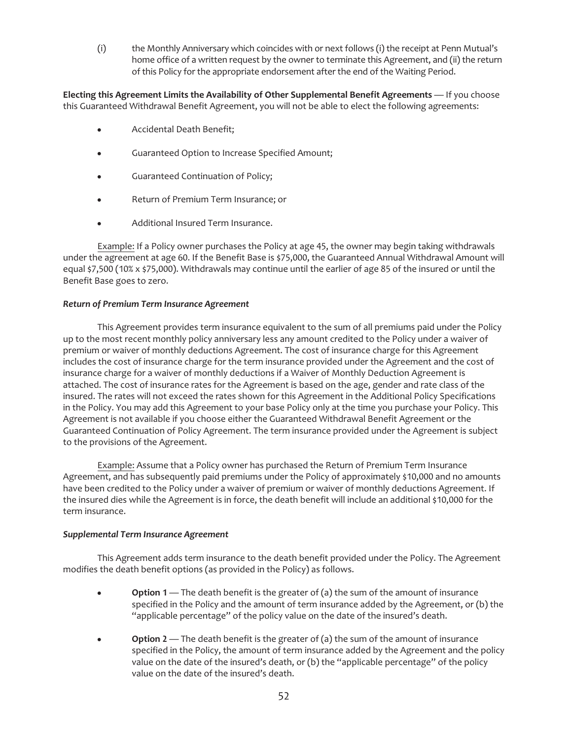(i) the Monthly Anniversary which coincides with or next follows (i) the receipt at Penn Mutual's home office of a written request by the owner to terminate this Agreement, and (ii) the return of this Policy for the appropriate endorsement after the end of the Waiting Period.

**Electing this Agreement Limits the Availability of Other Supplemental Benefit Agreements** — If you choose this Guaranteed Withdrawal Benefit Agreement, you will not be able to elect the following agreements:

- Accidental Death Benefit;
- Guaranteed Option to Increase Specified Amount;
- Guaranteed Continuation of Policy;
- Return of Premium Term Insurance; or
- Additional Insured Term Insurance.

Example: If a Policy owner purchases the Policy at age 45, the owner may begin taking withdrawals under the agreement at age 60. If the Benefit Base is $75,000, the Guaranteed Annual Withdrawal Amount will equal $7,500 (10% x $75,000). Withdrawals may continue until the earlier of age 85 of the insured or until the Benefit Base goes to zero.

***Return of Premium Term Insurance Agreement***

This Agreement provides term insurance equivalent to the sum of all premiums paid under the Policy up to the most recent monthly policy anniversary less any amount credited to the Policy under a waiver of premium or waiver of monthly deductions Agreement. The cost of insurance charge for this Agreement includes the cost of insurance charge for the term insurance provided under the Agreement and the cost of insurance charge for a waiver of monthly deductions if a Waiver of Monthly Deduction Agreement is attached. The cost of insurance rates for the Agreement is based on the age, gender and rate class of the insured. The rates will not exceed the rates shown for this Agreement in the Additional Policy Specifications in the Policy. You may add this Agreement to your base Policy only at the time you purchase your Policy. This Agreement is not available if you choose either the Guaranteed Withdrawal Benefit Agreement or the Guaranteed Continuation of Policy Agreement. The term insurance provided under the Agreement is subject to the provisions of the Agreement.

Example: Assume that a Policy owner has purchased the Return of Premium Term Insurance Agreement, and has subsequently paid premiums under the Policy of approximately $10,000 and no amounts have been credited to the Policy under a waiver of premium or waiver of monthly deductions Agreement. If the insured dies while the Agreement is in force, the death benefit will include an additional $10,000 for the term insurance.

***Supplemental Term Insurance Agreement***

This Agreement adds term insurance to the death benefit provided under the Policy. The Agreement modifies the death benefit options (as provided in the Policy) as follows.

- **Option 1** — The death benefit is the greater of (a) the sum of the amount of insurance specified in the Policy and the amount of term insurance added by the Agreement, or (b) the "applicable percentage" of the policy value on the date of the insured's death.
- **Option 2** — The death benefit is the greater of (a) the sum of the amount of insurance specified in the Policy, the amount of term insurance added by the Agreement and the policy value on the date of the insured's death, or (b) the "applicable percentage" of the policy value on the date of the insured's death.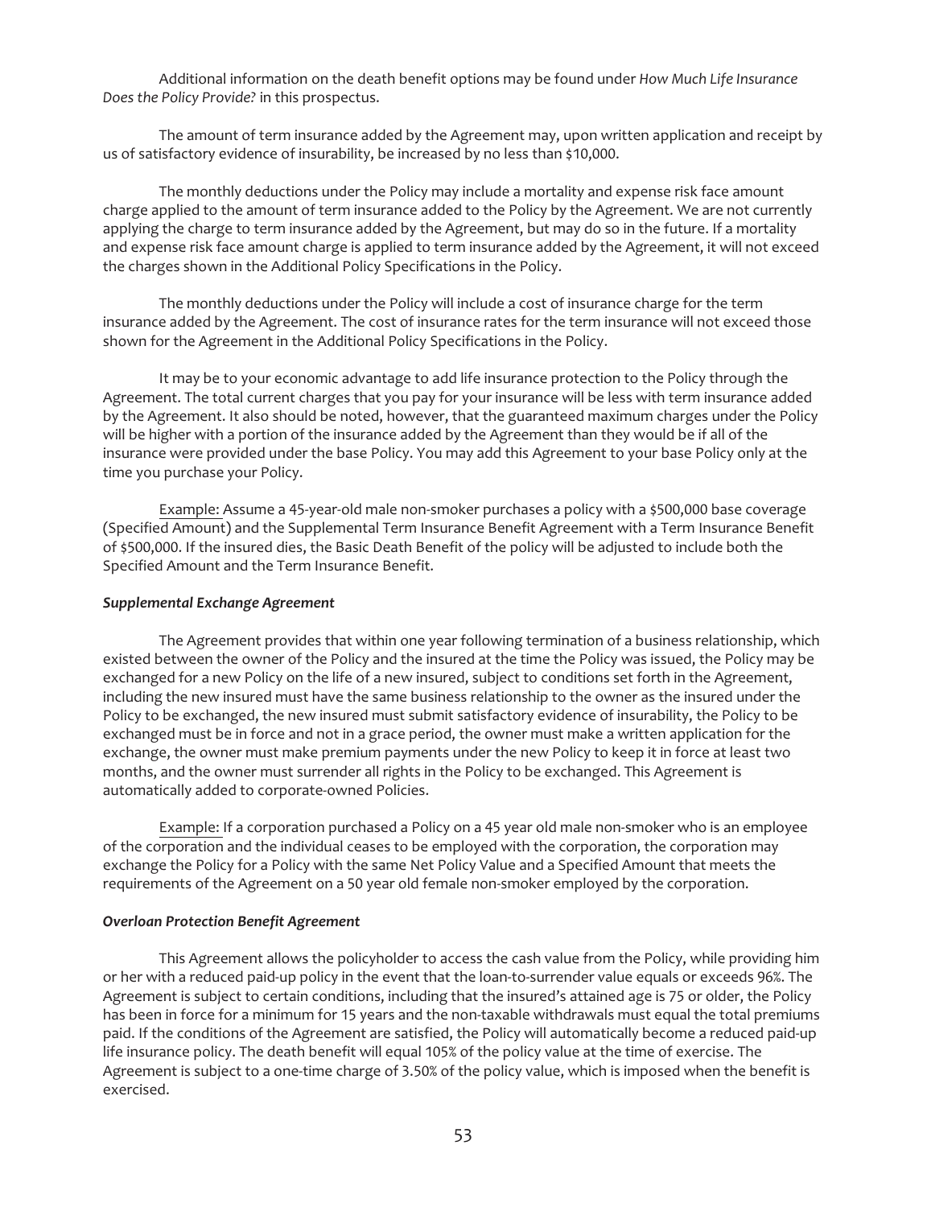Additional information on the death benefit options may be found under *How Much Life Insurance Does the Policy Provide?* in this prospectus.

The amount of term insurance added by the Agreement may, upon written application and receipt by us of satisfactory evidence of insurability, be increased by no less than $10,000.

The monthly deductions under the Policy may include a mortality and expense risk face amount charge applied to the amount of term insurance added to the Policy by the Agreement. We are not currently applying the charge to term insurance added by the Agreement, but may do so in the future. If a mortality and expense risk face amount charge is applied to term insurance added by the Agreement, it will not exceed the charges shown in the Additional Policy Specifications in the Policy.

The monthly deductions under the Policy will include a cost of insurance charge for the term insurance added by the Agreement. The cost of insurance rates for the term insurance will not exceed those shown for the Agreement in the Additional Policy Specifications in the Policy.

It may be to your economic advantage to add life insurance protection to the Policy through the Agreement. The total current charges that you pay for your insurance will be less with term insurance added by the Agreement. It also should be noted, however, that the guaranteed maximum charges under the Policy will be higher with a portion of the insurance added by the Agreement than they would be if all of the insurance were provided under the base Policy. You may add this Agreement to your base Policy only at the time you purchase your Policy.

Example: Assume a 45-year-old male non-smoker purchases a policy with a $500,000 base coverage (Specified Amount) and the Supplemental Term Insurance Benefit Agreement with a Term Insurance Benefit of $500,000. If the insured dies, the Basic Death Benefit of the policy will be adjusted to include both the Specified Amount and the Term Insurance Benefit.

***Supplemental Exchange Agreement***

The Agreement provides that within one year following termination of a business relationship, which existed between the owner of the Policy and the insured at the time the Policy was issued, the Policy may be exchanged for a new Policy on the life of a new insured, subject to conditions set forth in the Agreement, including the new insured must have the same business relationship to the owner as the insured under the Policy to be exchanged, the new insured must submit satisfactory evidence of insurability, the Policy to be exchanged must be in force and not in a grace period, the owner must make a written application for the exchange, the owner must make premium payments under the new Policy to keep it in force at least two months, and the owner must surrender all rights in the Policy to be exchanged. This Agreement is automatically added to corporate-owned Policies.

Example: If a corporation purchased a Policy on a 45 year old male non-smoker who is an employee of the corporation and the individual ceases to be employed with the corporation, the corporation may exchange the Policy for a Policy with the same Net Policy Value and a Specified Amount that meets the requirements of the Agreement on a 50 year old female non-smoker employed by the corporation.

***Overloan Protection Benefit Agreement***

This Agreement allows the policyholder to access the cash value from the Policy, while providing him or her with a reduced paid-up policy in the event that the loan-to-surrender value equals or exceeds 96%. The Agreement is subject to certain conditions, including that the insured's attained age is 75 or older, the Policy has been in force for a minimum for 15 years and the non-taxable withdrawals must equal the total premiums paid. If the conditions of the Agreement are satisfied, the Policy will automatically become a reduced paid-up life insurance policy. The death benefit will equal 105% of the policy value at the time of exercise. The Agreement is subject to a one-time charge of 3.50% of the policy value, which is imposed when the benefit is exercised.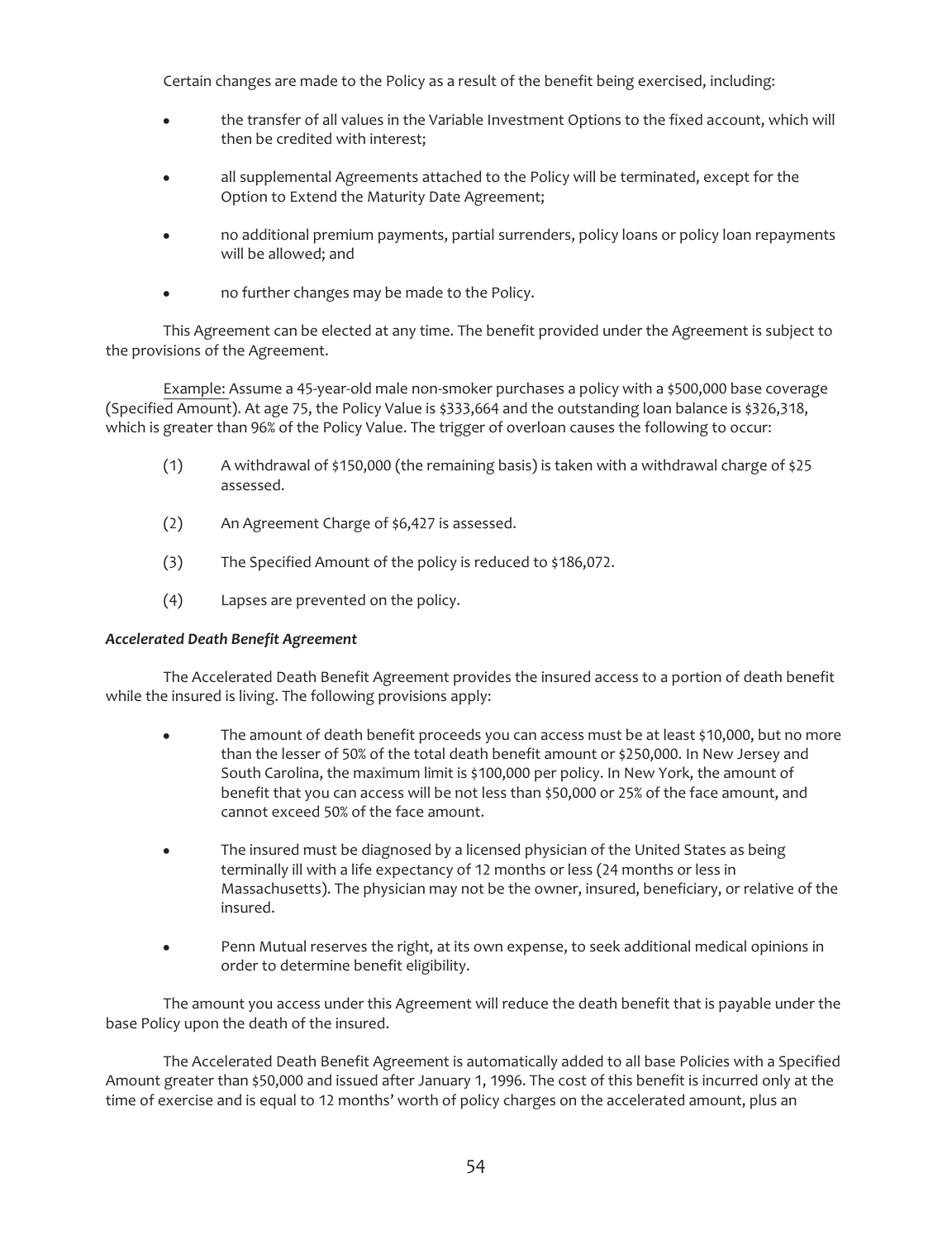Certain changes are made to the Policy as a result of the benefit being exercised, including:

- the transfer of all values in the Variable Investment Options to the fixed account, which will then be credited with interest;
- all supplemental Agreements attached to the Policy will be terminated, except for the Option to Extend the Maturity Date Agreement;
- no additional premium payments, partial surrenders, policy loans or policy loan repayments will be allowed; and
- no further changes may be made to the Policy.

This Agreement can be elected at any time. The benefit provided under the Agreement is subject to the provisions of the Agreement.

Example: Assume a 45-year-old male non-smoker purchases a policy with a $500,000 base coverage (Specified Amount). At age 75, the Policy Value is $333,664 and the outstanding loan balance is $326,318, which is greater than 96% of the Policy Value. The trigger of overloan causes the following to occur:

(1) A withdrawal of $150,000 (the remaining basis) is taken with a withdrawal charge of $25 assessed.

(2) An Agreement Charge of $6,427 is assessed.

(3) The Specified Amount of the policy is reduced to $186,072.

(4) Lapses are prevented on the policy.

***Accelerated Death Benefit Agreement***

The Accelerated Death Benefit Agreement provides the insured access to a portion of death benefit while the insured is living. The following provisions apply:

- The amount of death benefit proceeds you can access must be at least $10,000, but no more than the lesser of 50% of the total death benefit amount or $250,000. In New Jersey and South Carolina, the maximum limit is $100,000 per policy. In New York, the amount of benefit that you can access will be not less than $50,000 or 25% of the face amount, and cannot exceed 50% of the face amount.
- The insured must be diagnosed by a licensed physician of the United States as being terminally ill with a life expectancy of 12 months or less (24 months or less in Massachusetts). The physician may not be the owner, insured, beneficiary, or relative of the insured.
- Penn Mutual reserves the right, at its own expense, to seek additional medical opinions in order to determine benefit eligibility.

The amount you access under this Agreement will reduce the death benefit that is payable under the base Policy upon the death of the insured.

The Accelerated Death Benefit Agreement is automatically added to all base Policies with a Specified Amount greater than $50,000 and issued after January 1, 1996. The cost of this benefit is incurred only at the time of exercise and is equal to 12 months' worth of policy charges on the accelerated amount, plus an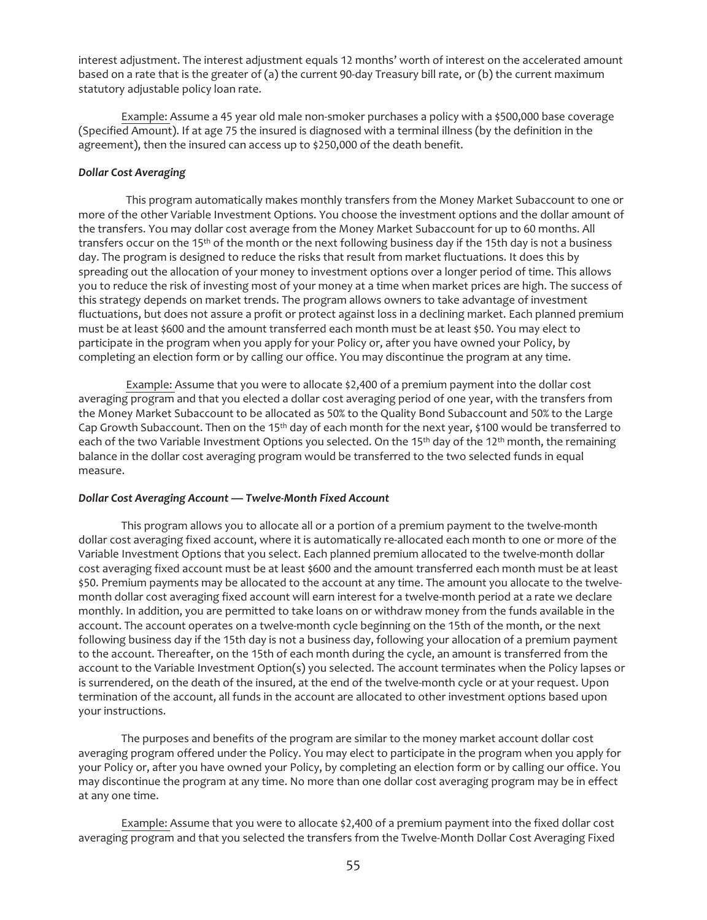interest adjustment. The interest adjustment equals 12 months' worth of interest on the accelerated amount based on a rate that is the greater of (a) the current 90-day Treasury bill rate, or (b) the current maximum statutory adjustable policy loan rate.

Example: Assume a 45 year old male non-smoker purchases a policy with a $500,000 base coverage (Specified Amount). If at age 75 the insured is diagnosed with a terminal illness (by the definition in the agreement), then the insured can access up to $250,000 of the death benefit.

***Dollar Cost Averaging***

This program automatically makes monthly transfers from the Money Market Subaccount to one or more of the other Variable Investment Options. You choose the investment options and the dollar amount of the transfers. You may dollar cost average from the Money Market Subaccount for up to 60 months. All transfers occur on the 15th of the month or the next following business day if the 15th day is not a business day. The program is designed to reduce the risks that result from market fluctuations. It does this by spreading out the allocation of your money to investment options over a longer period of time. This allows you to reduce the risk of investing most of your money at a time when market prices are high. The success of this strategy depends on market trends. The program allows owners to take advantage of investment fluctuations, but does not assure a profit or protect against loss in a declining market. Each planned premium must be at least $600 and the amount transferred each month must be at least $50. You may elect to participate in the program when you apply for your Policy or, after you have owned your Policy, by completing an election form or by calling our office. You may discontinue the program at any time.

Example: Assume that you were to allocate $2,400 of a premium payment into the dollar cost averaging program and that you elected a dollar cost averaging period of one year, with the transfers from the Money Market Subaccount to be allocated as 50% to the Quality Bond Subaccount and 50% to the Large Cap Growth Subaccount. Then on the 15th day of each month for the next year, $100 would be transferred to each of the two Variable Investment Options you selected. On the 15th day of the 12th month, the remaining balance in the dollar cost averaging program would be transferred to the two selected funds in equal measure.

***Dollar Cost Averaging Account — Twelve-Month Fixed Account***

This program allows you to allocate all or a portion of a premium payment to the twelve-month dollar cost averaging fixed account, where it is automatically re-allocated each month to one or more of the Variable Investment Options that you select. Each planned premium allocated to the twelve-month dollar cost averaging fixed account must be at least $600 and the amount transferred each month must be at least $50. Premium payments may be allocated to the account at any time. The amount you allocate to the twelve-month dollar cost averaging fixed account will earn interest for a twelve-month period at a rate we declare monthly. In addition, you are permitted to take loans on or withdraw money from the funds available in the account. The account operates on a twelve-month cycle beginning on the 15th of the month, or the next following business day if the 15th day is not a business day, following your allocation of a premium payment to the account. Thereafter, on the 15th of each month during the cycle, an amount is transferred from the account to the Variable Investment Option(s) you selected. The account terminates when the Policy lapses or is surrendered, on the death of the insured, at the end of the twelve-month cycle or at your request. Upon termination of the account, all funds in the account are allocated to other investment options based upon your instructions.

The purposes and benefits of the program are similar to the money market account dollar cost averaging program offered under the Policy. You may elect to participate in the program when you apply for your Policy or, after you have owned your Policy, by completing an election form or by calling our office. You may discontinue the program at any time. No more than one dollar cost averaging program may be in effect at any one time.

Example: Assume that you were to allocate $2,400 of a premium payment into the fixed dollar cost averaging program and that you selected the transfers from the Twelve-Month Dollar Cost Averaging Fixed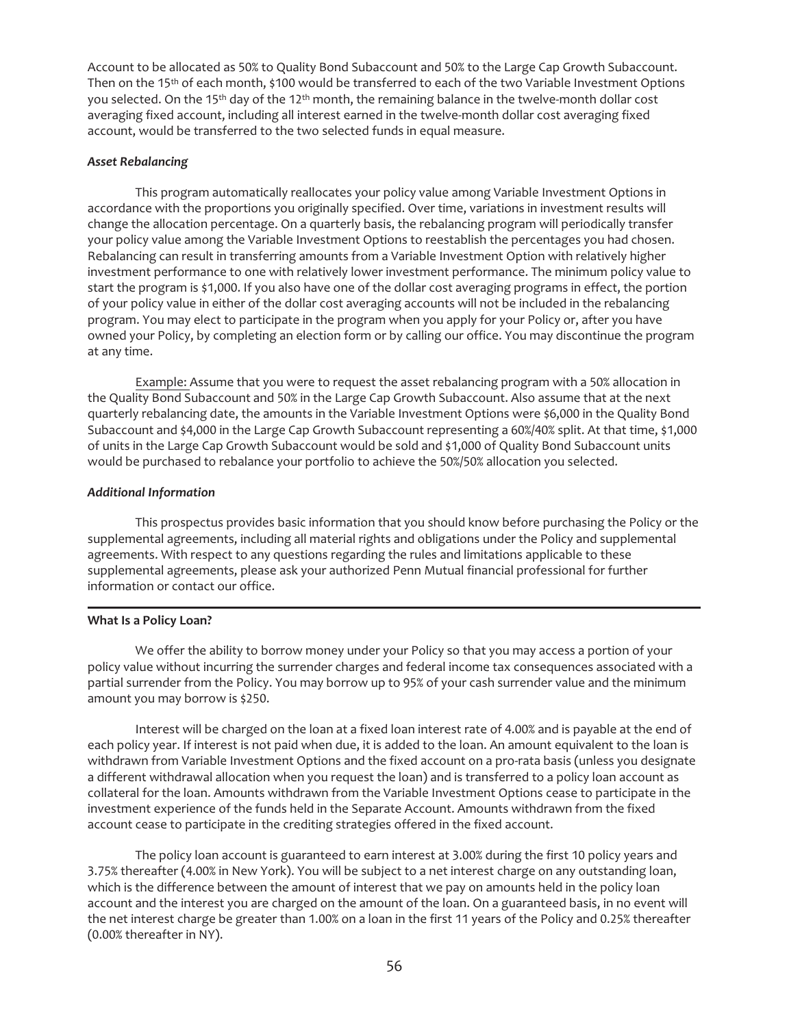Account to be allocated as 50% to Quality Bond Subaccount and 50% to the Large Cap Growth Subaccount. Then on the 15th of each month, $100 would be transferred to each of the two Variable Investment Options you selected. On the 15th day of the 12th month, the remaining balance in the twelve-month dollar cost averaging fixed account, including all interest earned in the twelve-month dollar cost averaging fixed account, would be transferred to the two selected funds in equal measure.

***Asset Rebalancing***

This program automatically reallocates your policy value among Variable Investment Options in accordance with the proportions you originally specified. Over time, variations in investment results will change the allocation percentage. On a quarterly basis, the rebalancing program will periodically transfer your policy value among the Variable Investment Options to reestablish the percentages you had chosen. Rebalancing can result in transferring amounts from a Variable Investment Option with relatively higher investment performance to one with relatively lower investment performance. The minimum policy value to start the program is $1,000. If you also have one of the dollar cost averaging programs in effect, the portion of your policy value in either of the dollar cost averaging accounts will not be included in the rebalancing program. You may elect to participate in the program when you apply for your Policy or, after you have owned your Policy, by completing an election form or by calling our office. You may discontinue the program at any time.

Example: Assume that you were to request the asset rebalancing program with a 50% allocation in the Quality Bond Subaccount and 50% in the Large Cap Growth Subaccount. Also assume that at the next quarterly rebalancing date, the amounts in the Variable Investment Options were $6,000 in the Quality Bond Subaccount and $4,000 in the Large Cap Growth Subaccount representing a 60%/40% split. At that time, $1,000 of units in the Large Cap Growth Subaccount would be sold and $1,000 of Quality Bond Subaccount units would be purchased to rebalance your portfolio to achieve the 50%/50% allocation you selected.

***Additional Information***

This prospectus provides basic information that you should know before purchasing the Policy or the supplemental agreements, including all material rights and obligations under the Policy and supplemental agreements. With respect to any questions regarding the rules and limitations applicable to these supplemental agreements, please ask your authorized Penn Mutual financial professional for further information or contact our office.

**What Is a Policy Loan?**

We offer the ability to borrow money under your Policy so that you may access a portion of your policy value without incurring the surrender charges and federal income tax consequences associated with a partial surrender from the Policy. You may borrow up to 95% of your cash surrender value and the minimum amount you may borrow is $250.

Interest will be charged on the loan at a fixed loan interest rate of 4.00% and is payable at the end of each policy year. If interest is not paid when due, it is added to the loan. An amount equivalent to the loan is withdrawn from Variable Investment Options and the fixed account on a pro-rata basis (unless you designate a different withdrawal allocation when you request the loan) and is transferred to a policy loan account as collateral for the loan. Amounts withdrawn from the Variable Investment Options cease to participate in the investment experience of the funds held in the Separate Account. Amounts withdrawn from the fixed account cease to participate in the crediting strategies offered in the fixed account.

The policy loan account is guaranteed to earn interest at 3.00% during the first 10 policy years and 3.75% thereafter (4.00% in New York). You will be subject to a net interest charge on any outstanding loan, which is the difference between the amount of interest that we pay on amounts held in the policy loan account and the interest you are charged on the amount of the loan. On a guaranteed basis, in no event will the net interest charge be greater than 1.00% on a loan in the first 11 years of the Policy and 0.25% thereafter (0.00% thereafter in NY).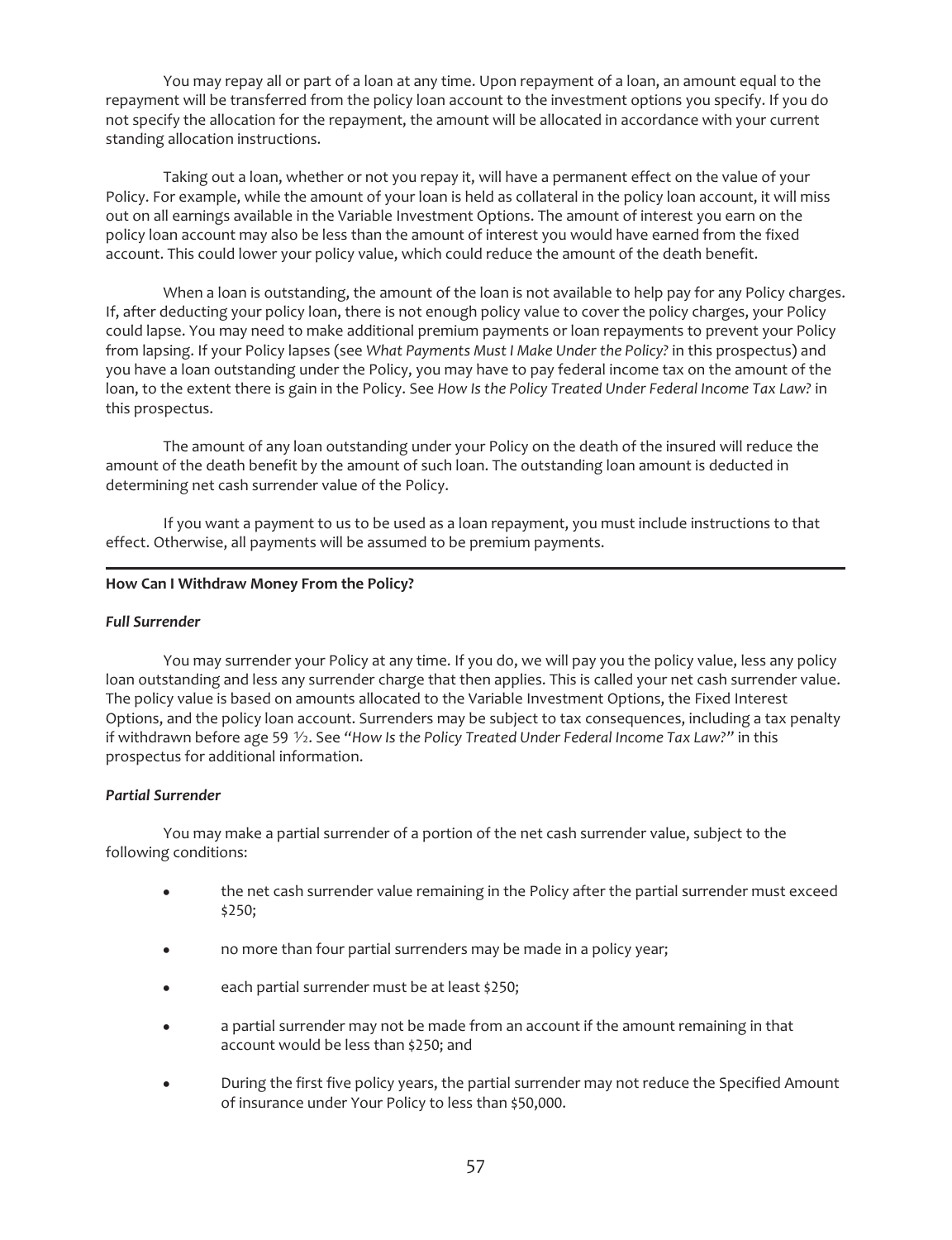You may repay all or part of a loan at any time. Upon repayment of a loan, an amount equal to the repayment will be transferred from the policy loan account to the investment options you specify. If you do not specify the allocation for the repayment, the amount will be allocated in accordance with your current standing allocation instructions.

Taking out a loan, whether or not you repay it, will have a permanent effect on the value of your Policy. For example, while the amount of your loan is held as collateral in the policy loan account, it will miss out on all earnings available in the Variable Investment Options. The amount of interest you earn on the policy loan account may also be less than the amount of interest you would have earned from the fixed account. This could lower your policy value, which could reduce the amount of the death benefit.

When a loan is outstanding, the amount of the loan is not available to help pay for any Policy charges. If, after deducting your policy loan, there is not enough policy value to cover the policy charges, your Policy could lapse. You may need to make additional premium payments or loan repayments to prevent your Policy from lapsing. If your Policy lapses (see *What Payments Must I Make Under the Policy?* in this prospectus) and you have a loan outstanding under the Policy, you may have to pay federal income tax on the amount of the loan, to the extent there is gain in the Policy. See *How Is the Policy Treated Under Federal Income Tax Law?* in this prospectus.

The amount of any loan outstanding under your Policy on the death of the insured will reduce the amount of the death benefit by the amount of such loan. The outstanding loan amount is deducted in determining net cash surrender value of the Policy.

If you want a payment to us to be used as a loan repayment, you must include instructions to that effect. Otherwise, all payments will be assumed to be premium payments.

---

**How Can I Withdraw Money From the Policy?**

***Full Surrender***

You may surrender your Policy at any time. If you do, we will pay you the policy value, less any policy loan outstanding and less any surrender charge that then applies. This is called your net cash surrender value. The policy value is based on amounts allocated to the Variable Investment Options, the Fixed Interest Options, and the policy loan account. Surrenders may be subject to tax consequences, including a tax penalty if withdrawn before age 59 ½. See *"How Is the Policy Treated Under Federal Income Tax Law?"* in this prospectus for additional information.

***Partial Surrender***

You may make a partial surrender of a portion of the net cash surrender value, subject to the following conditions:

- the net cash surrender value remaining in the Policy after the partial surrender must exceed $250;
- no more than four partial surrenders may be made in a policy year;
- each partial surrender must be at least $250;
- a partial surrender may not be made from an account if the amount remaining in that account would be less than $250; and
- During the first five policy years, the partial surrender may not reduce the Specified Amount of insurance under Your Policy to less than $50,000.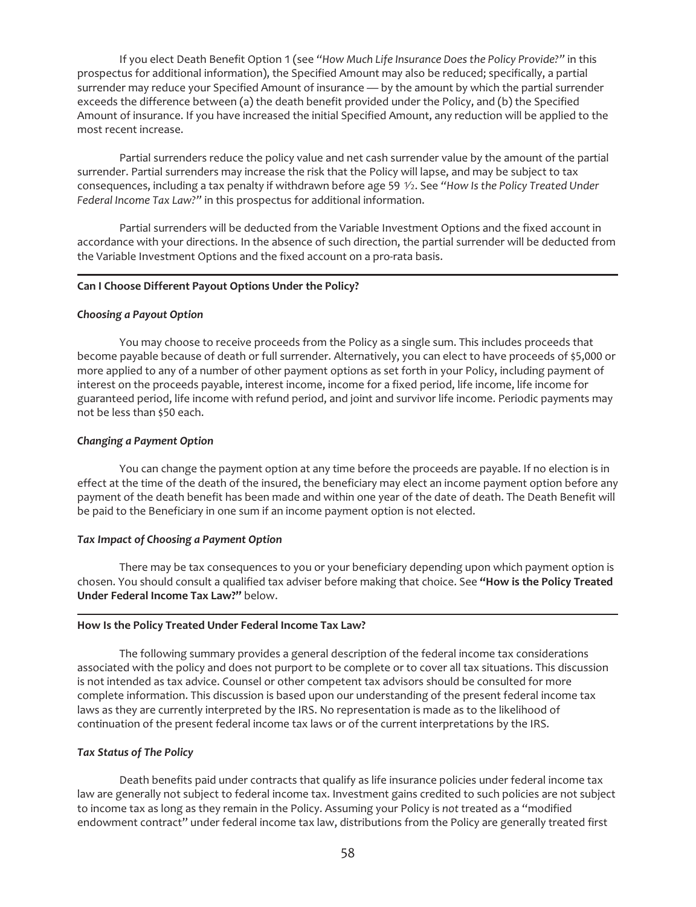If you elect Death Benefit Option 1 (see *"How Much Life Insurance Does the Policy Provide?"* in this prospectus for additional information), the Specified Amount may also be reduced; specifically, a partial surrender may reduce your Specified Amount of insurance — by the amount by which the partial surrender exceeds the difference between (a) the death benefit provided under the Policy, and (b) the Specified Amount of insurance. If you have increased the initial Specified Amount, any reduction will be applied to the most recent increase.

Partial surrenders reduce the policy value and net cash surrender value by the amount of the partial surrender. Partial surrenders may increase the risk that the Policy will lapse, and may be subject to tax consequences, including a tax penalty if withdrawn before age 59 ½. See *"How Is the Policy Treated Under Federal Income Tax Law?"* in this prospectus for additional information.

Partial surrenders will be deducted from the Variable Investment Options and the fixed account in accordance with your directions. In the absence of such direction, the partial surrender will be deducted from the Variable Investment Options and the fixed account on a pro-rata basis.

## Can I Choose Different Payout Options Under the Policy?

### *Choosing a Payout Option*

You may choose to receive proceeds from the Policy as a single sum. This includes proceeds that become payable because of death or full surrender. Alternatively, you can elect to have proceeds of $5,000 or more applied to any of a number of other payment options as set forth in your Policy, including payment of interest on the proceeds payable, interest income, income for a fixed period, life income, life income for guaranteed period, life income with refund period, and joint and survivor life income. Periodic payments may not be less than $50 each.

### *Changing a Payment Option*

You can change the payment option at any time before the proceeds are payable. If no election is in effect at the time of the death of the insured, the beneficiary may elect an income payment option before any payment of the death benefit has been made and within one year of the date of death. The Death Benefit will be paid to the Beneficiary in one sum if an income payment option is not elected.

### *Tax Impact of Choosing a Payment Option*

There may be tax consequences to you or your beneficiary depending upon which payment option is chosen. You should consult a qualified tax adviser before making that choice. See **"How is the Policy Treated Under Federal Income Tax Law?"** below.

## How Is the Policy Treated Under Federal Income Tax Law?

The following summary provides a general description of the federal income tax considerations associated with the policy and does not purport to be complete or to cover all tax situations. This discussion is not intended as tax advice. Counsel or other competent tax advisors should be consulted for more complete information. This discussion is based upon our understanding of the present federal income tax laws as they are currently interpreted by the IRS. No representation is made as to the likelihood of continuation of the present federal income tax laws or of the current interpretations by the IRS.

### *Tax Status of The Policy*

Death benefits paid under contracts that qualify as life insurance policies under federal income tax law are generally not subject to federal income tax. Investment gains credited to such policies are not subject to income tax as long as they remain in the Policy. Assuming your Policy is *not* treated as a "modified endowment contract" under federal income tax law, distributions from the Policy are generally treated first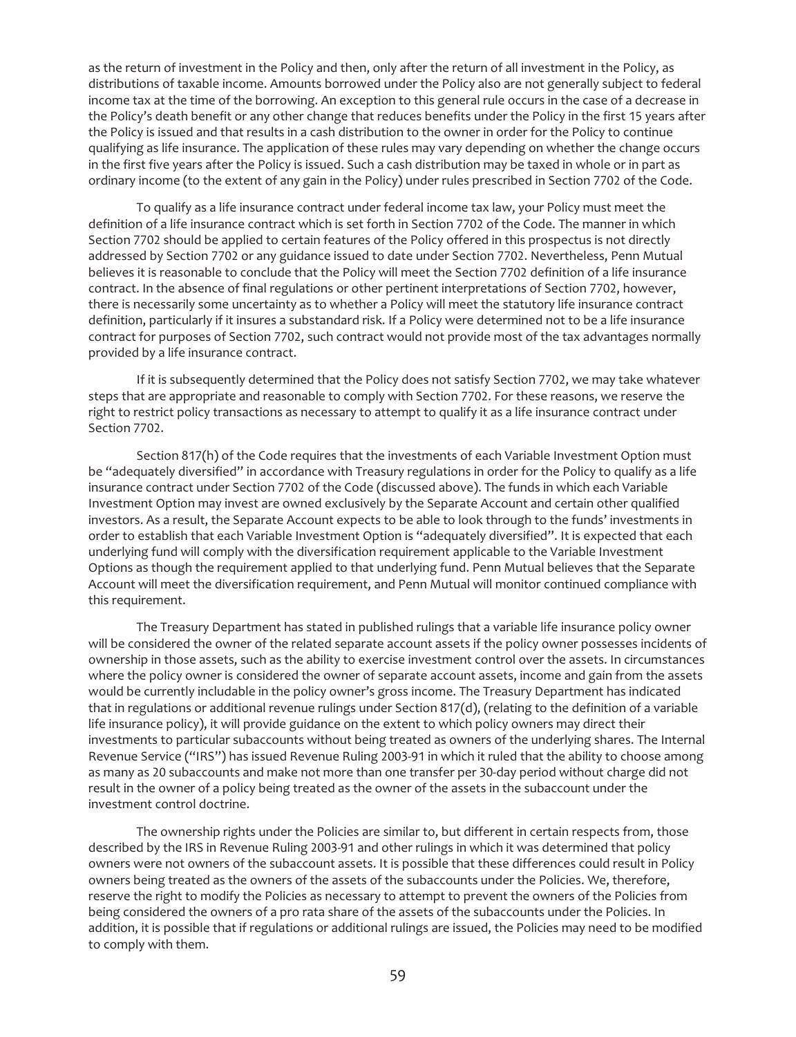as the return of investment in the Policy and then, only after the return of all investment in the Policy, as distributions of taxable income. Amounts borrowed under the Policy also are not generally subject to federal income tax at the time of the borrowing. An exception to this general rule occurs in the case of a decrease in the Policy's death benefit or any other change that reduces benefits under the Policy in the first 15 years after the Policy is issued and that results in a cash distribution to the owner in order for the Policy to continue qualifying as life insurance. The application of these rules may vary depending on whether the change occurs in the first five years after the Policy is issued. Such a cash distribution may be taxed in whole or in part as ordinary income (to the extent of any gain in the Policy) under rules prescribed in Section 7702 of the Code.

To qualify as a life insurance contract under federal income tax law, your Policy must meet the definition of a life insurance contract which is set forth in Section 7702 of the Code. The manner in which Section 7702 should be applied to certain features of the Policy offered in this prospectus is not directly addressed by Section 7702 or any guidance issued to date under Section 7702. Nevertheless, Penn Mutual believes it is reasonable to conclude that the Policy will meet the Section 7702 definition of a life insurance contract. In the absence of final regulations or other pertinent interpretations of Section 7702, however, there is necessarily some uncertainty as to whether a Policy will meet the statutory life insurance contract definition, particularly if it insures a substandard risk. If a Policy were determined not to be a life insurance contract for purposes of Section 7702, such contract would not provide most of the tax advantages normally provided by a life insurance contract.

If it is subsequently determined that the Policy does not satisfy Section 7702, we may take whatever steps that are appropriate and reasonable to comply with Section 7702. For these reasons, we reserve the right to restrict policy transactions as necessary to attempt to qualify it as a life insurance contract under Section 7702.

Section 817(h) of the Code requires that the investments of each Variable Investment Option must be "adequately diversified" in accordance with Treasury regulations in order for the Policy to qualify as a life insurance contract under Section 7702 of the Code (discussed above). The funds in which each Variable Investment Option may invest are owned exclusively by the Separate Account and certain other qualified investors. As a result, the Separate Account expects to be able to look through to the funds' investments in order to establish that each Variable Investment Option is "adequately diversified". It is expected that each underlying fund will comply with the diversification requirement applicable to the Variable Investment Options as though the requirement applied to that underlying fund. Penn Mutual believes that the Separate Account will meet the diversification requirement, and Penn Mutual will monitor continued compliance with this requirement.

The Treasury Department has stated in published rulings that a variable life insurance policy owner will be considered the owner of the related separate account assets if the policy owner possesses incidents of ownership in those assets, such as the ability to exercise investment control over the assets. In circumstances where the policy owner is considered the owner of separate account assets, income and gain from the assets would be currently includable in the policy owner's gross income. The Treasury Department has indicated that in regulations or additional revenue rulings under Section 817(d), (relating to the definition of a variable life insurance policy), it will provide guidance on the extent to which policy owners may direct their investments to particular subaccounts without being treated as owners of the underlying shares. The Internal Revenue Service ("IRS") has issued Revenue Ruling 2003-91 in which it ruled that the ability to choose among as many as 20 subaccounts and make not more than one transfer per 30-day period without charge did not result in the owner of a policy being treated as the owner of the assets in the subaccount under the investment control doctrine.

The ownership rights under the Policies are similar to, but different in certain respects from, those described by the IRS in Revenue Ruling 2003-91 and other rulings in which it was determined that policy owners were not owners of the subaccount assets. It is possible that these differences could result in Policy owners being treated as the owners of the assets of the subaccounts under the Policies. We, therefore, reserve the right to modify the Policies as necessary to attempt to prevent the owners of the Policies from being considered the owners of a pro rata share of the assets of the subaccounts under the Policies. In addition, it is possible that if regulations or additional rulings are issued, the Policies may need to be modified to comply with them.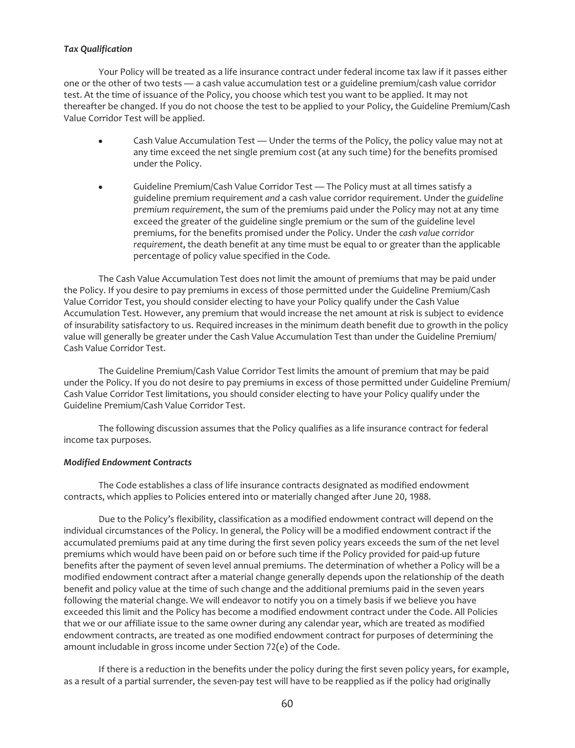***Tax Qualification***

Your Policy will be treated as a life insurance contract under federal income tax law if it passes either one or the other of two tests — a cash value accumulation test or a guideline premium/cash value corridor test. At the time of issuance of the Policy, you choose which test you want to be applied. It may not thereafter be changed. If you do not choose the test to be applied to your Policy, the Guideline Premium/Cash Value Corridor Test will be applied.

- Cash Value Accumulation Test — Under the terms of the Policy, the policy value may not at any time exceed the net single premium cost (at any such time) for the benefits promised under the Policy.
- Guideline Premium/Cash Value Corridor Test — The Policy must at all times satisfy a guideline premium requirement *and* a cash value corridor requirement. Under the *guideline premium requirement*, the sum of the premiums paid under the Policy may not at any time exceed the greater of the guideline single premium or the sum of the guideline level premiums, for the benefits promised under the Policy. Under the *cash value corridor requirement*, the death benefit at any time must be equal to or greater than the applicable percentage of policy value specified in the Code.

The Cash Value Accumulation Test does not limit the amount of premiums that may be paid under the Policy. If you desire to pay premiums in excess of those permitted under the Guideline Premium/Cash Value Corridor Test, you should consider electing to have your Policy qualify under the Cash Value Accumulation Test. However, any premium that would increase the net amount at risk is subject to evidence of insurability satisfactory to us. Required increases in the minimum death benefit due to growth in the policy value will generally be greater under the Cash Value Accumulation Test than under the Guideline Premium/Cash Value Corridor Test.

The Guideline Premium/Cash Value Corridor Test limits the amount of premium that may be paid under the Policy. If you do not desire to pay premiums in excess of those permitted under Guideline Premium/Cash Value Corridor Test limitations, you should consider electing to have your Policy qualify under the Guideline Premium/Cash Value Corridor Test.

The following discussion assumes that the Policy qualifies as a life insurance contract for federal income tax purposes.

***Modified Endowment Contracts***

The Code establishes a class of life insurance contracts designated as modified endowment contracts, which applies to Policies entered into or materially changed after June 20, 1988.

Due to the Policy's flexibility, classification as a modified endowment contract will depend on the individual circumstances of the Policy. In general, the Policy will be a modified endowment contract if the accumulated premiums paid at any time during the first seven policy years exceeds the sum of the net level premiums which would have been paid on or before such time if the Policy provided for paid-up future benefits after the payment of seven level annual premiums. The determination of whether a Policy will be a modified endowment contract after a material change generally depends upon the relationship of the death benefit and policy value at the time of such change and the additional premiums paid in the seven years following the material change. We will endeavor to notify you on a timely basis if we believe you have exceeded this limit and the Policy has become a modified endowment contract under the Code. All Policies that we or our affiliate issue to the same owner during any calendar year, which are treated as modified endowment contracts, are treated as one modified endowment contract for purposes of determining the amount includable in gross income under Section 72(e) of the Code.

If there is a reduction in the benefits under the policy during the first seven policy years, for example, as a result of a partial surrender, the seven-pay test will have to be reapplied as if the policy had originally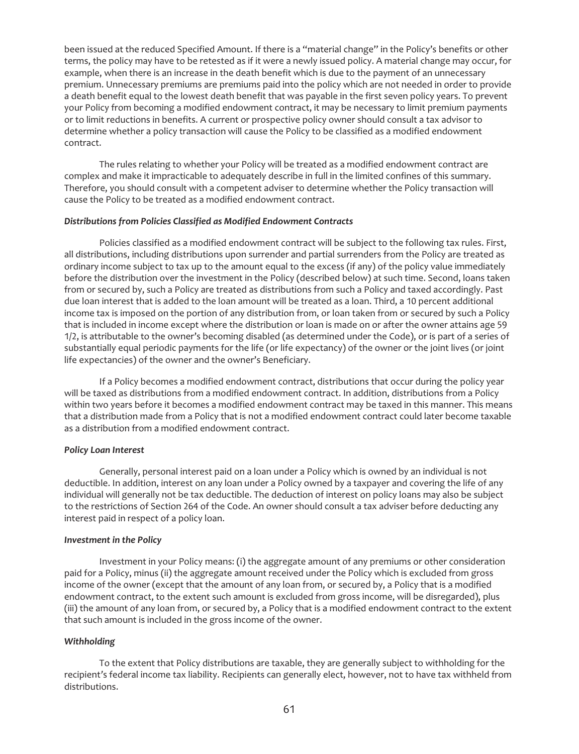been issued at the reduced Specified Amount. If there is a "material change" in the Policy's benefits or other terms, the policy may have to be retested as if it were a newly issued policy. A material change may occur, for example, when there is an increase in the death benefit which is due to the payment of an unnecessary premium. Unnecessary premiums are premiums paid into the policy which are not needed in order to provide a death benefit equal to the lowest death benefit that was payable in the first seven policy years. To prevent your Policy from becoming a modified endowment contract, it may be necessary to limit premium payments or to limit reductions in benefits. A current or prospective policy owner should consult a tax advisor to determine whether a policy transaction will cause the Policy to be classified as a modified endowment contract.

The rules relating to whether your Policy will be treated as a modified endowment contract are complex and make it impracticable to adequately describe in full in the limited confines of this summary. Therefore, you should consult with a competent adviser to determine whether the Policy transaction will cause the Policy to be treated as a modified endowment contract.

***Distributions from Policies Classified as Modified Endowment Contracts***

Policies classified as a modified endowment contract will be subject to the following tax rules. First, all distributions, including distributions upon surrender and partial surrenders from the Policy are treated as ordinary income subject to tax up to the amount equal to the excess (if any) of the policy value immediately before the distribution over the investment in the Policy (described below) at such time. Second, loans taken from or secured by, such a Policy are treated as distributions from such a Policy and taxed accordingly. Past due loan interest that is added to the loan amount will be treated as a loan. Third, a 10 percent additional income tax is imposed on the portion of any distribution from, or loan taken from or secured by such a Policy that is included in income except where the distribution or loan is made on or after the owner attains age 59 1/2, is attributable to the owner's becoming disabled (as determined under the Code), or is part of a series of substantially equal periodic payments for the life (or life expectancy) of the owner or the joint lives (or joint life expectancies) of the owner and the owner's Beneficiary.

If a Policy becomes a modified endowment contract, distributions that occur during the policy year will be taxed as distributions from a modified endowment contract. In addition, distributions from a Policy within two years before it becomes a modified endowment contract may be taxed in this manner. This means that a distribution made from a Policy that is not a modified endowment contract could later become taxable as a distribution from a modified endowment contract.

***Policy Loan Interest***

Generally, personal interest paid on a loan under a Policy which is owned by an individual is not deductible. In addition, interest on any loan under a Policy owned by a taxpayer and covering the life of any individual will generally not be tax deductible. The deduction of interest on policy loans may also be subject to the restrictions of Section 264 of the Code. An owner should consult a tax adviser before deducting any interest paid in respect of a policy loan.

***Investment in the Policy***

Investment in your Policy means: (i) the aggregate amount of any premiums or other consideration paid for a Policy, minus (ii) the aggregate amount received under the Policy which is excluded from gross income of the owner (except that the amount of any loan from, or secured by, a Policy that is a modified endowment contract, to the extent such amount is excluded from gross income, will be disregarded), plus (iii) the amount of any loan from, or secured by, a Policy that is a modified endowment contract to the extent that such amount is included in the gross income of the owner.

***Withholding***

To the extent that Policy distributions are taxable, they are generally subject to withholding for the recipient's federal income tax liability. Recipients can generally elect, however, not to have tax withheld from distributions.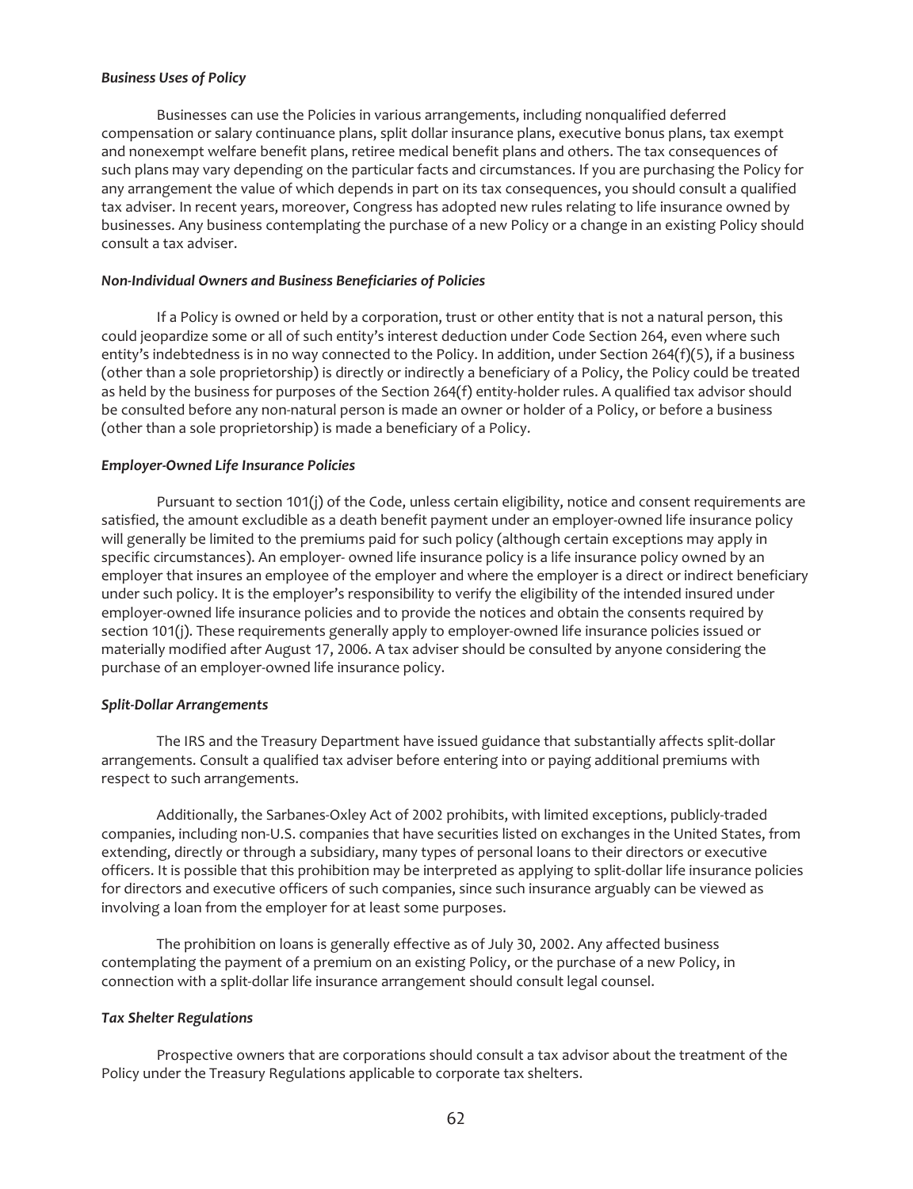***Business Uses of Policy***

Businesses can use the Policies in various arrangements, including nonqualified deferred compensation or salary continuance plans, split dollar insurance plans, executive bonus plans, tax exempt and nonexempt welfare benefit plans, retiree medical benefit plans and others. The tax consequences of such plans may vary depending on the particular facts and circumstances. If you are purchasing the Policy for any arrangement the value of which depends in part on its tax consequences, you should consult a qualified tax adviser. In recent years, moreover, Congress has adopted new rules relating to life insurance owned by businesses. Any business contemplating the purchase of a new Policy or a change in an existing Policy should consult a tax adviser.

***Non-Individual Owners and Business Beneficiaries of Policies***

If a Policy is owned or held by a corporation, trust or other entity that is not a natural person, this could jeopardize some or all of such entity's interest deduction under Code Section 264, even where such entity's indebtedness is in no way connected to the Policy. In addition, under Section 264(f)(5), if a business (other than a sole proprietorship) is directly or indirectly a beneficiary of a Policy, the Policy could be treated as held by the business for purposes of the Section 264(f) entity-holder rules. A qualified tax advisor should be consulted before any non-natural person is made an owner or holder of a Policy, or before a business (other than a sole proprietorship) is made a beneficiary of a Policy.

***Employer-Owned Life Insurance Policies***

Pursuant to section 101(j) of the Code, unless certain eligibility, notice and consent requirements are satisfied, the amount excludible as a death benefit payment under an employer-owned life insurance policy will generally be limited to the premiums paid for such policy (although certain exceptions may apply in specific circumstances). An employer- owned life insurance policy is a life insurance policy owned by an employer that insures an employee of the employer and where the employer is a direct or indirect beneficiary under such policy. It is the employer's responsibility to verify the eligibility of the intended insured under employer-owned life insurance policies and to provide the notices and obtain the consents required by section 101(j). These requirements generally apply to employer-owned life insurance policies issued or materially modified after August 17, 2006. A tax adviser should be consulted by anyone considering the purchase of an employer-owned life insurance policy.

***Split-Dollar Arrangements***

The IRS and the Treasury Department have issued guidance that substantially affects split-dollar arrangements. Consult a qualified tax adviser before entering into or paying additional premiums with respect to such arrangements.

Additionally, the Sarbanes-Oxley Act of 2002 prohibits, with limited exceptions, publicly-traded companies, including non-U.S. companies that have securities listed on exchanges in the United States, from extending, directly or through a subsidiary, many types of personal loans to their directors or executive officers. It is possible that this prohibition may be interpreted as applying to split-dollar life insurance policies for directors and executive officers of such companies, since such insurance arguably can be viewed as involving a loan from the employer for at least some purposes.

The prohibition on loans is generally effective as of July 30, 2002. Any affected business contemplating the payment of a premium on an existing Policy, or the purchase of a new Policy, in connection with a split-dollar life insurance arrangement should consult legal counsel.

***Tax Shelter Regulations***

Prospective owners that are corporations should consult a tax advisor about the treatment of the Policy under the Treasury Regulations applicable to corporate tax shelters.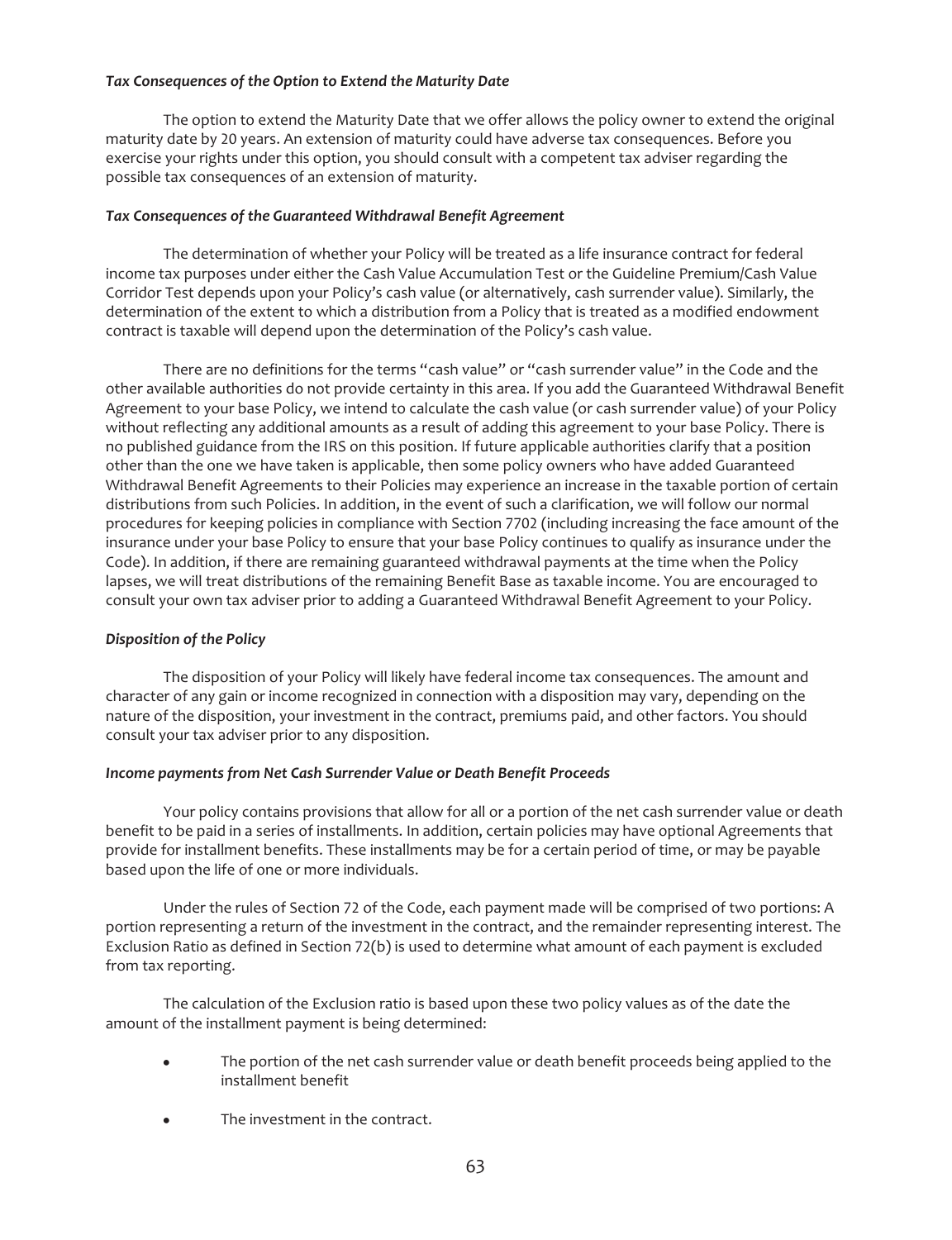### *Tax Consequences of the Option to Extend the Maturity Date*

The option to extend the Maturity Date that we offer allows the policy owner to extend the original maturity date by 20 years. An extension of maturity could have adverse tax consequences. Before you exercise your rights under this option, you should consult with a competent tax adviser regarding the possible tax consequences of an extension of maturity.

### *Tax Consequences of the Guaranteed Withdrawal Benefit Agreement*

The determination of whether your Policy will be treated as a life insurance contract for federal income tax purposes under either the Cash Value Accumulation Test or the Guideline Premium/Cash Value Corridor Test depends upon your Policy's cash value (or alternatively, cash surrender value). Similarly, the determination of the extent to which a distribution from a Policy that is treated as a modified endowment contract is taxable will depend upon the determination of the Policy's cash value.

There are no definitions for the terms "cash value" or "cash surrender value" in the Code and the other available authorities do not provide certainty in this area. If you add the Guaranteed Withdrawal Benefit Agreement to your base Policy, we intend to calculate the cash value (or cash surrender value) of your Policy without reflecting any additional amounts as a result of adding this agreement to your base Policy. There is no published guidance from the IRS on this position. If future applicable authorities clarify that a position other than the one we have taken is applicable, then some policy owners who have added Guaranteed Withdrawal Benefit Agreements to their Policies may experience an increase in the taxable portion of certain distributions from such Policies. In addition, in the event of such a clarification, we will follow our normal procedures for keeping policies in compliance with Section 7702 (including increasing the face amount of the insurance under your base Policy to ensure that your base Policy continues to qualify as insurance under the Code). In addition, if there are remaining guaranteed withdrawal payments at the time when the Policy lapses, we will treat distributions of the remaining Benefit Base as taxable income. You are encouraged to consult your own tax adviser prior to adding a Guaranteed Withdrawal Benefit Agreement to your Policy.

### *Disposition of the Policy*

The disposition of your Policy will likely have federal income tax consequences. The amount and character of any gain or income recognized in connection with a disposition may vary, depending on the nature of the disposition, your investment in the contract, premiums paid, and other factors. You should consult your tax adviser prior to any disposition.

### *Income payments from Net Cash Surrender Value or Death Benefit Proceeds*

Your policy contains provisions that allow for all or a portion of the net cash surrender value or death benefit to be paid in a series of installments. In addition, certain policies may have optional Agreements that provide for installment benefits. These installments may be for a certain period of time, or may be payable based upon the life of one or more individuals.

Under the rules of Section 72 of the Code, each payment made will be comprised of two portions: A portion representing a return of the investment in the contract, and the remainder representing interest. The Exclusion Ratio as defined in Section 72(b) is used to determine what amount of each payment is excluded from tax reporting.

The calculation of the Exclusion ratio is based upon these two policy values as of the date the amount of the installment payment is being determined:

- The portion of the net cash surrender value or death benefit proceeds being applied to the installment benefit
- The investment in the contract.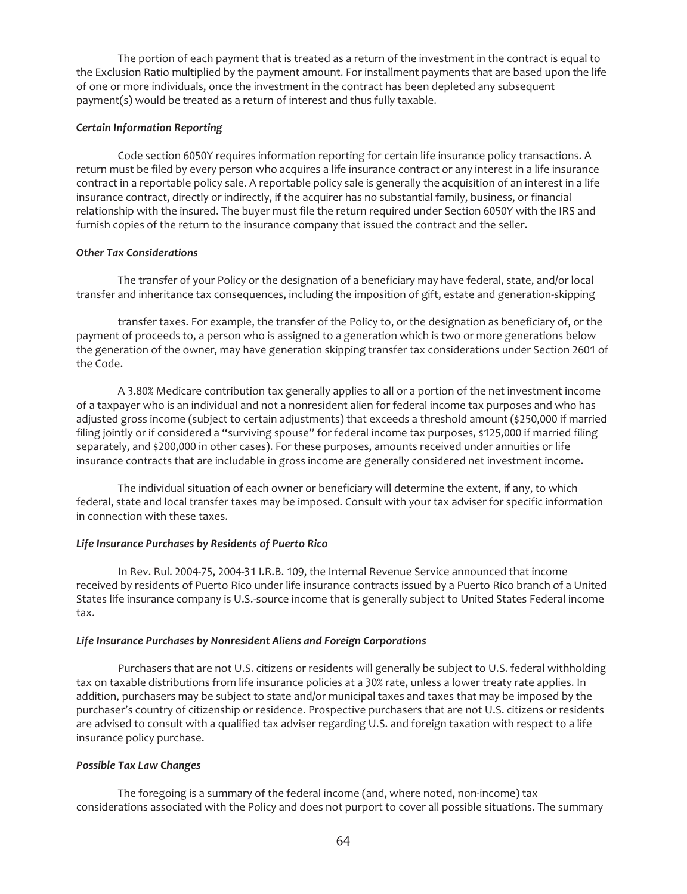The portion of each payment that is treated as a return of the investment in the contract is equal to the Exclusion Ratio multiplied by the payment amount. For installment payments that are based upon the life of one or more individuals, once the investment in the contract has been depleted any subsequent payment(s) would be treated as a return of interest and thus fully taxable.

***Certain Information Reporting***

Code section 6050Y requires information reporting for certain life insurance policy transactions. A return must be filed by every person who acquires a life insurance contract or any interest in a life insurance contract in a reportable policy sale. A reportable policy sale is generally the acquisition of an interest in a life insurance contract, directly or indirectly, if the acquirer has no substantial family, business, or financial relationship with the insured. The buyer must file the return required under Section 6050Y with the IRS and furnish copies of the return to the insurance company that issued the contract and the seller.

***Other Tax Considerations***

The transfer of your Policy or the designation of a beneficiary may have federal, state, and/or local transfer and inheritance tax consequences, including the imposition of gift, estate and generation-skipping transfer taxes. For example, the transfer of the Policy to, or the designation as beneficiary of, or the payment of proceeds to, a person who is assigned to a generation which is two or more generations below the generation of the owner, may have generation skipping transfer tax considerations under Section 2601 of the Code.

A 3.80% Medicare contribution tax generally applies to all or a portion of the net investment income of a taxpayer who is an individual and not a nonresident alien for federal income tax purposes and who has adjusted gross income (subject to certain adjustments) that exceeds a threshold amount ($250,000 if married filing jointly or if considered a "surviving spouse" for federal income tax purposes, $125,000 if married filing separately, and $200,000 in other cases). For these purposes, amounts received under annuities or life insurance contracts that are includable in gross income are generally considered net investment income.

The individual situation of each owner or beneficiary will determine the extent, if any, to which federal, state and local transfer taxes may be imposed. Consult with your tax adviser for specific information in connection with these taxes.

***Life Insurance Purchases by Residents of Puerto Rico***

In Rev. Rul. 2004-75, 2004-31 I.R.B. 109, the Internal Revenue Service announced that income received by residents of Puerto Rico under life insurance contracts issued by a Puerto Rico branch of a United States life insurance company is U.S.-source income that is generally subject to United States Federal income tax.

***Life Insurance Purchases by Nonresident Aliens and Foreign Corporations***

Purchasers that are not U.S. citizens or residents will generally be subject to U.S. federal withholding tax on taxable distributions from life insurance policies at a 30% rate, unless a lower treaty rate applies. In addition, purchasers may be subject to state and/or municipal taxes and taxes that may be imposed by the purchaser's country of citizenship or residence. Prospective purchasers that are not U.S. citizens or residents are advised to consult with a qualified tax adviser regarding U.S. and foreign taxation with respect to a life insurance policy purchase.

***Possible Tax Law Changes***

The foregoing is a summary of the federal income (and, where noted, non-income) tax considerations associated with the Policy and does not purport to cover all possible situations. The summary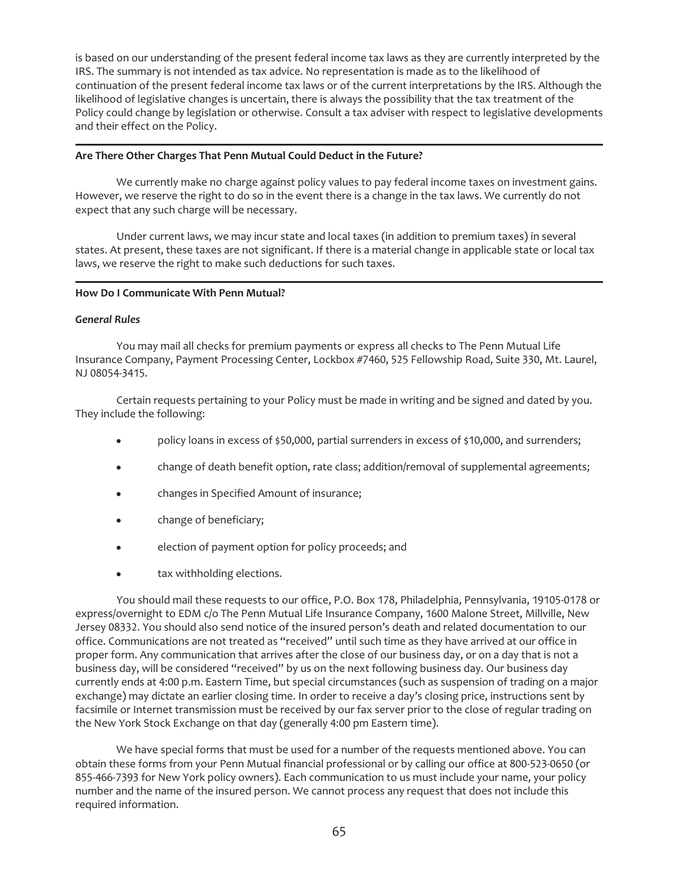is based on our understanding of the present federal income tax laws as they are currently interpreted by the IRS. The summary is not intended as tax advice. No representation is made as to the likelihood of continuation of the present federal income tax laws or of the current interpretations by the IRS. Although the likelihood of legislative changes is uncertain, there is always the possibility that the tax treatment of the Policy could change by legislation or otherwise. Consult a tax adviser with respect to legislative developments and their effect on the Policy.

---

**Are There Other Charges That Penn Mutual Could Deduct in the Future?**

We currently make no charge against policy values to pay federal income taxes on investment gains. However, we reserve the right to do so in the event there is a change in the tax laws. We currently do not expect that any such charge will be necessary.

Under current laws, we may incur state and local taxes (in addition to premium taxes) in several states. At present, these taxes are not significant. If there is a material change in applicable state or local tax laws, we reserve the right to make such deductions for such taxes.

---

**How Do I Communicate With Penn Mutual?**

***General Rules***

You may mail all checks for premium payments or express all checks to The Penn Mutual Life Insurance Company, Payment Processing Center, Lockbox #7460, 525 Fellowship Road, Suite 330, Mt. Laurel, NJ 08054-3415.

Certain requests pertaining to your Policy must be made in writing and be signed and dated by you. They include the following:

- policy loans in excess of $50,000, partial surrenders in excess of $10,000, and surrenders;
- change of death benefit option, rate class; addition/removal of supplemental agreements;
- changes in Specified Amount of insurance;
- change of beneficiary;
- election of payment option for policy proceeds; and
- tax withholding elections.

You should mail these requests to our office, P.O. Box 178, Philadelphia, Pennsylvania, 19105-0178 or express/overnight to EDM c/o The Penn Mutual Life Insurance Company, 1600 Malone Street, Millville, New Jersey 08332. You should also send notice of the insured person's death and related documentation to our office. Communications are not treated as "received" until such time as they have arrived at our office in proper form. Any communication that arrives after the close of our business day, or on a day that is not a business day, will be considered "received" by us on the next following business day. Our business day currently ends at 4:00 p.m. Eastern Time, but special circumstances (such as suspension of trading on a major exchange) may dictate an earlier closing time. In order to receive a day's closing price, instructions sent by facsimile or Internet transmission must be received by our fax server prior to the close of regular trading on the New York Stock Exchange on that day (generally 4:00 pm Eastern time).

We have special forms that must be used for a number of the requests mentioned above. You can obtain these forms from your Penn Mutual financial professional or by calling our office at 800-523-0650 (or 855-466-7393 for New York policy owners). Each communication to us must include your name, your policy number and the name of the insured person. We cannot process any request that does not include this required information.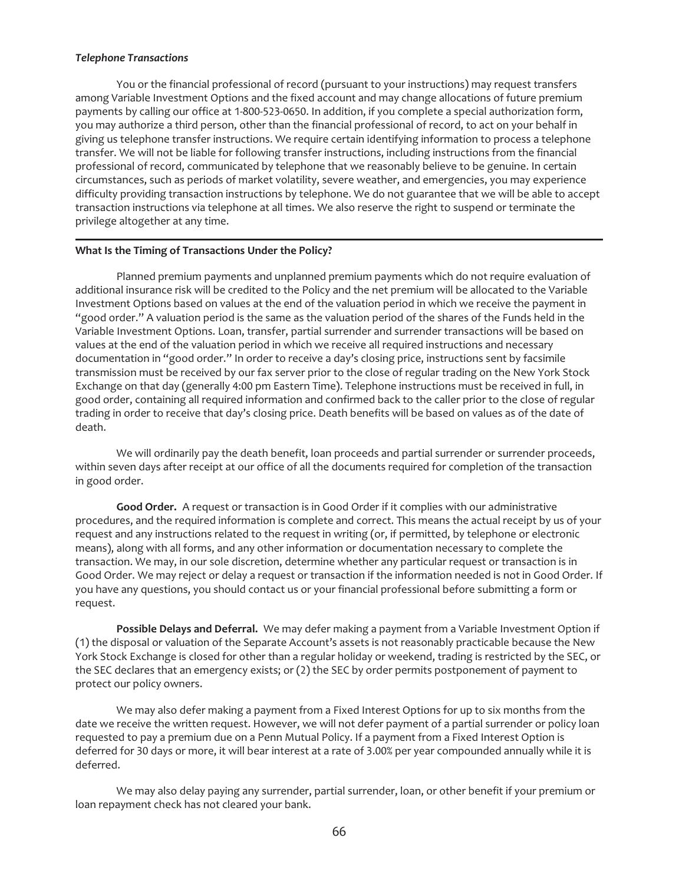***Telephone Transactions***

You or the financial professional of record (pursuant to your instructions) may request transfers among Variable Investment Options and the fixed account and may change allocations of future premium payments by calling our office at 1-800-523-0650. In addition, if you complete a special authorization form, you may authorize a third person, other than the financial professional of record, to act on your behalf in giving us telephone transfer instructions. We require certain identifying information to process a telephone transfer. We will not be liable for following transfer instructions, including instructions from the financial professional of record, communicated by telephone that we reasonably believe to be genuine. In certain circumstances, such as periods of market volatility, severe weather, and emergencies, you may experience difficulty providing transaction instructions by telephone. We do not guarantee that we will be able to accept transaction instructions via telephone at all times. We also reserve the right to suspend or terminate the privilege altogether at any time.

---

**What Is the Timing of Transactions Under the Policy?**

Planned premium payments and unplanned premium payments which do not require evaluation of additional insurance risk will be credited to the Policy and the net premium will be allocated to the Variable Investment Options based on values at the end of the valuation period in which we receive the payment in "good order." A valuation period is the same as the valuation period of the shares of the Funds held in the Variable Investment Options. Loan, transfer, partial surrender and surrender transactions will be based on values at the end of the valuation period in which we receive all required instructions and necessary documentation in "good order." In order to receive a day's closing price, instructions sent by facsimile transmission must be received by our fax server prior to the close of regular trading on the New York Stock Exchange on that day (generally 4:00 pm Eastern Time). Telephone instructions must be received in full, in good order, containing all required information and confirmed back to the caller prior to the close of regular trading in order to receive that day's closing price. Death benefits will be based on values as of the date of death.

We will ordinarily pay the death benefit, loan proceeds and partial surrender or surrender proceeds, within seven days after receipt at our office of all the documents required for completion of the transaction in good order.

**Good Order.** A request or transaction is in Good Order if it complies with our administrative procedures, and the required information is complete and correct. This means the actual receipt by us of your request and any instructions related to the request in writing (or, if permitted, by telephone or electronic means), along with all forms, and any other information or documentation necessary to complete the transaction. We may, in our sole discretion, determine whether any particular request or transaction is in Good Order. We may reject or delay a request or transaction if the information needed is not in Good Order. If you have any questions, you should contact us or your financial professional before submitting a form or request.

**Possible Delays and Deferral.** We may defer making a payment from a Variable Investment Option if (1) the disposal or valuation of the Separate Account's assets is not reasonably practicable because the New York Stock Exchange is closed for other than a regular holiday or weekend, trading is restricted by the SEC, or the SEC declares that an emergency exists; or (2) the SEC by order permits postponement of payment to protect our policy owners.

We may also defer making a payment from a Fixed Interest Options for up to six months from the date we receive the written request. However, we will not defer payment of a partial surrender or policy loan requested to pay a premium due on a Penn Mutual Policy. If a payment from a Fixed Interest Option is deferred for 30 days or more, it will bear interest at a rate of 3.00% per year compounded annually while it is deferred.

We may also delay paying any surrender, partial surrender, loan, or other benefit if your premium or loan repayment check has not cleared your bank.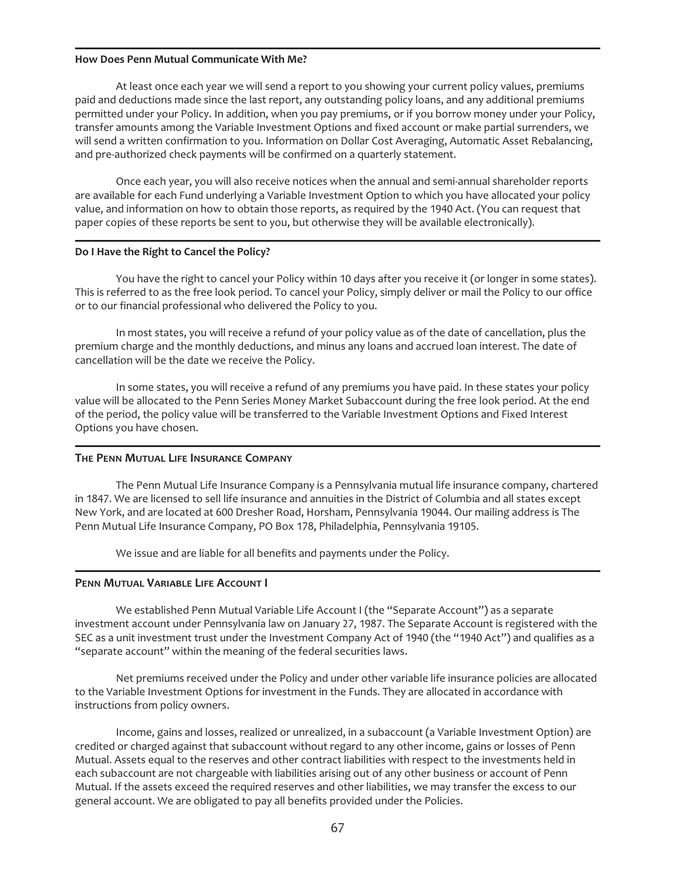#### How Does Penn Mutual Communicate With Me?

At least once each year we will send a report to you showing your current policy values, premiums paid and deductions made since the last report, any outstanding policy loans, and any additional premiums permitted under your Policy. In addition, when you pay premiums, or if you borrow money under your Policy, transfer amounts among the Variable Investment Options and fixed account or make partial surrenders, we will send a written confirmation to you. Information on Dollar Cost Averaging, Automatic Asset Rebalancing, and pre-authorized check payments will be confirmed on a quarterly statement.

Once each year, you will also receive notices when the annual and semi-annual shareholder reports are available for each Fund underlying a Variable Investment Option to which you have allocated your policy value, and information on how to obtain those reports, as required by the 1940 Act. (You can request that paper copies of these reports be sent to you, but otherwise they will be available electronically).

#### Do I Have the Right to Cancel the Policy?

You have the right to cancel your Policy within 10 days after you receive it (or longer in some states). This is referred to as the free look period. To cancel your Policy, simply deliver or mail the Policy to our office or to our financial professional who delivered the Policy to you.

In most states, you will receive a refund of your policy value as of the date of cancellation, plus the premium charge and the monthly deductions, and minus any loans and accrued loan interest. The date of cancellation will be the date we receive the Policy.

In some states, you will receive a refund of any premiums you have paid. In these states your policy value will be allocated to the Penn Series Money Market Subaccount during the free look period. At the end of the period, the policy value will be transferred to the Variable Investment Options and Fixed Interest Options you have chosen.

## The Penn Mutual Life Insurance Company

The Penn Mutual Life Insurance Company is a Pennsylvania mutual life insurance company, chartered in 1847. We are licensed to sell life insurance and annuities in the District of Columbia and all states except New York, and are located at 600 Dresher Road, Horsham, Pennsylvania 19044. Our mailing address is The Penn Mutual Life Insurance Company, PO Box 178, Philadelphia, Pennsylvania 19105.

We issue and are liable for all benefits and payments under the Policy.

## Penn Mutual Variable Life Account I

We established Penn Mutual Variable Life Account I (the "Separate Account") as a separate investment account under Pennsylvania law on January 27, 1987. The Separate Account is registered with the SEC as a unit investment trust under the Investment Company Act of 1940 (the "1940 Act") and qualifies as a "separate account" within the meaning of the federal securities laws.

Net premiums received under the Policy and under other variable life insurance policies are allocated to the Variable Investment Options for investment in the Funds. They are allocated in accordance with instructions from policy owners.

Income, gains and losses, realized or unrealized, in a subaccount (a Variable Investment Option) are credited or charged against that subaccount without regard to any other income, gains or losses of Penn Mutual. Assets equal to the reserves and other contract liabilities with respect to the investments held in each subaccount are not chargeable with liabilities arising out of any other business or account of Penn Mutual. If the assets exceed the required reserves and other liabilities, we may transfer the excess to our general account. We are obligated to pay all benefits provided under the Policies.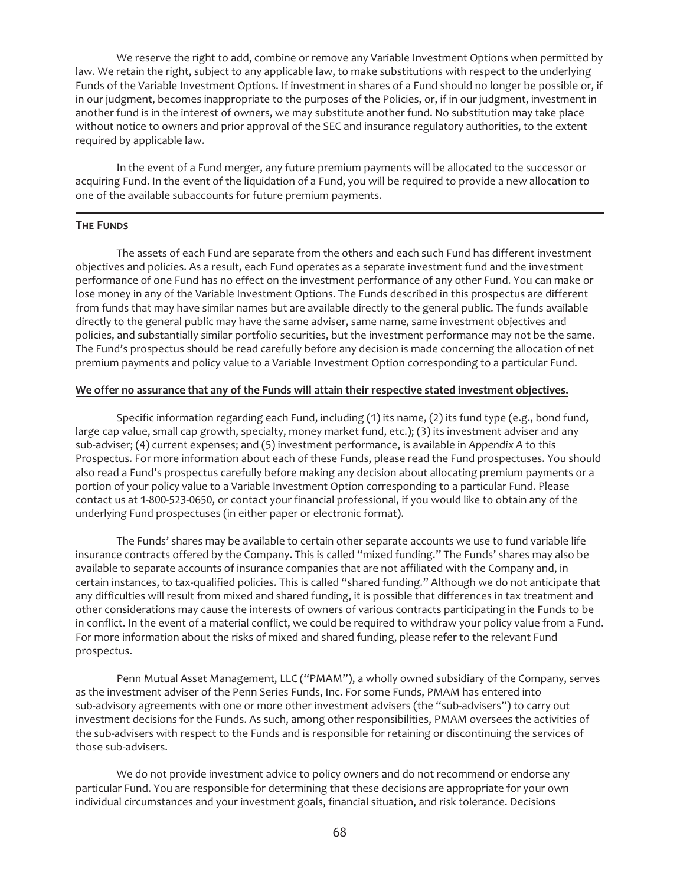We reserve the right to add, combine or remove any Variable Investment Options when permitted by law. We retain the right, subject to any applicable law, to make substitutions with respect to the underlying Funds of the Variable Investment Options. If investment in shares of a Fund should no longer be possible or, if in our judgment, becomes inappropriate to the purposes of the Policies, or, if in our judgment, investment in another fund is in the interest of owners, we may substitute another fund. No substitution may take place without notice to owners and prior approval of the SEC and insurance regulatory authorities, to the extent required by applicable law.

In the event of a Fund merger, any future premium payments will be allocated to the successor or acquiring Fund. In the event of the liquidation of a Fund, you will be required to provide a new allocation to one of the available subaccounts for future premium payments.

## THE FUNDS

The assets of each Fund are separate from the others and each such Fund has different investment objectives and policies. As a result, each Fund operates as a separate investment fund and the investment performance of one Fund has no effect on the investment performance of any other Fund. You can make or lose money in any of the Variable Investment Options. The Funds described in this prospectus are different from funds that may have similar names but are available directly to the general public. The funds available directly to the general public may have the same adviser, same name, same investment objectives and policies, and substantially similar portfolio securities, but the investment performance may not be the same. The Fund's prospectus should be read carefully before any decision is made concerning the allocation of net premium payments and policy value to a Variable Investment Option corresponding to a particular Fund.

**We offer no assurance that any of the Funds will attain their respective stated investment objectives.**

Specific information regarding each Fund, including (1) its name, (2) its fund type (e.g., bond fund, large cap value, small cap growth, specialty, money market fund, etc.); (3) its investment adviser and any sub-adviser; (4) current expenses; and (5) investment performance, is available in *Appendix A* to this Prospectus. For more information about each of these Funds, please read the Fund prospectuses. You should also read a Fund's prospectus carefully before making any decision about allocating premium payments or a portion of your policy value to a Variable Investment Option corresponding to a particular Fund. Please contact us at 1-800-523-0650, or contact your financial professional, if you would like to obtain any of the underlying Fund prospectuses (in either paper or electronic format).

The Funds' shares may be available to certain other separate accounts we use to fund variable life insurance contracts offered by the Company. This is called "mixed funding." The Funds' shares may also be available to separate accounts of insurance companies that are not affiliated with the Company and, in certain instances, to tax-qualified policies. This is called "shared funding." Although we do not anticipate that any difficulties will result from mixed and shared funding, it is possible that differences in tax treatment and other considerations may cause the interests of owners of various contracts participating in the Funds to be in conflict. In the event of a material conflict, we could be required to withdraw your policy value from a Fund. For more information about the risks of mixed and shared funding, please refer to the relevant Fund prospectus.

Penn Mutual Asset Management, LLC ("PMAM"), a wholly owned subsidiary of the Company, serves as the investment adviser of the Penn Series Funds, Inc. For some Funds, PMAM has entered into sub-advisory agreements with one or more other investment advisers (the "sub-advisers") to carry out investment decisions for the Funds. As such, among other responsibilities, PMAM oversees the activities of the sub-advisers with respect to the Funds and is responsible for retaining or discontinuing the services of those sub-advisers.

We do not provide investment advice to policy owners and do not recommend or endorse any particular Fund. You are responsible for determining that these decisions are appropriate for your own individual circumstances and your investment goals, financial situation, and risk tolerance. Decisions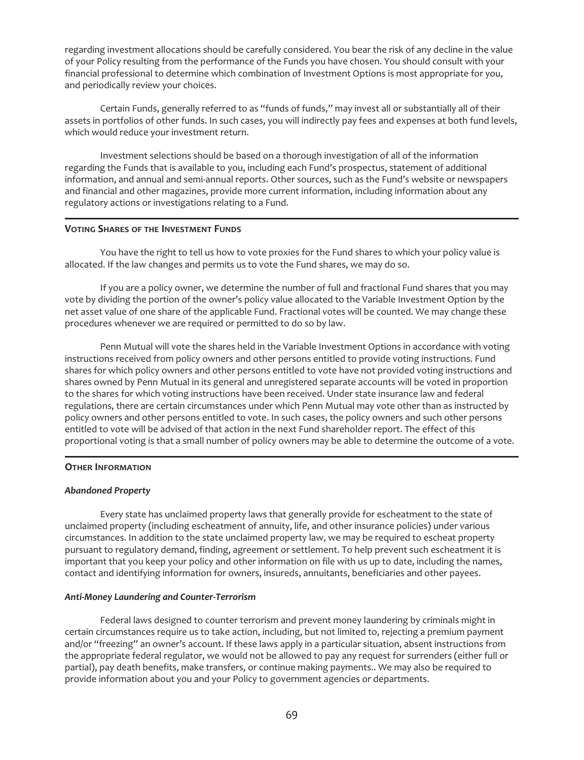regarding investment allocations should be carefully considered. You bear the risk of any decline in the value of your Policy resulting from the performance of the Funds you have chosen. You should consult with your financial professional to determine which combination of Investment Options is most appropriate for you, and periodically review your choices.

Certain Funds, generally referred to as "funds of funds," may invest all or substantially all of their assets in portfolios of other funds. In such cases, you will indirectly pay fees and expenses at both fund levels, which would reduce your investment return.

Investment selections should be based on a thorough investigation of all of the information regarding the Funds that is available to you, including each Fund's prospectus, statement of additional information, and annual and semi-annual reports. Other sources, such as the Fund's website or newspapers and financial and other magazines, provide more current information, including information about any regulatory actions or investigations relating to a Fund.

## Voting Shares of the Investment Funds

You have the right to tell us how to vote proxies for the Fund shares to which your policy value is allocated. If the law changes and permits us to vote the Fund shares, we may do so.

If you are a policy owner, we determine the number of full and fractional Fund shares that you may vote by dividing the portion of the owner's policy value allocated to the Variable Investment Option by the net asset value of one share of the applicable Fund. Fractional votes will be counted. We may change these procedures whenever we are required or permitted to do so by law.

Penn Mutual will vote the shares held in the Variable Investment Options in accordance with voting instructions received from policy owners and other persons entitled to provide voting instructions. Fund shares for which policy owners and other persons entitled to vote have not provided voting instructions and shares owned by Penn Mutual in its general and unregistered separate accounts will be voted in proportion to the shares for which voting instructions have been received. Under state insurance law and federal regulations, there are certain circumstances under which Penn Mutual may vote other than as instructed by policy owners and other persons entitled to vote. In such cases, the policy owners and such other persons entitled to vote will be advised of that action in the next Fund shareholder report. The effect of this proportional voting is that a small number of policy owners may be able to determine the outcome of a vote.

## Other Information

### *Abandoned Property*

Every state has unclaimed property laws that generally provide for escheatment to the state of unclaimed property (including escheatment of annuity, life, and other insurance policies) under various circumstances. In addition to the state unclaimed property law, we may be required to escheat property pursuant to regulatory demand, finding, agreement or settlement. To help prevent such escheatment it is important that you keep your policy and other information on file with us up to date, including the names, contact and identifying information for owners, insureds, annuitants, beneficiaries and other payees.

### *Anti-Money Laundering and Counter-Terrorism*

Federal laws designed to counter terrorism and prevent money laundering by criminals might in certain circumstances require us to take action, including, but not limited to, rejecting a premium payment and/or "freezing" an owner's account. If these laws apply in a particular situation, absent instructions from the appropriate federal regulator, we would not be allowed to pay any request for surrenders (either full or partial), pay death benefits, make transfers, or continue making payments.. We may also be required to provide information about you and your Policy to government agencies or departments.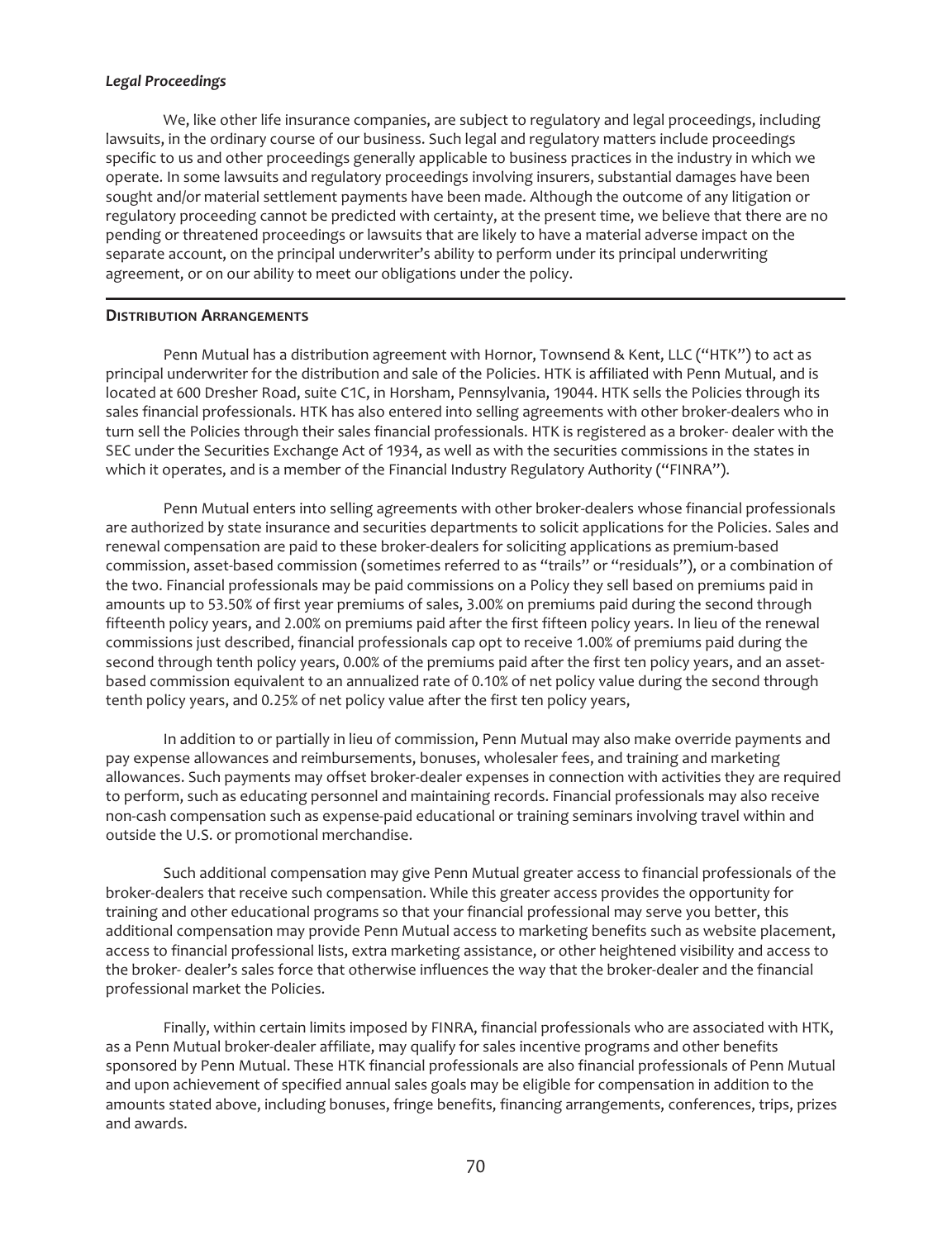### *Legal Proceedings*

We, like other life insurance companies, are subject to regulatory and legal proceedings, including lawsuits, in the ordinary course of our business. Such legal and regulatory matters include proceedings specific to us and other proceedings generally applicable to business practices in the industry in which we operate. In some lawsuits and regulatory proceedings involving insurers, substantial damages have been sought and/or material settlement payments have been made. Although the outcome of any litigation or regulatory proceeding cannot be predicted with certainty, at the present time, we believe that there are no pending or threatened proceedings or lawsuits that are likely to have a material adverse impact on the separate account, on the principal underwriter's ability to perform under its principal underwriting agreement, or on our ability to meet our obligations under the policy.

---

## **Distribution Arrangements**

Penn Mutual has a distribution agreement with Hornor, Townsend & Kent, LLC ("HTK") to act as principal underwriter for the distribution and sale of the Policies. HTK is affiliated with Penn Mutual, and is located at 600 Dresher Road, suite C1C, in Horsham, Pennsylvania, 19044. HTK sells the Policies through its sales financial professionals. HTK has also entered into selling agreements with other broker-dealers who in turn sell the Policies through their sales financial professionals. HTK is registered as a broker- dealer with the SEC under the Securities Exchange Act of 1934, as well as with the securities commissions in the states in which it operates, and is a member of the Financial Industry Regulatory Authority ("FINRA").

Penn Mutual enters into selling agreements with other broker-dealers whose financial professionals are authorized by state insurance and securities departments to solicit applications for the Policies. Sales and renewal compensation are paid to these broker-dealers for soliciting applications as premium-based commission, asset-based commission (sometimes referred to as "trails" or "residuals"), or a combination of the two. Financial professionals may be paid commissions on a Policy they sell based on premiums paid in amounts up to 53.50% of first year premiums of sales, 3.00% on premiums paid during the second through fifteenth policy years, and 2.00% on premiums paid after the first fifteen policy years. In lieu of the renewal commissions just described, financial professionals cap opt to receive 1.00% of premiums paid during the second through tenth policy years, 0.00% of the premiums paid after the first ten policy years, and an asset-based commission equivalent to an annualized rate of 0.10% of net policy value during the second through tenth policy years, and 0.25% of net policy value after the first ten policy years,

In addition to or partially in lieu of commission, Penn Mutual may also make override payments and pay expense allowances and reimbursements, bonuses, wholesaler fees, and training and marketing allowances. Such payments may offset broker-dealer expenses in connection with activities they are required to perform, such as educating personnel and maintaining records. Financial professionals may also receive non-cash compensation such as expense-paid educational or training seminars involving travel within and outside the U.S. or promotional merchandise.

Such additional compensation may give Penn Mutual greater access to financial professionals of the broker-dealers that receive such compensation. While this greater access provides the opportunity for training and other educational programs so that your financial professional may serve you better, this additional compensation may provide Penn Mutual access to marketing benefits such as website placement, access to financial professional lists, extra marketing assistance, or other heightened visibility and access to the broker- dealer's sales force that otherwise influences the way that the broker-dealer and the financial professional market the Policies.

Finally, within certain limits imposed by FINRA, financial professionals who are associated with HTK, as a Penn Mutual broker-dealer affiliate, may qualify for sales incentive programs and other benefits sponsored by Penn Mutual. These HTK financial professionals are also financial professionals of Penn Mutual and upon achievement of specified annual sales goals may be eligible for compensation in addition to the amounts stated above, including bonuses, fringe benefits, financing arrangements, conferences, trips, prizes and awards.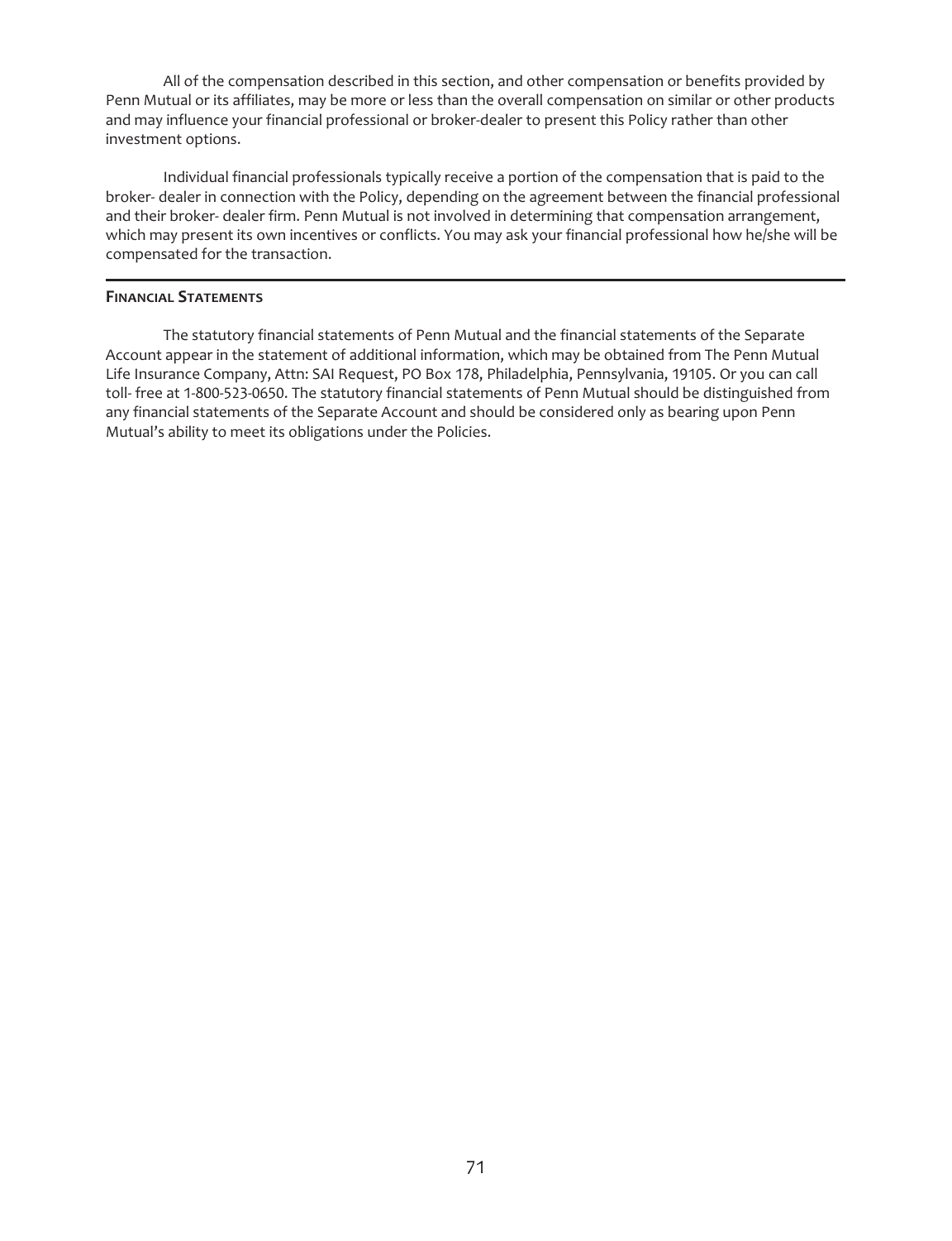All of the compensation described in this section, and other compensation or benefits provided by Penn Mutual or its affiliates, may be more or less than the overall compensation on similar or other products and may influence your financial professional or broker-dealer to present this Policy rather than other investment options.

Individual financial professionals typically receive a portion of the compensation that is paid to the broker- dealer in connection with the Policy, depending on the agreement between the financial professional and their broker- dealer firm. Penn Mutual is not involved in determining that compensation arrangement, which may present its own incentives or conflicts. You may ask your financial professional how he/she will be compensated for the transaction.

---

## Financial Statements

The statutory financial statements of Penn Mutual and the financial statements of the Separate Account appear in the statement of additional information, which may be obtained from The Penn Mutual Life Insurance Company, Attn: SAI Request, PO Box 178, Philadelphia, Pennsylvania, 19105. Or you can call toll- free at 1-800-523-0650. The statutory financial statements of Penn Mutual should be distinguished from any financial statements of the Separate Account and should be considered only as bearing upon Penn Mutual's ability to meet its obligations under the Policies.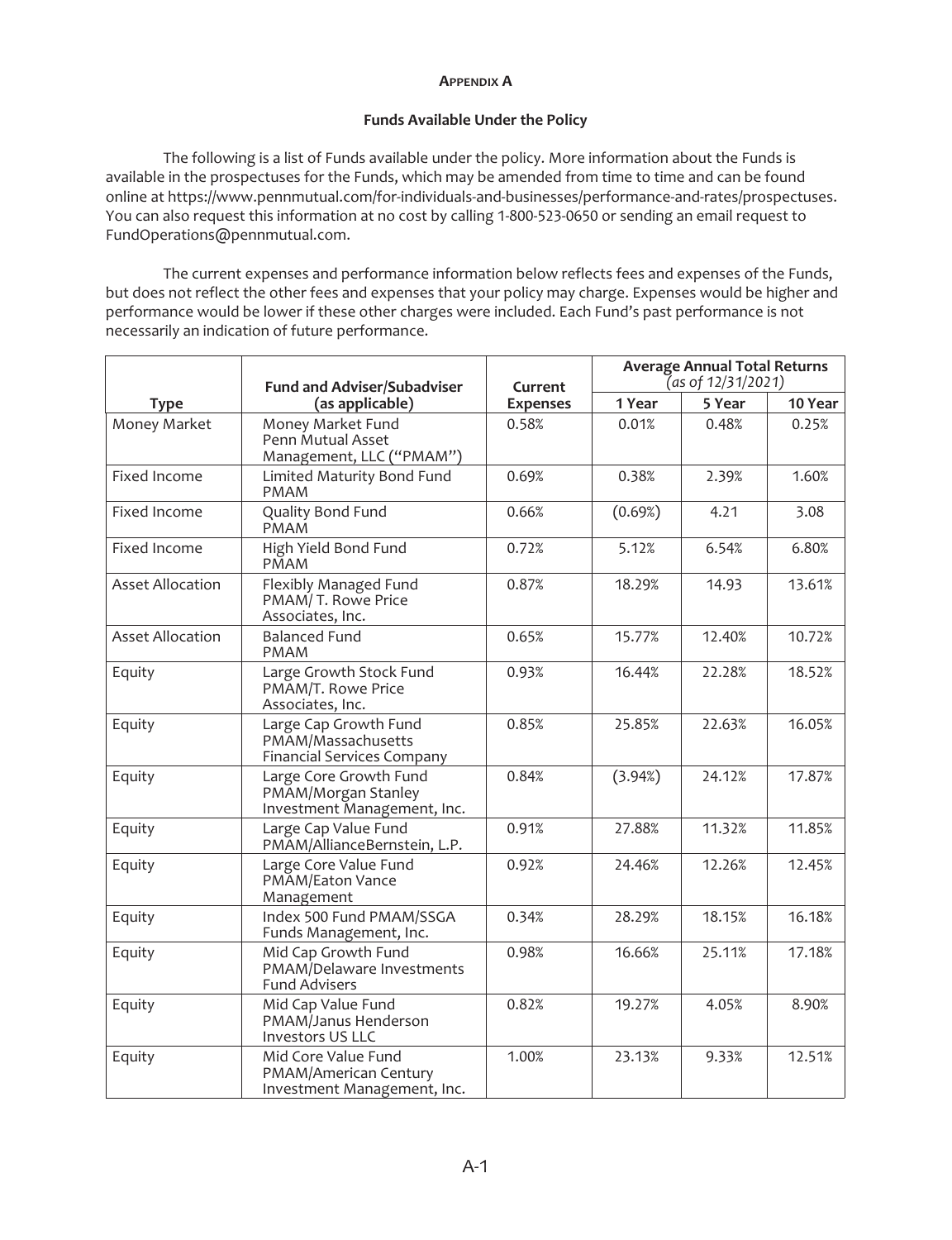## APPENDIX A

### Funds Available Under the Policy

The following is a list of Funds available under the policy. More information about the Funds is available in the prospectuses for the Funds, which may be amended from time to time and can be found online at https://www.pennmutual.com/for-individuals-and-businesses/performance-and-rates/prospectuses. You can also request this information at no cost by calling 1-800-523-0650 or sending an email request to FundOperations@pennmutual.com.

The current expenses and performance information below reflects fees and expenses of the Funds, but does not reflect the other fees and expenses that your policy may charge. Expenses would be higher and performance would be lower if these other charges were included. Each Fund's past performance is not necessarily an indication of future performance.

| Type | Fund and Adviser/Subadviser (as applicable) | Current Expenses | Average Annual Total Returns *(as of 12/31/2021)* | | |
|---|---|---|---|---|---|
| | | | 1 Year | 5 Year | 10 Year |
| Money Market | Money Market Fund Penn Mutual Asset Management, LLC ("PMAM") | 0.58% | 0.01% | 0.48% | 0.25% |
| Fixed Income | Limited Maturity Bond Fund PMAM | 0.69% | 0.38% | 2.39% | 1.60% |
| Fixed Income | Quality Bond Fund PMAM | 0.66% | (0.69%) | 4.21 | 3.08 |
| Fixed Income | High Yield Bond Fund PMAM | 0.72% | 5.12% | 6.54% | 6.80% |
| Asset Allocation | Flexibly Managed Fund PMAM/ T. Rowe Price Associates, Inc. | 0.87% | 18.29% | 14.93 | 13.61% |
| Asset Allocation | Balanced Fund PMAM | 0.65% | 15.77% | 12.40% | 10.72% |
| Equity | Large Growth Stock Fund PMAM/T. Rowe Price Associates, Inc. | 0.93% | 16.44% | 22.28% | 18.52% |
| Equity | Large Cap Growth Fund PMAM/Massachusetts Financial Services Company | 0.85% | 25.85% | 22.63% | 16.05% |
| Equity | Large Core Growth Fund PMAM/Morgan Stanley Investment Management, Inc. | 0.84% | (3.94%) | 24.12% | 17.87% |
| Equity | Large Cap Value Fund PMAM/AllianceBernstein, L.P. | 0.91% | 27.88% | 11.32% | 11.85% |
| Equity | Large Core Value Fund PMAM/Eaton Vance Management | 0.92% | 24.46% | 12.26% | 12.45% |
| Equity | Index 500 Fund PMAM/SSGA Funds Management, Inc. | 0.34% | 28.29% | 18.15% | 16.18% |
| Equity | Mid Cap Growth Fund PMAM/Delaware Investments Fund Advisers | 0.98% | 16.66% | 25.11% | 17.18% |
| Equity | Mid Cap Value Fund PMAM/Janus Henderson Investors US LLC | 0.82% | 19.27% | 4.05% | 8.90% |
| Equity | Mid Core Value Fund PMAM/American Century Investment Management, Inc. | 1.00% | 23.13% | 9.33% | 12.51% |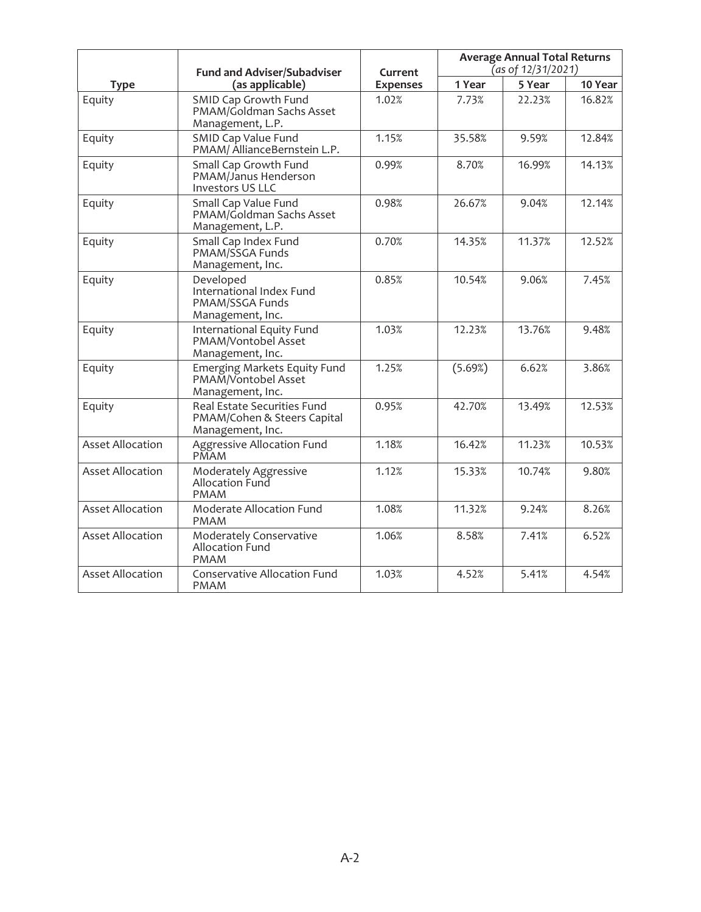| Type | Fund and Adviser/Subadviser (as applicable) | Current Expenses | Average Annual Total Returns *(as of 12/31/2021)* | | |
|---|---|---|---|---|---|
| | | | 1 Year | 5 Year | 10 Year |
| Equity | SMID Cap Growth Fund PMAM/Goldman Sachs Asset Management, L.P. | 1.02% | 7.73% | 22.23% | 16.82% |
| Equity | SMID Cap Value Fund PMAM/ AllianceBernstein L.P. | 1.15% | 35.58% | 9.59% | 12.84% |
| Equity | Small Cap Growth Fund PMAM/Janus Henderson Investors US LLC | 0.99% | 8.70% | 16.99% | 14.13% |
| Equity | Small Cap Value Fund PMAM/Goldman Sachs Asset Management, L.P. | 0.98% | 26.67% | 9.04% | 12.14% |
| Equity | Small Cap Index Fund PMAM/SSGA Funds Management, Inc. | 0.70% | 14.35% | 11.37% | 12.52% |
| Equity | Developed International Index Fund PMAM/SSGA Funds Management, Inc. | 0.85% | 10.54% | 9.06% | 7.45% |
| Equity | International Equity Fund PMAM/Vontobel Asset Management, Inc. | 1.03% | 12.23% | 13.76% | 9.48% |
| Equity | Emerging Markets Equity Fund PMAM/Vontobel Asset Management, Inc. | 1.25% | (5.69%) | 6.62% | 3.86% |
| Equity | Real Estate Securities Fund PMAM/Cohen & Steers Capital Management, Inc. | 0.95% | 42.70% | 13.49% | 12.53% |
| Asset Allocation | Aggressive Allocation Fund PMAM | 1.18% | 16.42% | 11.23% | 10.53% |
| Asset Allocation | Moderately Aggressive Allocation Fund PMAM | 1.12% | 15.33% | 10.74% | 9.80% |
| Asset Allocation | Moderate Allocation Fund PMAM | 1.08% | 11.32% | 9.24% | 8.26% |
| Asset Allocation | Moderately Conservative Allocation Fund PMAM | 1.06% | 8.58% | 7.41% | 6.52% |
| Asset Allocation | Conservative Allocation Fund PMAM | 1.03% | 4.52% | 5.41% | 4.54% |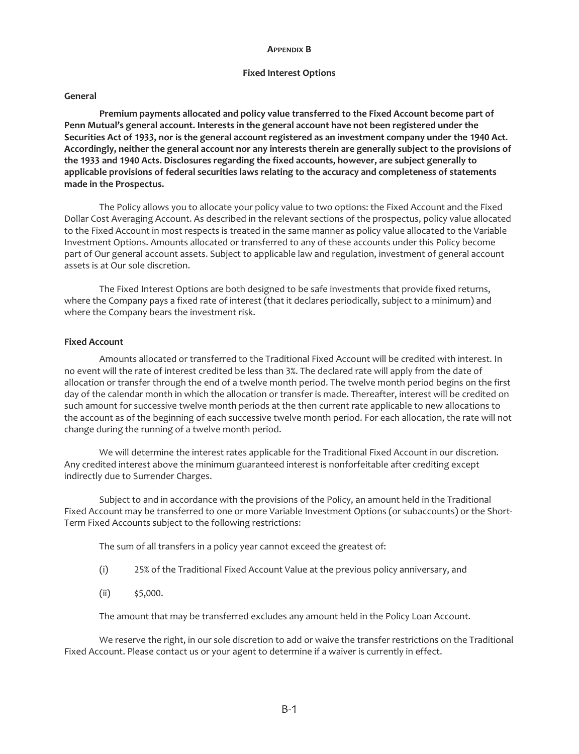## Appendix B

### Fixed Interest Options

**General**

**Premium payments allocated and policy value transferred to the Fixed Account become part of Penn Mutual's general account. Interests in the general account have not been registered under the Securities Act of 1933, nor is the general account registered as an investment company under the 1940 Act. Accordingly, neither the general account nor any interests therein are generally subject to the provisions of the 1933 and 1940 Acts. Disclosures regarding the fixed accounts, however, are subject generally to applicable provisions of federal securities laws relating to the accuracy and completeness of statements made in the Prospectus.**

The Policy allows you to allocate your policy value to two options: the Fixed Account and the Fixed Dollar Cost Averaging Account. As described in the relevant sections of the prospectus, policy value allocated to the Fixed Account in most respects is treated in the same manner as policy value allocated to the Variable Investment Options. Amounts allocated or transferred to any of these accounts under this Policy become part of Our general account assets. Subject to applicable law and regulation, investment of general account assets is at Our sole discretion.

The Fixed Interest Options are both designed to be safe investments that provide fixed returns, where the Company pays a fixed rate of interest (that it declares periodically, subject to a minimum) and where the Company bears the investment risk.

**Fixed Account**

Amounts allocated or transferred to the Traditional Fixed Account will be credited with interest. In no event will the rate of interest credited be less than 3%. The declared rate will apply from the date of allocation or transfer through the end of a twelve month period. The twelve month period begins on the first day of the calendar month in which the allocation or transfer is made. Thereafter, interest will be credited on such amount for successive twelve month periods at the then current rate applicable to new allocations to the account as of the beginning of each successive twelve month period. For each allocation, the rate will not change during the running of a twelve month period.

We will determine the interest rates applicable for the Traditional Fixed Account in our discretion. Any credited interest above the minimum guaranteed interest is nonforfeitable after crediting except indirectly due to Surrender Charges.

Subject to and in accordance with the provisions of the Policy, an amount held in the Traditional Fixed Account may be transferred to one or more Variable Investment Options (or subaccounts) or the Short-Term Fixed Accounts subject to the following restrictions:

The sum of all transfers in a policy year cannot exceed the greatest of:

(i) 25% of the Traditional Fixed Account Value at the previous policy anniversary, and

(ii) $5,000.

The amount that may be transferred excludes any amount held in the Policy Loan Account.

We reserve the right, in our sole discretion to add or waive the transfer restrictions on the Traditional Fixed Account. Please contact us or your agent to determine if a waiver is currently in effect.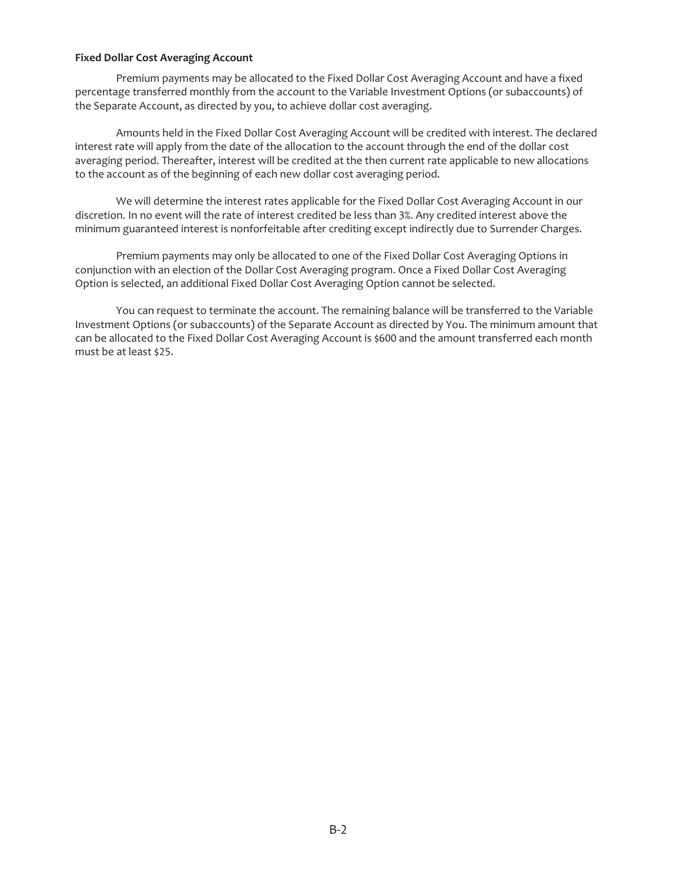**Fixed Dollar Cost Averaging Account**

Premium payments may be allocated to the Fixed Dollar Cost Averaging Account and have a fixed percentage transferred monthly from the account to the Variable Investment Options (or subaccounts) of the Separate Account, as directed by you, to achieve dollar cost averaging.

Amounts held in the Fixed Dollar Cost Averaging Account will be credited with interest. The declared interest rate will apply from the date of the allocation to the account through the end of the dollar cost averaging period. Thereafter, interest will be credited at the then current rate applicable to new allocations to the account as of the beginning of each new dollar cost averaging period.

We will determine the interest rates applicable for the Fixed Dollar Cost Averaging Account in our discretion. In no event will the rate of interest credited be less than 3%. Any credited interest above the minimum guaranteed interest is nonforfeitable after crediting except indirectly due to Surrender Charges.

Premium payments may only be allocated to one of the Fixed Dollar Cost Averaging Options in conjunction with an election of the Dollar Cost Averaging program. Once a Fixed Dollar Cost Averaging Option is selected, an additional Fixed Dollar Cost Averaging Option cannot be selected.

You can request to terminate the account. The remaining balance will be transferred to the Variable Investment Options (or subaccounts) of the Separate Account as directed by You. The minimum amount that can be allocated to the Fixed Dollar Cost Averaging Account is $600 and the amount transferred each month must be at least $25.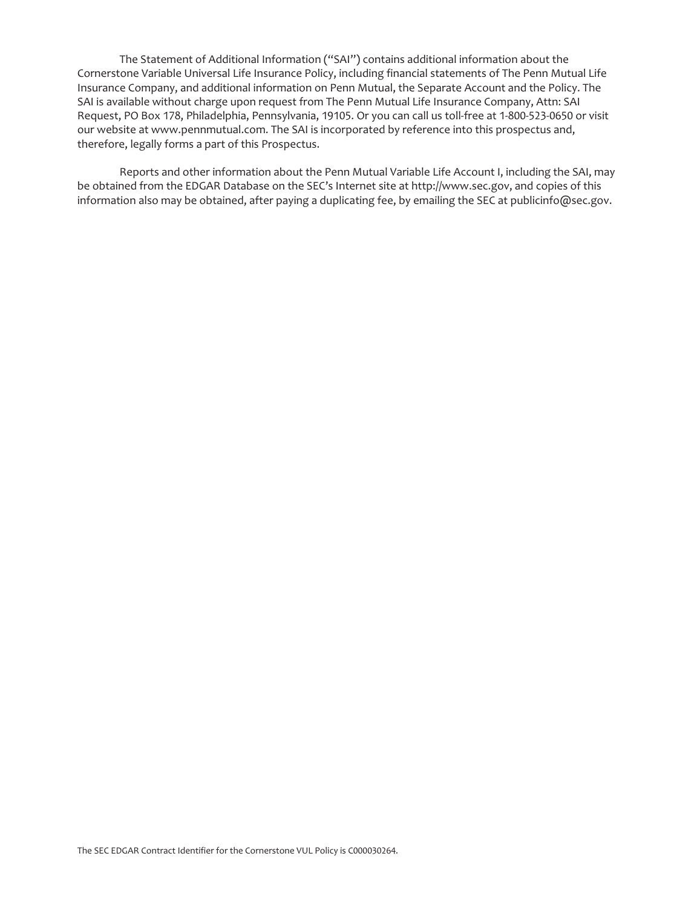The Statement of Additional Information ("SAI") contains additional information about the Cornerstone Variable Universal Life Insurance Policy, including financial statements of The Penn Mutual Life Insurance Company, and additional information on Penn Mutual, the Separate Account and the Policy. The SAI is available without charge upon request from The Penn Mutual Life Insurance Company, Attn: SAI Request, PO Box 178, Philadelphia, Pennsylvania, 19105. Or you can call us toll-free at 1-800-523-0650 or visit our website at www.pennmutual.com. The SAI is incorporated by reference into this prospectus and, therefore, legally forms a part of this Prospectus.

Reports and other information about the Penn Mutual Variable Life Account I, including the SAI, may be obtained from the EDGAR Database on the SEC's Internet site at http://www.sec.gov, and copies of this information also may be obtained, after paying a duplicating fee, by emailing the SEC at publicinfo@sec.gov.

The SEC EDGAR Contract Identifier for the Cornerstone VUL Policy is C000030264.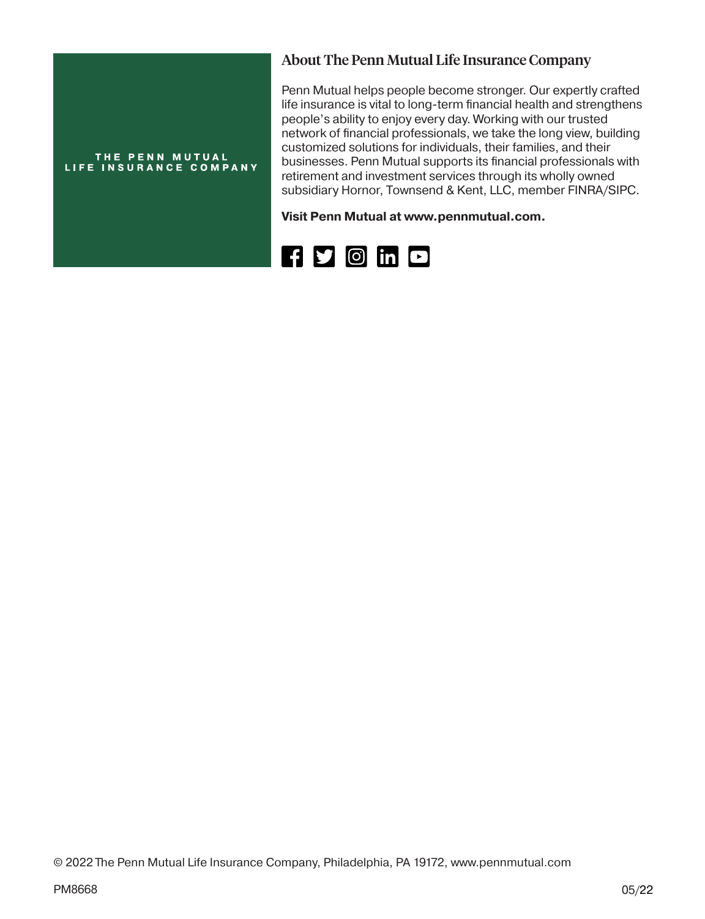THE PENN MUTUAL
LIFE INSURANCE COMPANY

## About The Penn Mutual Life Insurance Company

Penn Mutual helps people become stronger. Our expertly crafted life insurance is vital to long-term financial health and strengthens people's ability to enjoy every day. Working with our trusted network of financial professionals, we take the long view, building customized solutions for individuals, their families, and their businesses. Penn Mutual supports its financial professionals with retirement and investment services through its wholly owned subsidiary Hornor, Townsend & Kent, LLC, member FINRA/SIPC.

**Visit Penn Mutual at www.pennmutual.com.**

© 2022 The Penn Mutual Life Insurance Company, Philadelphia, PA 19172, www.pennmutual.com

PM8668

05/22